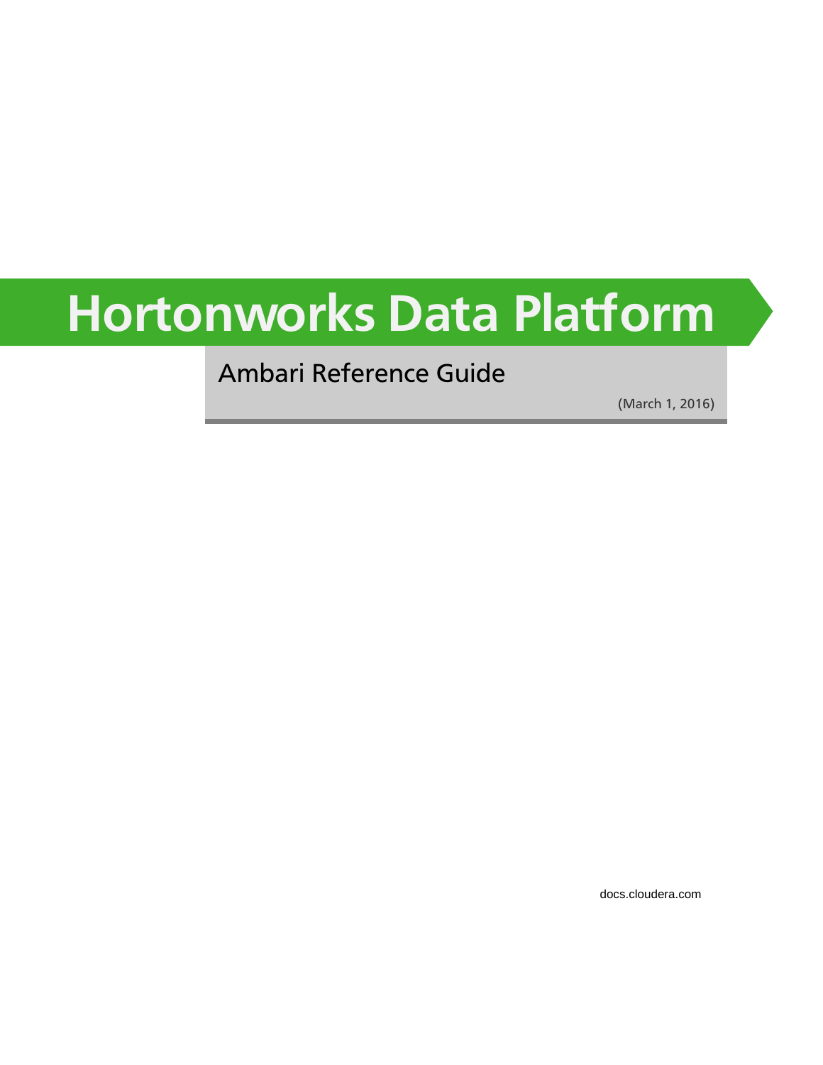# Hortonworks Data Platform

## Ambari Reference Guide

(March 1, 2016)

docs.cloudera.com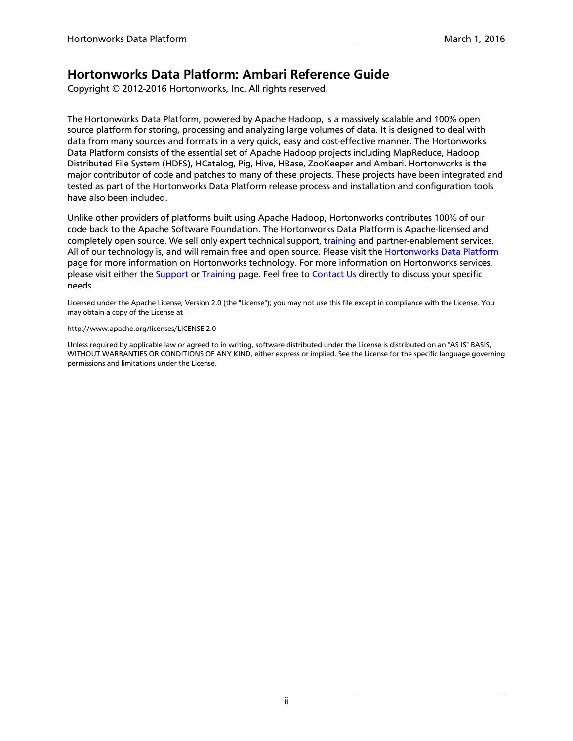# Hortonworks Data Platform: Ambari Reference Guide

Copyright © 2012-2016 Hortonworks, Inc. All rights reserved.

The Hortonworks Data Platform, powered by Apache Hadoop, is a massively scalable and 100% open source platform for storing, processing and analyzing large volumes of data. It is designed to deal with data from many sources and formats in a very quick, easy and cost-effective manner. The Hortonworks Data Platform consists of the essential set of Apache Hadoop projects including MapReduce, Hadoop Distributed File System (HDFS), HCatalog, Pig, Hive, HBase, ZooKeeper and Ambari. Hortonworks is the major contributor of code and patches to many of these projects. These projects have been integrated and tested as part of the Hortonworks Data Platform release process and installation and configuration tools have also been included.

Unlike other providers of platforms built using Apache Hadoop, Hortonworks contributes 100% of our code back to the Apache Software Foundation. The Hortonworks Data Platform is Apache-licensed and completely open source. We sell only expert technical support, training and partner-enablement services. All of our technology is, and will remain free and open source. Please visit the Hortonworks Data Platform page for more information on Hortonworks technology. For more information on Hortonworks services, please visit either the Support or Training page. Feel free to Contact Us directly to discuss your specific needs.

Licensed under the Apache License, Version 2.0 (the "License"); you may not use this file except in compliance with the License. You may obtain a copy of the License at

http://www.apache.org/licenses/LICENSE-2.0

Unless required by applicable law or agreed to in writing, software distributed under the License is distributed on an "AS IS" BASIS, WITHOUT WARRANTIES OR CONDITIONS OF ANY KIND, either express or implied. See the License for the specific language governing permissions and limitations under the License.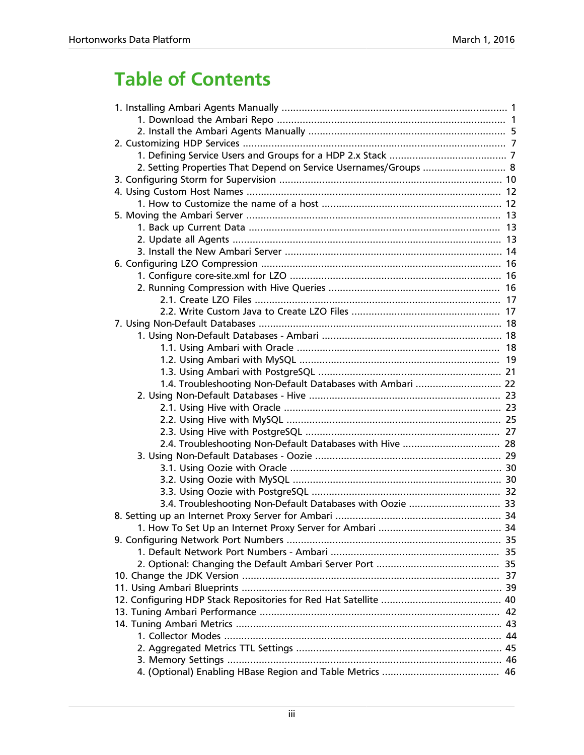# Table of Contents

- 1. Installing Ambari Agents Manually ... 1
  - 1. Download the Ambari Repo ... 1
  - 2. Install the Ambari Agents Manually ... 5
- 2. Customizing HDP Services ... 7
  - 1. Defining Service Users and Groups for a HDP 2.x Stack ... 7
  - 2. Setting Properties That Depend on Service Usernames/Groups ... 8
- 3. Configuring Storm for Supervision ... 10
- 4. Using Custom Host Names ... 12
  - 1. How to Customize the name of a host ... 12
- 5. Moving the Ambari Server ... 13
  - 1. Back up Current Data ... 13
  - 2. Update all Agents ... 13
  - 3. Install the New Ambari Server ... 14
- 6. Configuring LZO Compression ... 16
  - 1. Configure core-site.xml for LZO ... 16
  - 2. Running Compression with Hive Queries ... 16
    - 2.1. Create LZO Files ... 17
    - 2.2. Write Custom Java to Create LZO Files ... 17
- 7. Using Non-Default Databases ... 18
  - 1. Using Non-Default Databases - Ambari ... 18
    - 1.1. Using Ambari with Oracle ... 18
    - 1.2. Using Ambari with MySQL ... 19
    - 1.3. Using Ambari with PostgreSQL ... 21
    - 1.4. Troubleshooting Non-Default Databases with Ambari ... 22
  - 2. Using Non-Default Databases - Hive ... 23
    - 2.1. Using Hive with Oracle ... 23
    - 2.2. Using Hive with MySQL ... 25
    - 2.3. Using Hive with PostgreSQL ... 27
    - 2.4. Troubleshooting Non-Default Databases with Hive ... 28
  - 3. Using Non-Default Databases - Oozie ... 29
    - 3.1. Using Oozie with Oracle ... 30
    - 3.2. Using Oozie with MySQL ... 30
    - 3.3. Using Oozie with PostgreSQL ... 32
    - 3.4. Troubleshooting Non-Default Databases with Oozie ... 33
- 8. Setting up an Internet Proxy Server for Ambari ... 34
  - 1. How To Set Up an Internet Proxy Server for Ambari ... 34
- 9. Configuring Network Port Numbers ... 35
  - 1. Default Network Port Numbers - Ambari ... 35
  - 2. Optional: Changing the Default Ambari Server Port ... 35
- 10. Change the JDK Version ... 37
- 11. Using Ambari Blueprints ... 39
- 12. Configuring HDP Stack Repositories for Red Hat Satellite ... 40
- 13. Tuning Ambari Performance ... 42
- 14. Tuning Ambari Metrics ... 43
  - 1. Collector Modes ... 44
  - 2. Aggregated Metrics TTL Settings ... 45
  - 3. Memory Settings ... 46
  - 4. (Optional) Enabling HBase Region and Table Metrics ... 46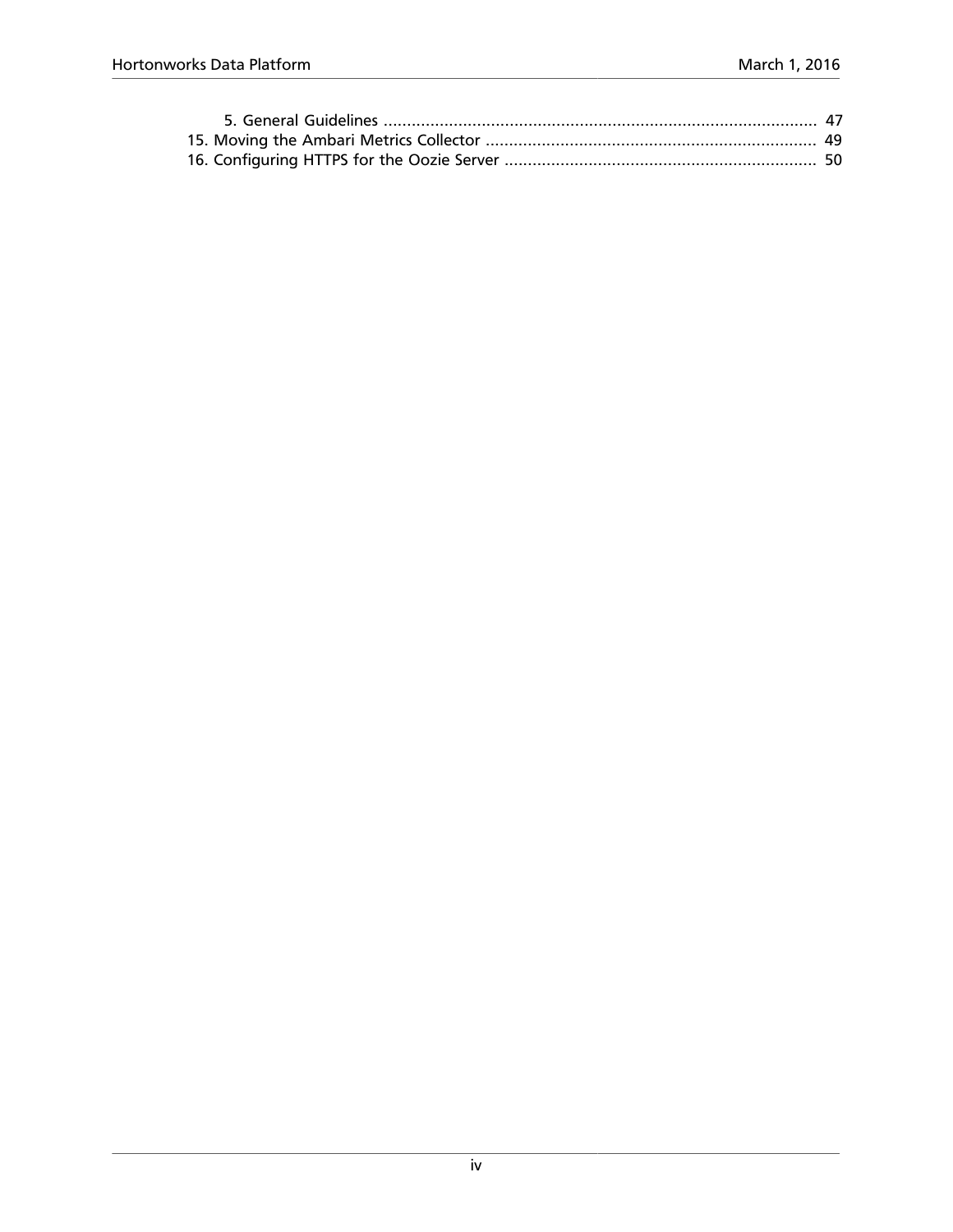5. General Guidelines ........................................................................................... 47

15. Moving the Ambari Metrics Collector ...................................................................... 49

16. Configuring HTTPS for the Oozie Server .................................................................. 50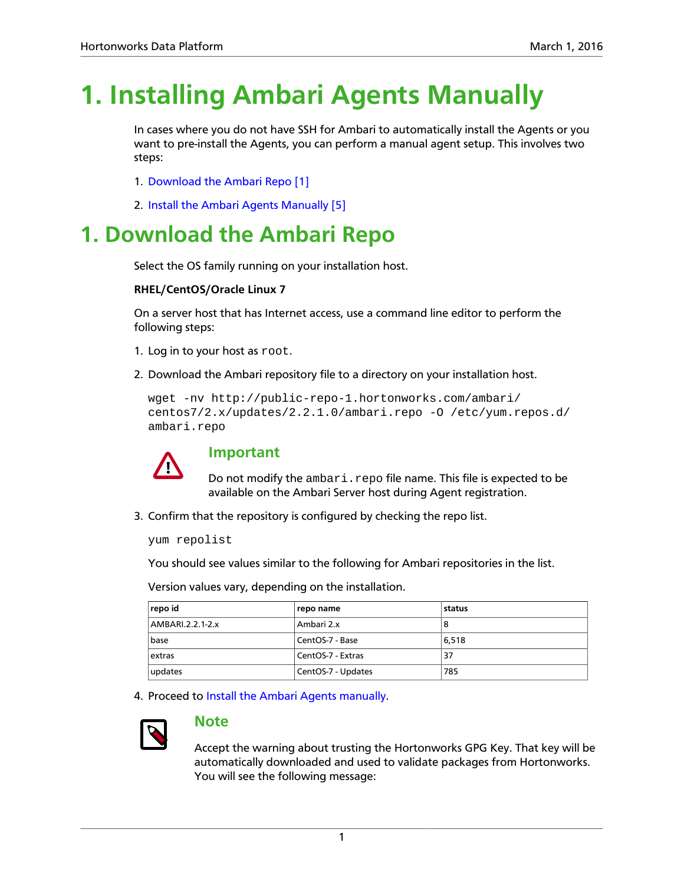# 1. Installing Ambari Agents Manually

In cases where you do not have SSH for Ambari to automatically install the Agents or you want to pre-install the Agents, you can perform a manual agent setup. This involves two steps:

1. Download the Ambari Repo [1]
2. Install the Ambari Agents Manually [5]

# 1. Download the Ambari Repo

Select the OS family running on your installation host.

**RHEL/CentOS/Oracle Linux 7**

On a server host that has Internet access, use a command line editor to perform the following steps:

1. Log in to your host as `root`.
2. Download the Ambari repository file to a directory on your installation host.

   ```
   wget -nv http://public-repo-1.hortonworks.com/ambari/
   centos7/2.x/updates/2.2.1.0/ambari.repo -O /etc/yum.repos.d/
   ambari.repo
   ```

   ### Important

   Do not modify the `ambari.repo` file name. This file is expected to be available on the Ambari Server host during Agent registration.

3. Confirm that the repository is configured by checking the repo list.

   ```
   yum repolist
   ```

   You should see values similar to the following for Ambari repositories in the list.

   Version values vary, depending on the installation.

   | repo id | repo name | status |
   |---|---|---|
   | AMBARI.2.2.1-2.x | Ambari 2.x | 8 |
   | base | CentOS-7 - Base | 6,518 |
   | extras | CentOS-7 - Extras | 37 |
   | updates | CentOS-7 - Updates | 785 |

4. Proceed to Install the Ambari Agents manually.

### Note

Accept the warning about trusting the Hortonworks GPG Key. That key will be automatically downloaded and used to validate packages from Hortonworks. You will see the following message: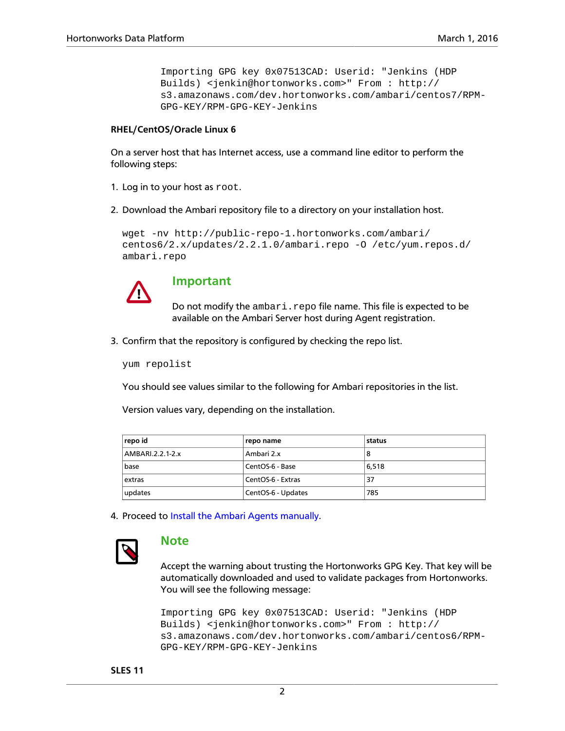```
Importing GPG key 0x07513CAD: Userid: "Jenkins (HDP
Builds) <jenkin@hortonworks.com>" From : http://
s3.amazonaws.com/dev.hortonworks.com/ambari/centos7/RPM-
GPG-KEY/RPM-GPG-KEY-Jenkins
```

**RHEL/CentOS/Oracle Linux 6**

On a server host that has Internet access, use a command line editor to perform the following steps:

1. Log in to your host as `root`.

2. Download the Ambari repository file to a directory on your installation host.

   ```
   wget -nv http://public-repo-1.hortonworks.com/ambari/
   centos6/2.x/updates/2.2.1.0/ambari.repo -O /etc/yum.repos.d/
   ambari.repo
   ```

   **Important**

   Do not modify the `ambari.repo` file name. This file is expected to be available on the Ambari Server host during Agent registration.

3. Confirm that the repository is configured by checking the repo list.

   ```
   yum repolist
   ```

   You should see values similar to the following for Ambari repositories in the list.

   Version values vary, depending on the installation.

| repo id | repo name | status |
|---|---|---|
| AMBARI.2.2.1-2.x | Ambari 2.x | 8 |
| base | CentOS-6 - Base | 6,518 |
| extras | CentOS-6 - Extras | 37 |
| updates | CentOS-6 - Updates | 785 |

4. Proceed to Install the Ambari Agents manually.

**Note**

Accept the warning about trusting the Hortonworks GPG Key. That key will be automatically downloaded and used to validate packages from Hortonworks. You will see the following message:

```
Importing GPG key 0x07513CAD: Userid: "Jenkins (HDP
Builds) <jenkin@hortonworks.com>" From : http://
s3.amazonaws.com/dev.hortonworks.com/ambari/centos6/RPM-
GPG-KEY/RPM-GPG-KEY-Jenkins
```

**SLES 11**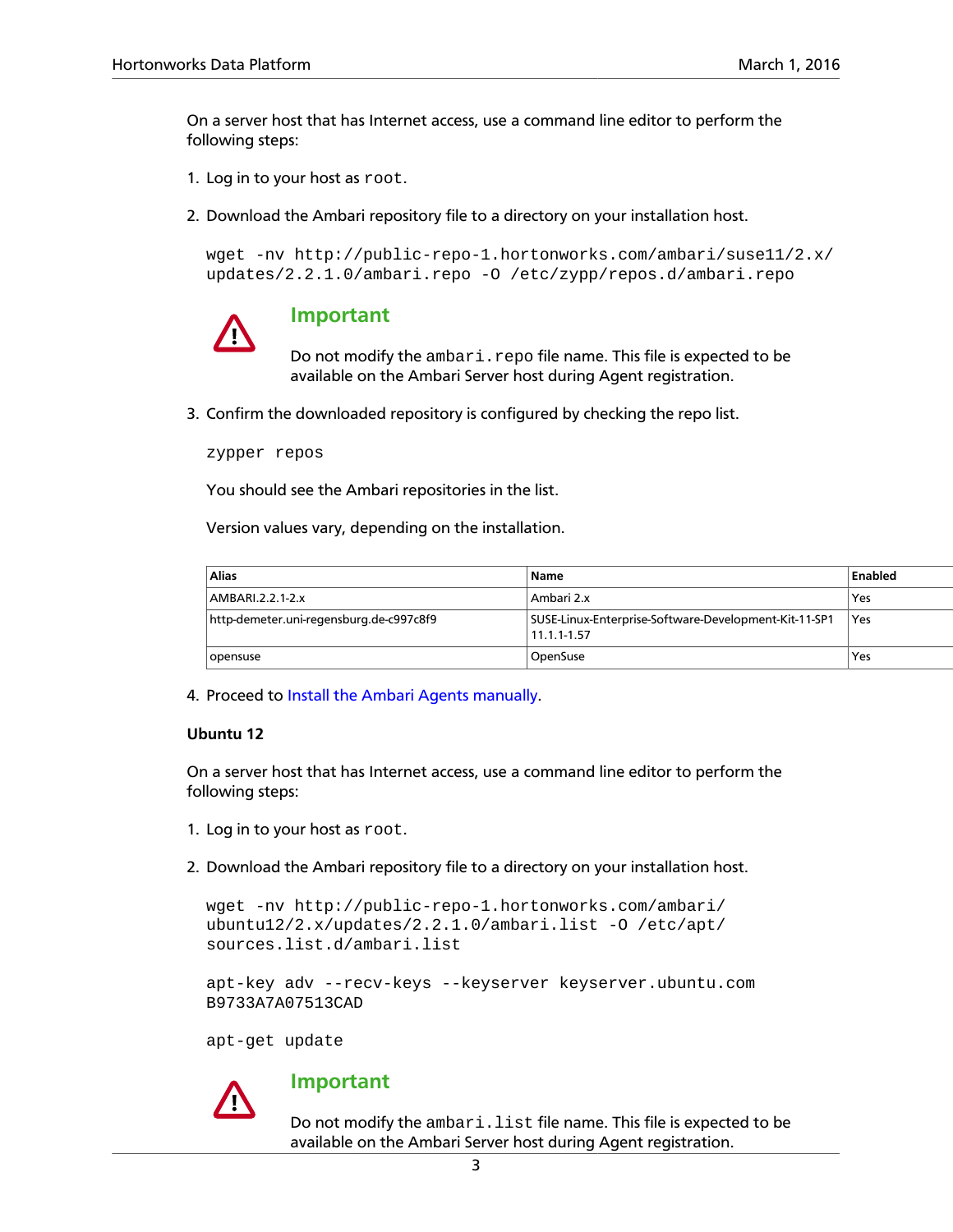On a server host that has Internet access, use a command line editor to perform the following steps:

1. Log in to your host as `root`.

2. Download the Ambari repository file to a directory on your installation host.

```
wget -nv http://public-repo-1.hortonworks.com/ambari/suse11/2.x/
updates/2.2.1.0/ambari.repo -O /etc/zypp/repos.d/ambari.repo
```

> **Important**
>
> Do not modify the `ambari.repo` file name. This file is expected to be available on the Ambari Server host during Agent registration.

3. Confirm the downloaded repository is configured by checking the repo list.

```
zypper repos
```

You should see the Ambari repositories in the list.

Version values vary, depending on the installation.

| Alias | Name | Enabled |
| --- | --- | --- |
| AMBARI.2.2.1-2.x | Ambari 2.x | Yes |
| http-demeter.uni-regensburg.de-c997c8f9 | SUSE-Linux-Enterprise-Software-Development-Kit-11-SP1 11.1.1-1.57 | Yes |
| opensuse | OpenSuse | Yes |

4. Proceed to Install the Ambari Agents manually.

**Ubuntu 12**

On a server host that has Internet access, use a command line editor to perform the following steps:

1. Log in to your host as `root`.

2. Download the Ambari repository file to a directory on your installation host.

```
wget -nv http://public-repo-1.hortonworks.com/ambari/
ubuntu12/2.x/updates/2.2.1.0/ambari.list -O /etc/apt/
sources.list.d/ambari.list

apt-key adv --recv-keys --keyserver keyserver.ubuntu.com
B9733A7A07513CAD

apt-get update
```

> **Important**
>
> Do not modify the `ambari.list` file name. This file is expected to be available on the Ambari Server host during Agent registration.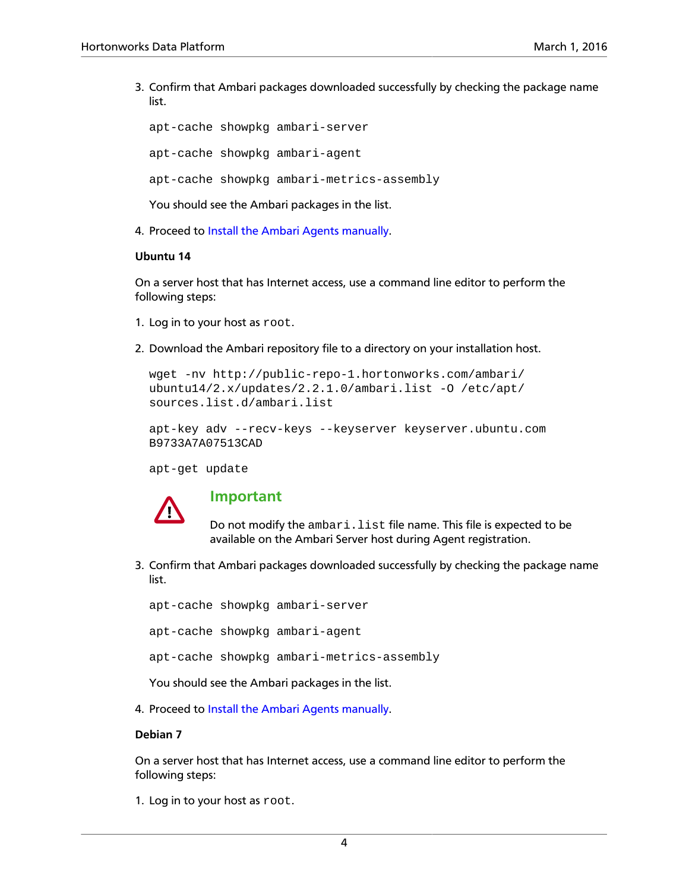3. Confirm that Ambari packages downloaded successfully by checking the package name list.

   ```
   apt-cache showpkg ambari-server
   ```

   ```
   apt-cache showpkg ambari-agent
   ```

   ```
   apt-cache showpkg ambari-metrics-assembly
   ```

   You should see the Ambari packages in the list.

4. Proceed to Install the Ambari Agents manually.

**Ubuntu 14**

On a server host that has Internet access, use a command line editor to perform the following steps:

1. Log in to your host as `root`.

2. Download the Ambari repository file to a directory on your installation host.

   ```
   wget -nv http://public-repo-1.hortonworks.com/ambari/
   ubuntu14/2.x/updates/2.2.1.0/ambari.list -O /etc/apt/
   sources.list.d/ambari.list
   ```

   ```
   apt-key adv --recv-keys --keyserver keyserver.ubuntu.com
   B9733A7A07513CAD
   ```

   ```
   apt-get update
   ```

   **Important**

   Do not modify the `ambari.list` file name. This file is expected to be available on the Ambari Server host during Agent registration.

3. Confirm that Ambari packages downloaded successfully by checking the package name list.

   ```
   apt-cache showpkg ambari-server
   ```

   ```
   apt-cache showpkg ambari-agent
   ```

   ```
   apt-cache showpkg ambari-metrics-assembly
   ```

   You should see the Ambari packages in the list.

4. Proceed to Install the Ambari Agents manually.

**Debian 7**

On a server host that has Internet access, use a command line editor to perform the following steps:

1. Log in to your host as `root`.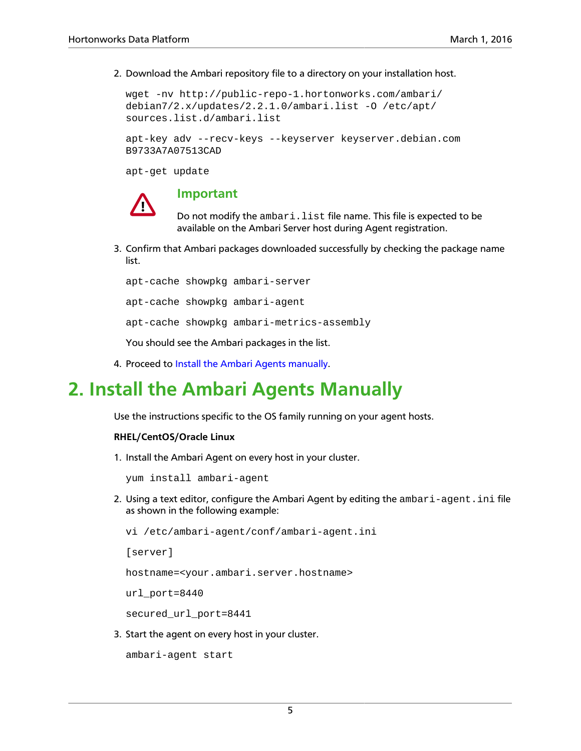2. Download the Ambari repository file to a directory on your installation host.

   ```
   wget -nv http://public-repo-1.hortonworks.com/ambari/
   debian7/2.x/updates/2.2.1.0/ambari.list -O /etc/apt/
   sources.list.d/ambari.list
   ```

   ```
   apt-key adv --recv-keys --keyserver keyserver.debian.com
   B9733A7A07513CAD
   ```

   ```
   apt-get update
   ```

   > **Important**
   >
   > Do not modify the `ambari.list` file name. This file is expected to be available on the Ambari Server host during Agent registration.

3. Confirm that Ambari packages downloaded successfully by checking the package name list.

   ```
   apt-cache showpkg ambari-server
   ```

   ```
   apt-cache showpkg ambari-agent
   ```

   ```
   apt-cache showpkg ambari-metrics-assembly
   ```

   You should see the Ambari packages in the list.

4. Proceed to Install the Ambari Agents manually.

# 2. Install the Ambari Agents Manually

Use the instructions specific to the OS family running on your agent hosts.

**RHEL/CentOS/Oracle Linux**

1. Install the Ambari Agent on every host in your cluster.

   ```
   yum install ambari-agent
   ```

2. Using a text editor, configure the Ambari Agent by editing the `ambari-agent.ini` file as shown in the following example:

   ```
   vi /etc/ambari-agent/conf/ambari-agent.ini
   ```

   ```
   [server]
   ```

   ```
   hostname=<your.ambari.server.hostname>
   ```

   ```
   url_port=8440
   ```

   ```
   secured_url_port=8441
   ```

3. Start the agent on every host in your cluster.

   ```
   ambari-agent start
   ```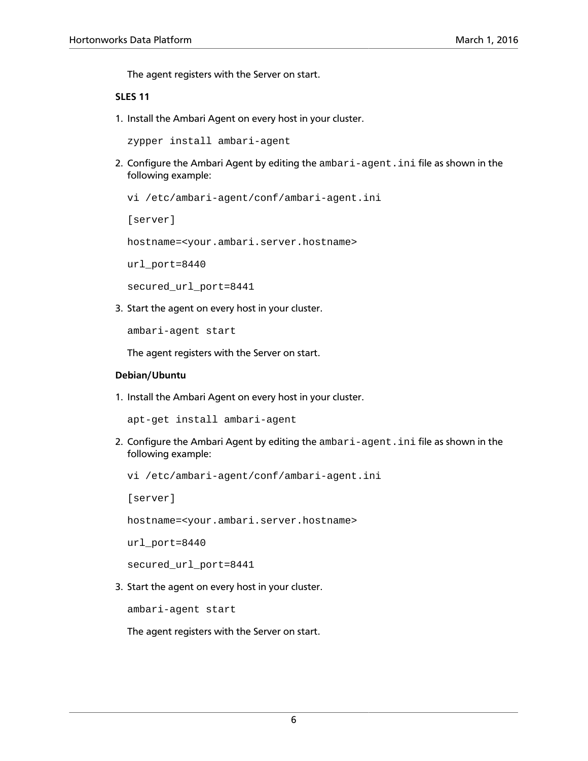The agent registers with the Server on start.

**SLES 11**

1. Install the Ambari Agent on every host in your cluster.

   ```
   zypper install ambari-agent
   ```

2. Configure the Ambari Agent by editing the `ambari-agent.ini` file as shown in the following example:

   ```
   vi /etc/ambari-agent/conf/ambari-agent.ini

   [server]

   hostname=<your.ambari.server.hostname>

   url_port=8440

   secured_url_port=8441
   ```

3. Start the agent on every host in your cluster.

   ```
   ambari-agent start
   ```

   The agent registers with the Server on start.

**Debian/Ubuntu**

1. Install the Ambari Agent on every host in your cluster.

   ```
   apt-get install ambari-agent
   ```

2. Configure the Ambari Agent by editing the `ambari-agent.ini` file as shown in the following example:

   ```
   vi /etc/ambari-agent/conf/ambari-agent.ini

   [server]

   hostname=<your.ambari.server.hostname>

   url_port=8440

   secured_url_port=8441
   ```

3. Start the agent on every host in your cluster.

   ```
   ambari-agent start
   ```

   The agent registers with the Server on start.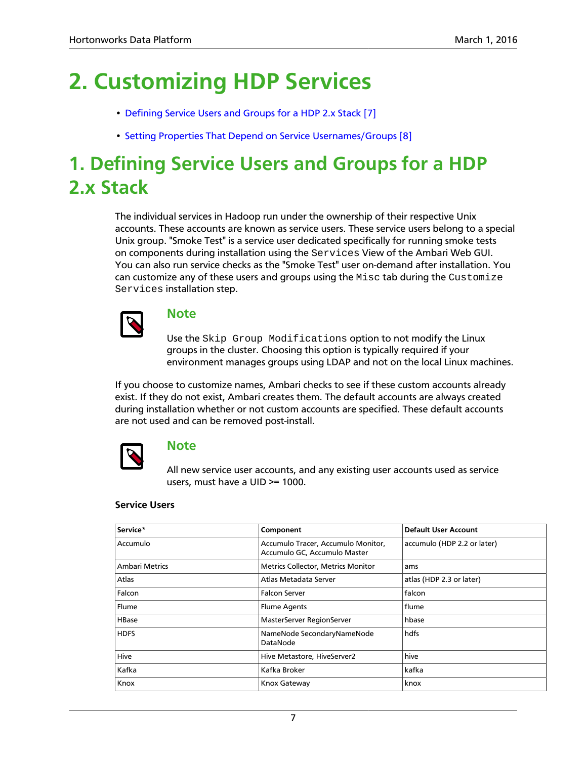# 2. Customizing HDP Services

- Defining Service Users and Groups for a HDP 2.x Stack [7]
- Setting Properties That Depend on Service Usernames/Groups [8]

# 1. Defining Service Users and Groups for a HDP 2.x Stack

The individual services in Hadoop run under the ownership of their respective Unix accounts. These accounts are known as service users. These service users belong to a special Unix group. "Smoke Test" is a service user dedicated specifically for running smoke tests on components during installation using the `Services` View of the Ambari Web GUI. You can also run service checks as the "Smoke Test" user on-demand after installation. You can customize any of these users and groups using the `Misc` tab during the `Customize Services` installation step.

> **Note**
>
> Use the `Skip Group Modifications` option to not modify the Linux groups in the cluster. Choosing this option is typically required if your environment manages groups using LDAP and not on the local Linux machines.

If you choose to customize names, Ambari checks to see if these custom accounts already exist. If they do not exist, Ambari creates them. The default accounts are always created during installation whether or not custom accounts are specified. These default accounts are not used and can be removed post-install.

> **Note**
>
> All new service user accounts, and any existing user accounts used as service users, must have a UID >= 1000.

**Service Users**

| Service* | Component | Default User Account |
|---|---|---|
| Accumulo | Accumulo Tracer, Accumulo Monitor, Accumulo GC, Accumulo Master | accumulo (HDP 2.2 or later) |
| Ambari Metrics | Metrics Collector, Metrics Monitor | ams |
| Atlas | Atlas Metadata Server | atlas (HDP 2.3 or later) |
| Falcon | Falcon Server | falcon |
| Flume | Flume Agents | flume |
| HBase | MasterServer RegionServer | hbase |
| HDFS | NameNode SecondaryNameNode DataNode | hdfs |
| Hive | Hive Metastore, HiveServer2 | hive |
| Kafka | Kafka Broker | kafka |
| Knox | Knox Gateway | knox |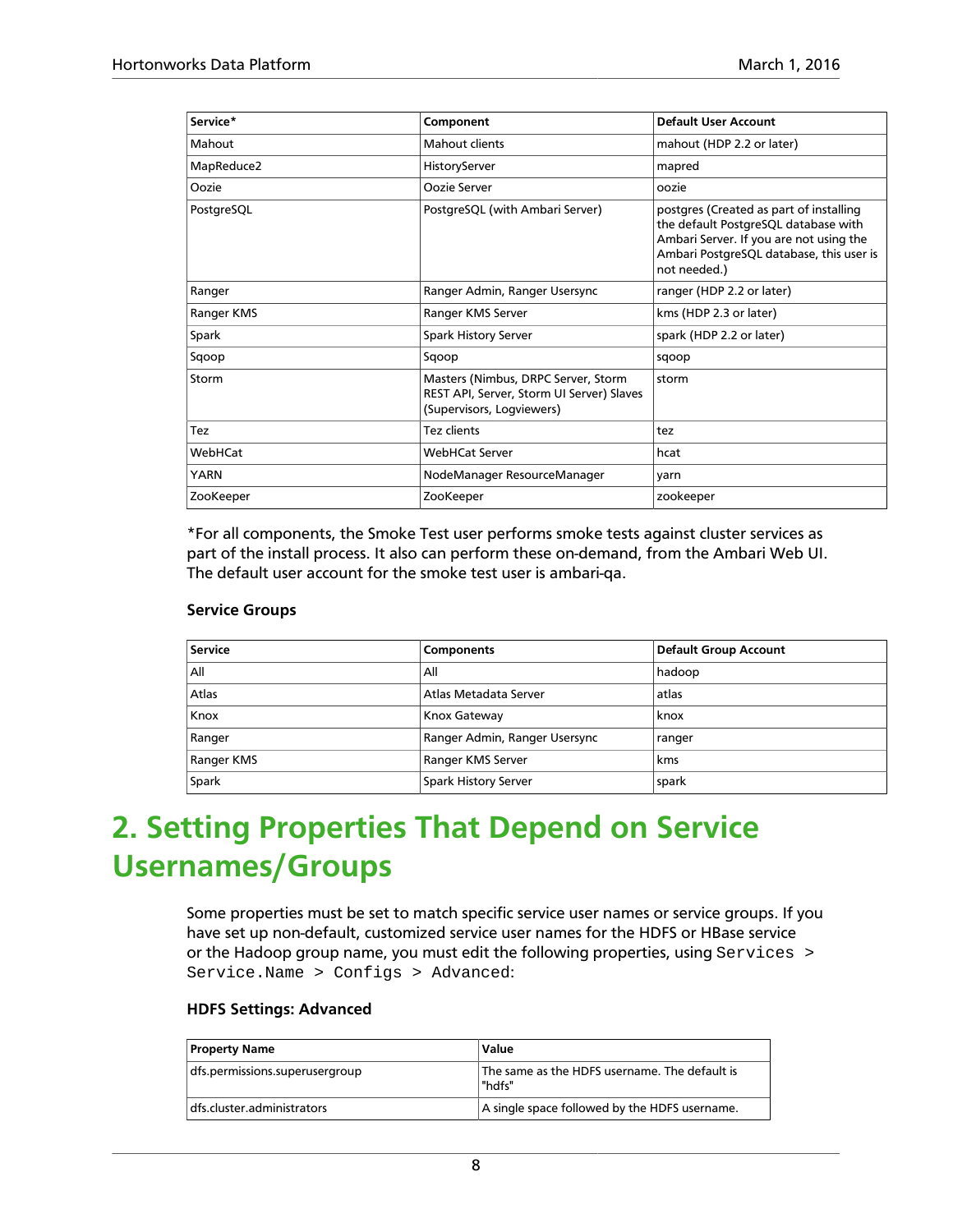| Service* | Component | Default User Account |
| --- | --- | --- |
| Mahout | Mahout clients | mahout (HDP 2.2 or later) |
| MapReduce2 | HistoryServer | mapred |
| Oozie | Oozie Server | oozie |
| PostgreSQL | PostgreSQL (with Ambari Server) | postgres (Created as part of installing the default PostgreSQL database with Ambari Server. If you are not using the Ambari PostgreSQL database, this user is not needed.) |
| Ranger | Ranger Admin, Ranger Usersync | ranger (HDP 2.2 or later) |
| Ranger KMS | Ranger KMS Server | kms (HDP 2.3 or later) |
| Spark | Spark History Server | spark (HDP 2.2 or later) |
| Sqoop | Sqoop | sqoop |
| Storm | Masters (Nimbus, DRPC Server, Storm REST API, Server, Storm UI Server) Slaves (Supervisors, Logviewers) | storm |
| Tez | Tez clients | tez |
| WebHCat | WebHCat Server | hcat |
| YARN | NodeManager ResourceManager | yarn |
| ZooKeeper | ZooKeeper | zookeeper |

*For all components, the Smoke Test user performs smoke tests against cluster services as part of the install process. It also can perform these on-demand, from the Ambari Web UI. The default user account for the smoke test user is ambari-qa.

### Service Groups

| Service | Components | Default Group Account |
| --- | --- | --- |
| All | All | hadoop |
| Atlas | Atlas Metadata Server | atlas |
| Knox | Knox Gateway | knox |
| Ranger | Ranger Admin, Ranger Usersync | ranger |
| Ranger KMS | Ranger KMS Server | kms |
| Spark | Spark History Server | spark |

# 2. Setting Properties That Depend on Service Usernames/Groups

Some properties must be set to match specific service user names or service groups. If you have set up non-default, customized service user names for the HDFS or HBase service or the Hadoop group name, you must edit the following properties, using `Services > Service.Name > Configs > Advanced`:

### HDFS Settings: Advanced

| Property Name | Value |
| --- | --- |
| dfs.permissions.superusergroup | The same as the HDFS username. The default is "hdfs" |
| dfs.cluster.administrators | A single space followed by the HDFS username. |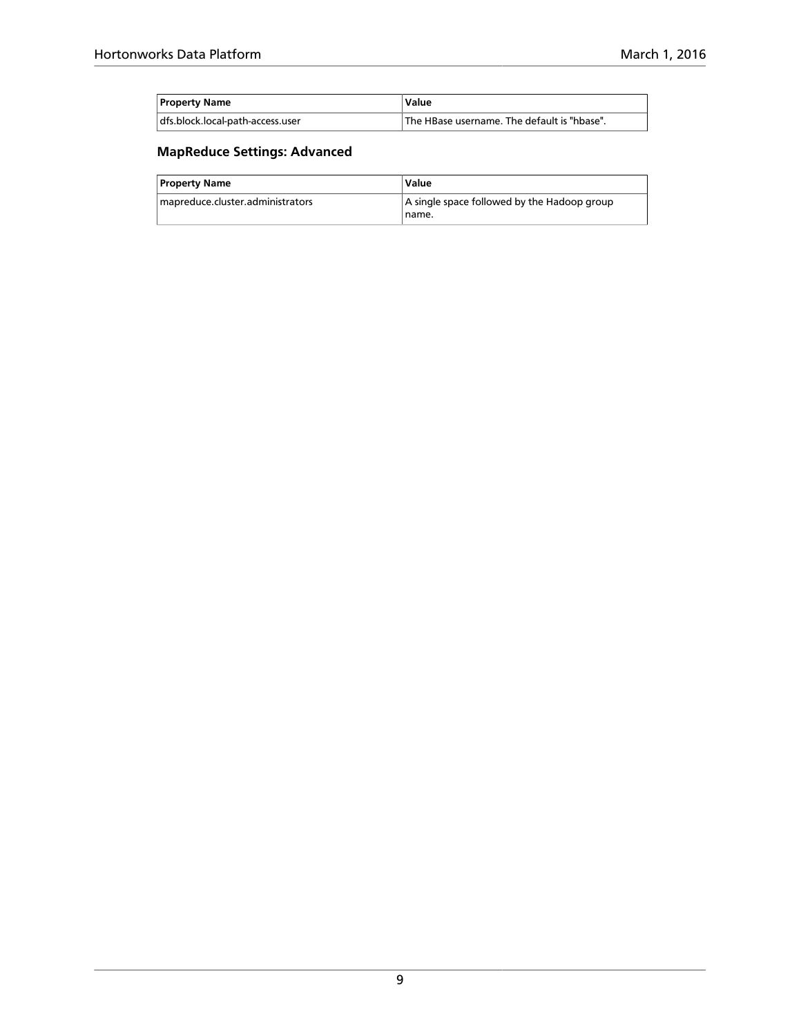| Property Name | Value |
|---|---|
| dfs.block.local-path-access.user | The HBase username. The default is "hbase". |

### MapReduce Settings: Advanced

| Property Name | Value |
|---|---|
| mapreduce.cluster.administrators | A single space followed by the Hadoop group name. |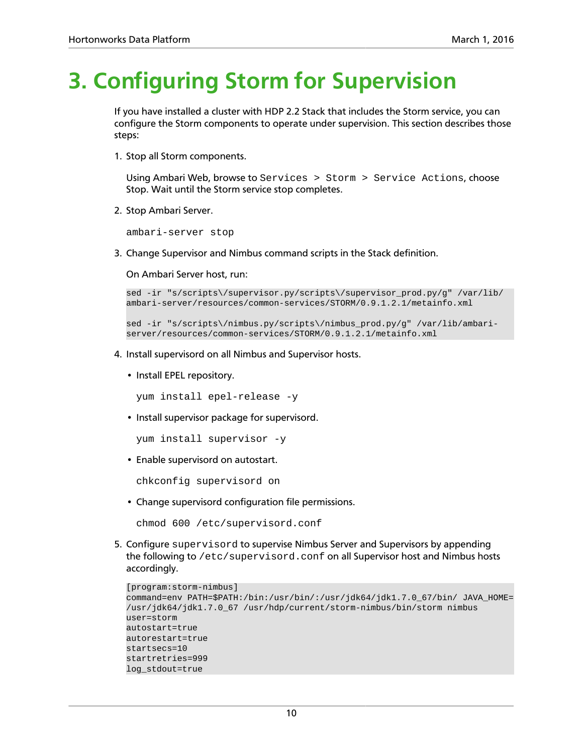# 3. Configuring Storm for Supervision

If you have installed a cluster with HDP 2.2 Stack that includes the Storm service, you can configure the Storm components to operate under supervision. This section describes those steps:

1. Stop all Storm components.

   Using Ambari Web, browse to `Services > Storm > Service Actions`, choose Stop. Wait until the Storm service stop completes.

2. Stop Ambari Server.

   ```
   ambari-server stop
   ```

3. Change Supervisor and Nimbus command scripts in the Stack definition.

   On Ambari Server host, run:

   ```
   sed -ir "s/scripts\/supervisor.py/scripts\/supervisor_prod.py/g" /var/lib/
   ambari-server/resources/common-services/STORM/0.9.1.2.1/metainfo.xml

   sed -ir "s/scripts\/nimbus.py/scripts\/nimbus_prod.py/g" /var/lib/ambari-
   server/resources/common-services/STORM/0.9.1.2.1/metainfo.xml
   ```

4. Install supervisord on all Nimbus and Supervisor hosts.

   - Install EPEL repository.

     ```
     yum install epel-release -y
     ```

   - Install supervisor package for supervisord.

     ```
     yum install supervisor -y
     ```

   - Enable supervisord on autostart.

     ```
     chkconfig supervisord on
     ```

   - Change supervisord configuration file permissions.

     ```
     chmod 600 /etc/supervisord.conf
     ```

5. Configure `supervisord` to supervise Nimbus Server and Supervisors by appending the following to `/etc/supervisord.conf` on all Supervisor host and Nimbus hosts accordingly.

   ```
   [program:storm-nimbus]
   command=env PATH=$PATH:/bin:/usr/bin/:/usr/jdk64/jdk1.7.0_67/bin/ JAVA_HOME=
   /usr/jdk64/jdk1.7.0_67 /usr/hdp/current/storm-nimbus/bin/storm nimbus
   user=storm
   autostart=true
   autorestart=true
   startsecs=10
   startretries=999
   log_stdout=true
   ```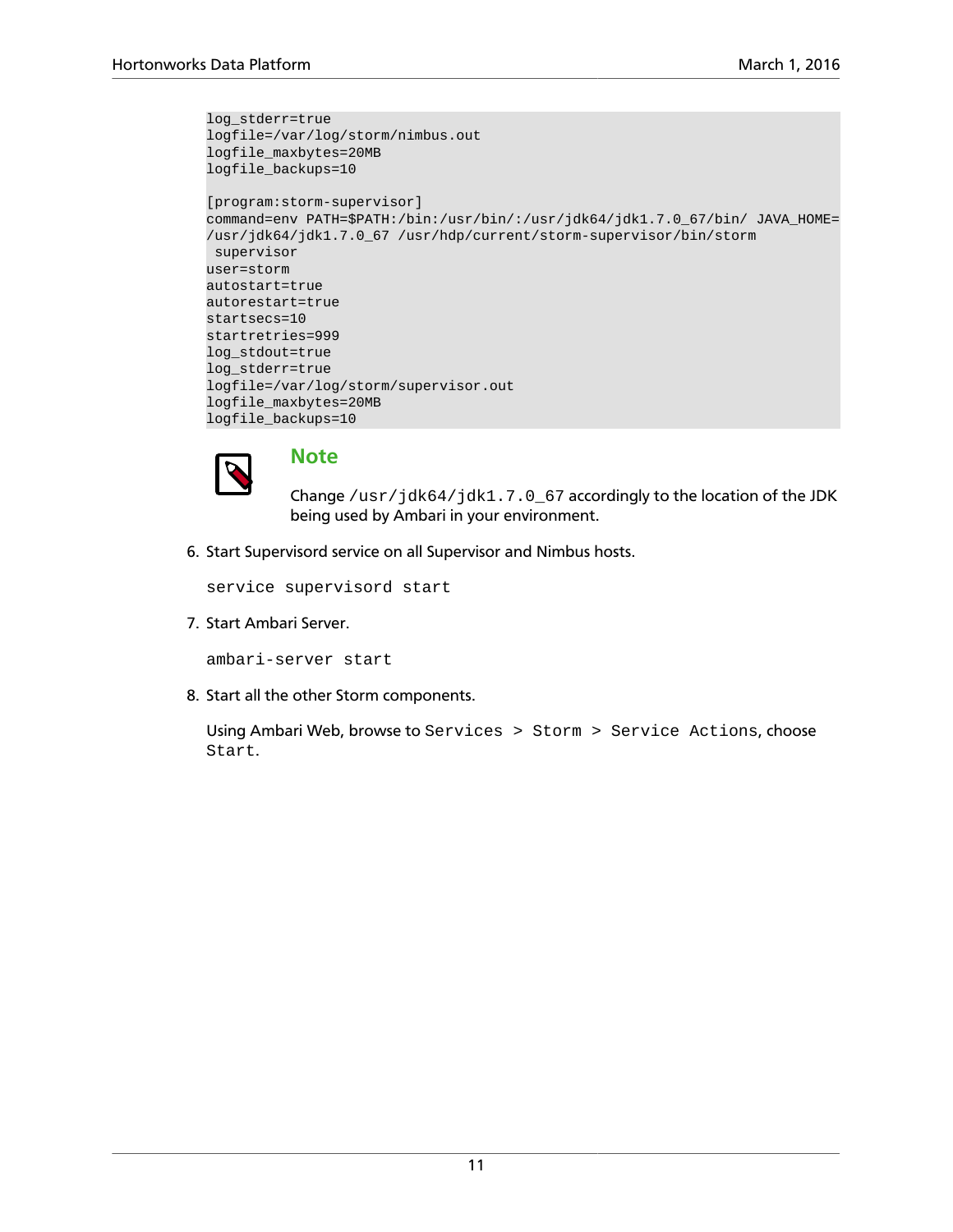```
log_stderr=true
logfile=/var/log/storm/nimbus.out
logfile_maxbytes=20MB
logfile_backups=10

[program:storm-supervisor]
command=env PATH=$PATH:/bin:/usr/bin/:/usr/jdk64/jdk1.7.0_67/bin/ JAVA_HOME=
/usr/jdk64/jdk1.7.0_67 /usr/hdp/current/storm-supervisor/bin/storm
 supervisor
user=storm
autostart=true
autorestart=true
startsecs=10
startretries=999
log_stdout=true
log_stderr=true
logfile=/var/log/storm/supervisor.out
logfile_maxbytes=20MB
logfile_backups=10
```

> **Note**
>
> Change `/usr/jdk64/jdk1.7.0_67` accordingly to the location of the JDK being used by Ambari in your environment.

6. Start Supervisord service on all Supervisor and Nimbus hosts.

   ```
   service supervisord start
   ```

7. Start Ambari Server.

   ```
   ambari-server start
   ```

8. Start all the other Storm components.

   Using Ambari Web, browse to `Services > Storm > Service Actions`, choose `Start`.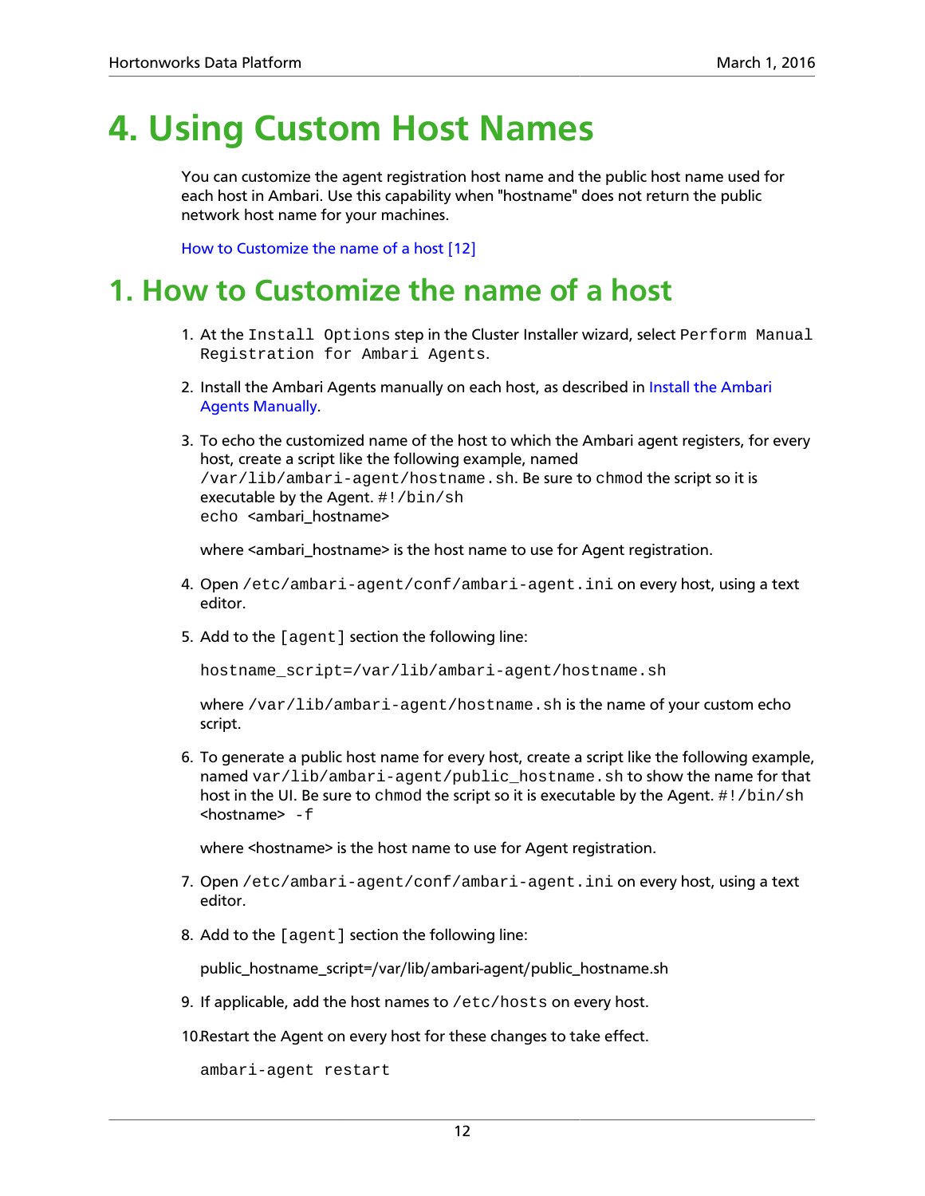# 4. Using Custom Host Names

You can customize the agent registration host name and the public host name used for each host in Ambari. Use this capability when "hostname" does not return the public network host name for your machines.

How to Customize the name of a host [12]

# 1. How to Customize the name of a host

1. At the `Install Options` step in the Cluster Installer wizard, select `Perform Manual Registration for Ambari Agents`.

2. Install the Ambari Agents manually on each host, as described in Install the Ambari Agents Manually.

3. To echo the customized name of the host to which the Ambari agent registers, for every host, create a script like the following example, named `/var/lib/ambari-agent/hostname.sh`. Be sure to `chmod` the script so it is executable by the Agent. `#!/bin/sh`
   `echo` <ambari_hostname>

   where <ambari_hostname> is the host name to use for Agent registration.

4. Open `/etc/ambari-agent/conf/ambari-agent.ini` on every host, using a text editor.

5. Add to the `[agent]` section the following line:

   ```
   hostname_script=/var/lib/ambari-agent/hostname.sh
   ```

   where `/var/lib/ambari-agent/hostname.sh` is the name of your custom echo script.

6. To generate a public host name for every host, create a script like the following example, named `var/lib/ambari-agent/public_hostname.sh` to show the name for that host in the UI. Be sure to `chmod` the script so it is executable by the Agent. `#!/bin/sh`
   <hostname> `-f`

   where <hostname> is the host name to use for Agent registration.

7. Open `/etc/ambari-agent/conf/ambari-agent.ini` on every host, using a text editor.

8. Add to the `[agent]` section the following line:

   public_hostname_script=/var/lib/ambari-agent/public_hostname.sh

9. If applicable, add the host names to `/etc/hosts` on every host.

10. Restart the Agent on every host for these changes to take effect.

    ```
    ambari-agent restart
    ```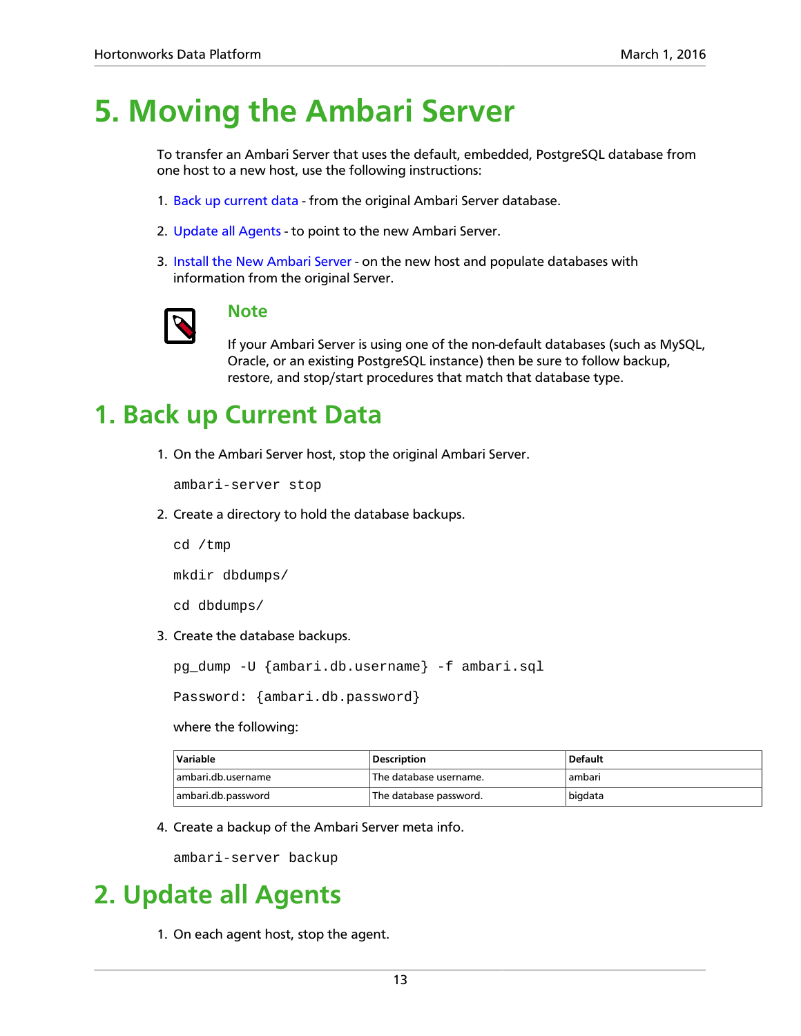# 5. Moving the Ambari Server

To transfer an Ambari Server that uses the default, embedded, PostgreSQL database from one host to a new host, use the following instructions:

1. Back up current data - from the original Ambari Server database.
2. Update all Agents - to point to the new Ambari Server.
3. Install the New Ambari Server - on the new host and populate databases with information from the original Server.

> **Note**
>
> If your Ambari Server is using one of the non-default databases (such as MySQL, Oracle, or an existing PostgreSQL instance) then be sure to follow backup, restore, and stop/start procedures that match that database type.

# 1. Back up Current Data

1. On the Ambari Server host, stop the original Ambari Server.

   ```
   ambari-server stop
   ```

2. Create a directory to hold the database backups.

   ```
   cd /tmp
   mkdir dbdumps/
   cd dbdumps/
   ```

3. Create the database backups.

   ```
   pg_dump -U {ambari.db.username} -f ambari.sql
   Password: {ambari.db.password}
   ```

   where the following:

   | Variable | Description | Default |
   | --- | --- | --- |
   | ambari.db.username | The database username. | ambari |
   | ambari.db.password | The database password. | bigdata |

4. Create a backup of the Ambari Server meta info.

   ```
   ambari-server backup
   ```

# 2. Update all Agents

1. On each agent host, stop the agent.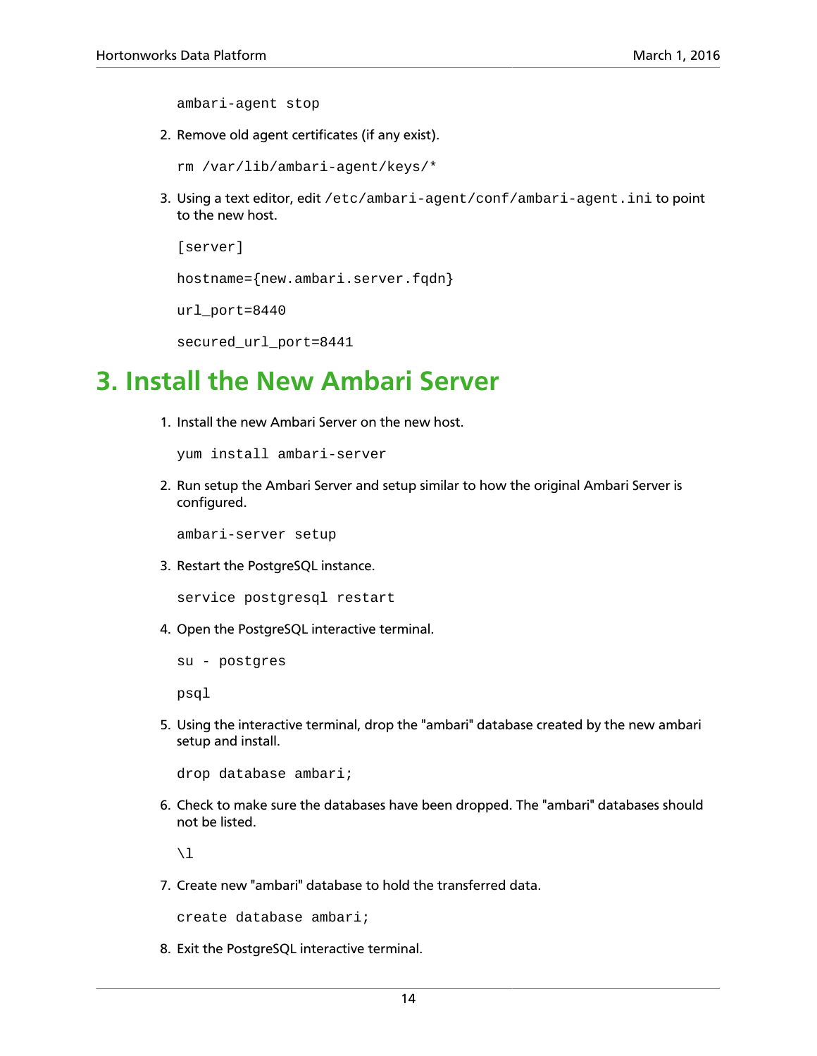```
ambari-agent stop
```

2. Remove old agent certificates (if any exist).

   ```
   rm /var/lib/ambari-agent/keys/*
   ```

3. Using a text editor, edit `/etc/ambari-agent/conf/ambari-agent.ini` to point to the new host.

   ```
   [server]

   hostname={new.ambari.server.fqdn}

   url_port=8440

   secured_url_port=8441
   ```

# 3. Install the New Ambari Server

1. Install the new Ambari Server on the new host.

   ```
   yum install ambari-server
   ```

2. Run setup the Ambari Server and setup similar to how the original Ambari Server is configured.

   ```
   ambari-server setup
   ```

3. Restart the PostgreSQL instance.

   ```
   service postgresql restart
   ```

4. Open the PostgreSQL interactive terminal.

   ```
   su - postgres

   psql
   ```

5. Using the interactive terminal, drop the "ambari" database created by the new ambari setup and install.

   ```
   drop database ambari;
   ```

6. Check to make sure the databases have been dropped. The "ambari" databases should not be listed.

   ```
   \l
   ```

7. Create new "ambari" database to hold the transferred data.

   ```
   create database ambari;
   ```

8. Exit the PostgreSQL interactive terminal.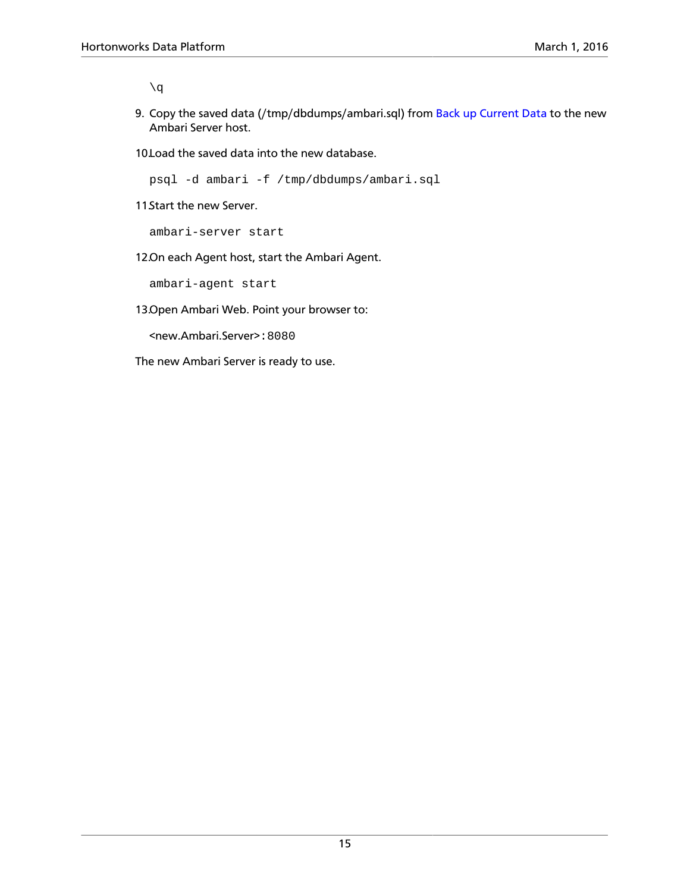```
\q
```

9. Copy the saved data (/tmp/dbdumps/ambari.sql) from Back up Current Data to the new Ambari Server host.

10. Load the saved data into the new database.

    ```
    psql -d ambari -f /tmp/dbdumps/ambari.sql
    ```

11. Start the new Server.

    ```
    ambari-server start
    ```

12. On each Agent host, start the Ambari Agent.

    ```
    ambari-agent start
    ```

13. Open Ambari Web. Point your browser to:

    <new.Ambari.Server>:8080

The new Ambari Server is ready to use.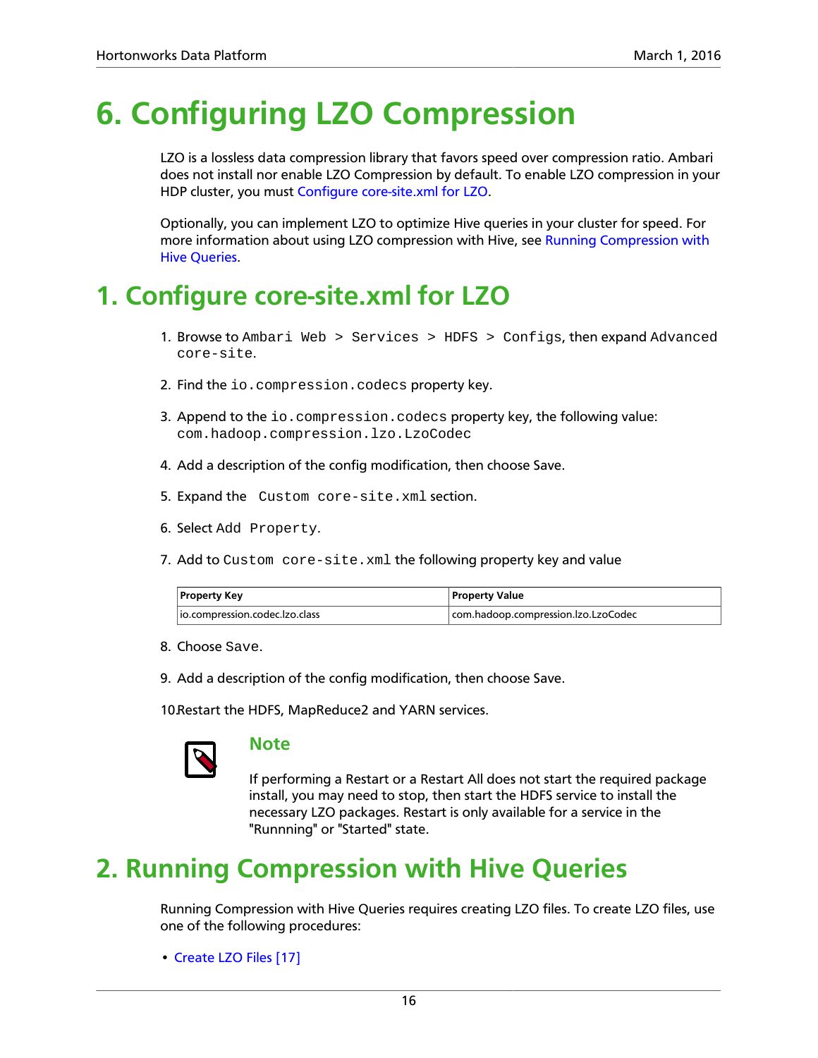# 6. Configuring LZO Compression

LZO is a lossless data compression library that favors speed over compression ratio. Ambari does not install nor enable LZO Compression by default. To enable LZO compression in your HDP cluster, you must Configure core-site.xml for LZO.

Optionally, you can implement LZO to optimize Hive queries in your cluster for speed. For more information about using LZO compression with Hive, see Running Compression with Hive Queries.

## 1. Configure core-site.xml for LZO

1. Browse to `Ambari Web > Services > HDFS > Configs`, then expand `Advanced core-site`.
2. Find the `io.compression.codecs` property key.
3. Append to the `io.compression.codecs` property key, the following value: `com.hadoop.compression.lzo.LzoCodec`
4. Add a description of the config modification, then choose Save.
5. Expand the `Custom core-site.xml` section.
6. Select `Add Property`.
7. Add to `Custom core-site.xml` the following property key and value

   | Property Key | Property Value |
   | --- | --- |
   | io.compression.codec.lzo.class | com.hadoop.compression.lzo.LzoCodec |

8. Choose `Save`.
9. Add a description of the config modification, then choose Save.
10. Restart the HDFS, MapReduce2 and YARN services.

### Note

If performing a Restart or a Restart All does not start the required package install, you may need to stop, then start the HDFS service to install the necessary LZO packages. Restart is only available for a service in the "Runnning" or "Started" state.

## 2. Running Compression with Hive Queries

Running Compression with Hive Queries requires creating LZO files. To create LZO files, use one of the following procedures:

- Create LZO Files [17]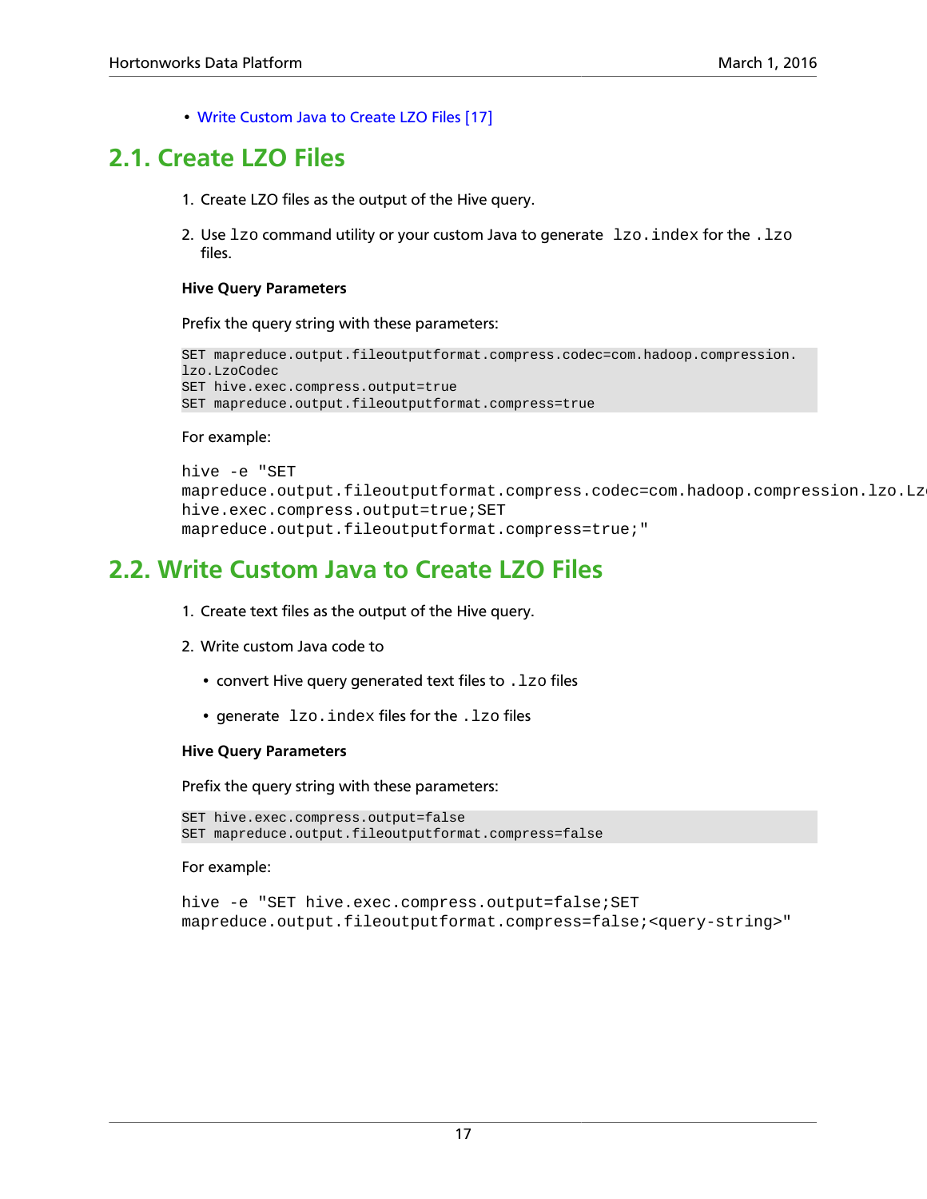- Write Custom Java to Create LZO Files [17]

## 2.1. Create LZO Files

1. Create LZO files as the output of the Hive query.
2. Use `lzo` command utility or your custom Java to generate `lzo.index` for the `.lzo` files.

**Hive Query Parameters**

Prefix the query string with these parameters:

```
SET mapreduce.output.fileoutputformat.compress.codec=com.hadoop.compression.
lzo.LzoCodec
SET hive.exec.compress.output=true
SET mapreduce.output.fileoutputformat.compress=true
```

For example:

```
hive -e "SET
mapreduce.output.fileoutputformat.compress.codec=com.hadoop.compression.lzo.Lz
hive.exec.compress.output=true;SET
mapreduce.output.fileoutputformat.compress=true;"
```

## 2.2. Write Custom Java to Create LZO Files

1. Create text files as the output of the Hive query.
2. Write custom Java code to
   - convert Hive query generated text files to `.lzo` files
   - generate `lzo.index` files for the `.lzo` files

**Hive Query Parameters**

Prefix the query string with these parameters:

```
SET hive.exec.compress.output=false
SET mapreduce.output.fileoutputformat.compress=false
```

For example:

```
hive -e "SET hive.exec.compress.output=false;SET
mapreduce.output.fileoutputformat.compress=false;<query-string>"
```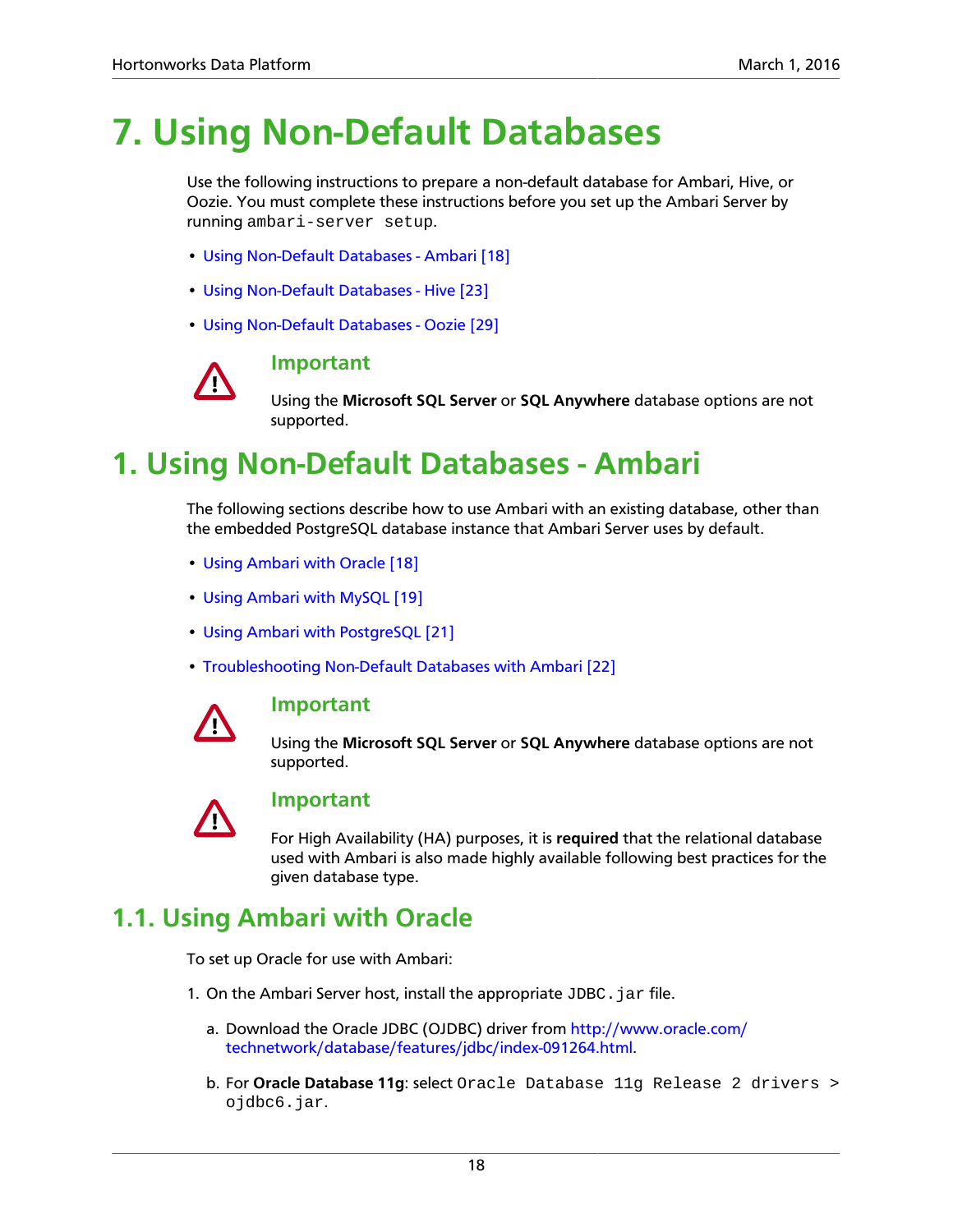# 7. Using Non-Default Databases

Use the following instructions to prepare a non-default database for Ambari, Hive, or Oozie. You must complete these instructions before you set up the Ambari Server by running `ambari-server setup`.

- Using Non-Default Databases - Ambari [18]
- Using Non-Default Databases - Hive [23]
- Using Non-Default Databases - Oozie [29]

> **Important**
>
> Using the **Microsoft SQL Server** or **SQL Anywhere** database options are not supported.

# 1. Using Non-Default Databases - Ambari

The following sections describe how to use Ambari with an existing database, other than the embedded PostgreSQL database instance that Ambari Server uses by default.

- Using Ambari with Oracle [18]
- Using Ambari with MySQL [19]
- Using Ambari with PostgreSQL [21]
- Troubleshooting Non-Default Databases with Ambari [22]

> **Important**
>
> Using the **Microsoft SQL Server** or **SQL Anywhere** database options are not supported.

> **Important**
>
> For High Availability (HA) purposes, it is **required** that the relational database used with Ambari is also made highly available following best practices for the given database type.

## 1.1. Using Ambari with Oracle

To set up Oracle for use with Ambari:

1. On the Ambari Server host, install the appropriate `JDBC.jar` file.

   a. Download the Oracle JDBC (OJDBC) driver from http://www.oracle.com/technetwork/database/features/jdbc/index-091264.html.

   b. For **Oracle Database 11g**: select `Oracle Database 11g Release 2 drivers > ojdbc6.jar`.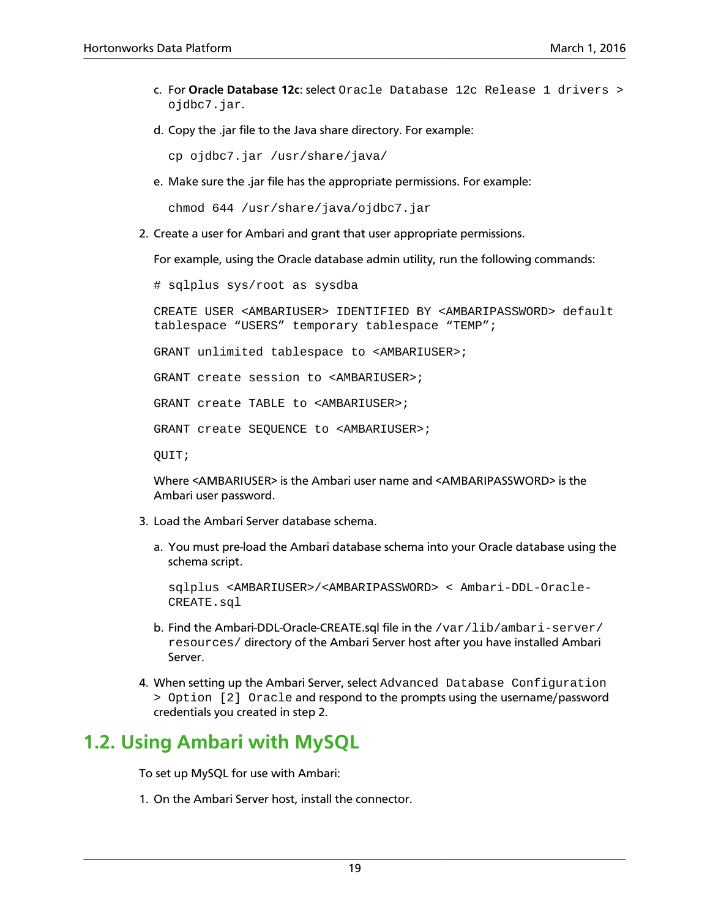c. For **Oracle Database 12c**: select `Oracle Database 12c Release 1 drivers > ojdbc7.jar`.

d. Copy the .jar file to the Java share directory. For example:

```
cp ojdbc7.jar /usr/share/java/
```

e. Make sure the .jar file has the appropriate permissions. For example:

```
chmod 644 /usr/share/java/ojdbc7.jar
```

2. Create a user for Ambari and grant that user appropriate permissions.

   For example, using the Oracle database admin utility, run the following commands:

```
# sqlplus sys/root as sysdba

CREATE USER <AMBARIUSER> IDENTIFIED BY <AMBARIPASSWORD> default
tablespace “USERS” temporary tablespace “TEMP”;

GRANT unlimited tablespace to <AMBARIUSER>;

GRANT create session to <AMBARIUSER>;

GRANT create TABLE to <AMBARIUSER>;

GRANT create SEQUENCE to <AMBARIUSER>;

QUIT;
```

   Where <AMBARIUSER> is the Ambari user name and <AMBARIPASSWORD> is the Ambari user password.

3. Load the Ambari Server database schema.

   a. You must pre-load the Ambari database schema into your Oracle database using the schema script.

```
sqlplus <AMBARIUSER>/<AMBARIPASSWORD> < Ambari-DDL-Oracle-
CREATE.sql
```

   b. Find the Ambari-DDL-Oracle-CREATE.sql file in the `/var/lib/ambari-server/resources/` directory of the Ambari Server host after you have installed Ambari Server.

4. When setting up the Ambari Server, select `Advanced Database Configuration > Option [2] Oracle` and respond to the prompts using the username/password credentials you created in step 2.

## 1.2. Using Ambari with MySQL

To set up MySQL for use with Ambari:

1. On the Ambari Server host, install the connector.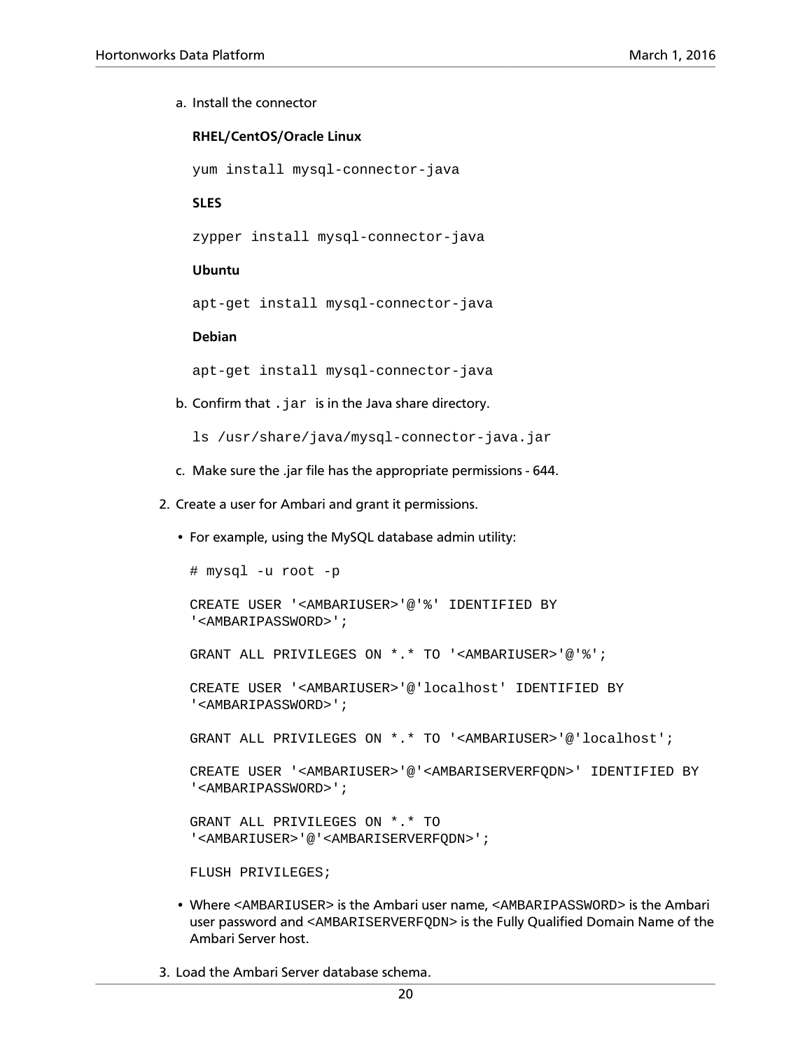a. Install the connector

   **RHEL/CentOS/Oracle Linux**

   ```
   yum install mysql-connector-java
   ```

   **SLES**

   ```
   zypper install mysql-connector-java
   ```

   **Ubuntu**

   ```
   apt-get install mysql-connector-java
   ```

   **Debian**

   ```
   apt-get install mysql-connector-java
   ```

b. Confirm that `.jar` is in the Java share directory.

   ```
   ls /usr/share/java/mysql-connector-java.jar
   ```

c. Make sure the .jar file has the appropriate permissions - 644.

2. Create a user for Ambari and grant it permissions.

   - For example, using the MySQL database admin utility:

     ```
     # mysql -u root -p

     CREATE USER '<AMBARIUSER>'@'%' IDENTIFIED BY
     '<AMBARIPASSWORD>';

     GRANT ALL PRIVILEGES ON *.* TO '<AMBARIUSER>'@'%';

     CREATE USER '<AMBARIUSER>'@'localhost' IDENTIFIED BY
     '<AMBARIPASSWORD>';

     GRANT ALL PRIVILEGES ON *.* TO '<AMBARIUSER>'@'localhost';

     CREATE USER '<AMBARIUSER>'@'<AMBARISERVERFQDN>' IDENTIFIED BY
     '<AMBARIPASSWORD>';

     GRANT ALL PRIVILEGES ON *.* TO
     '<AMBARIUSER>'@'<AMBARISERVERFQDN>';

     FLUSH PRIVILEGES;
     ```

   - Where `<AMBARIUSER>` is the Ambari user name, `<AMBARIPASSWORD>` is the Ambari user password and `<AMBARISERVERFQDN>` is the Fully Qualified Domain Name of the Ambari Server host.

3. Load the Ambari Server database schema.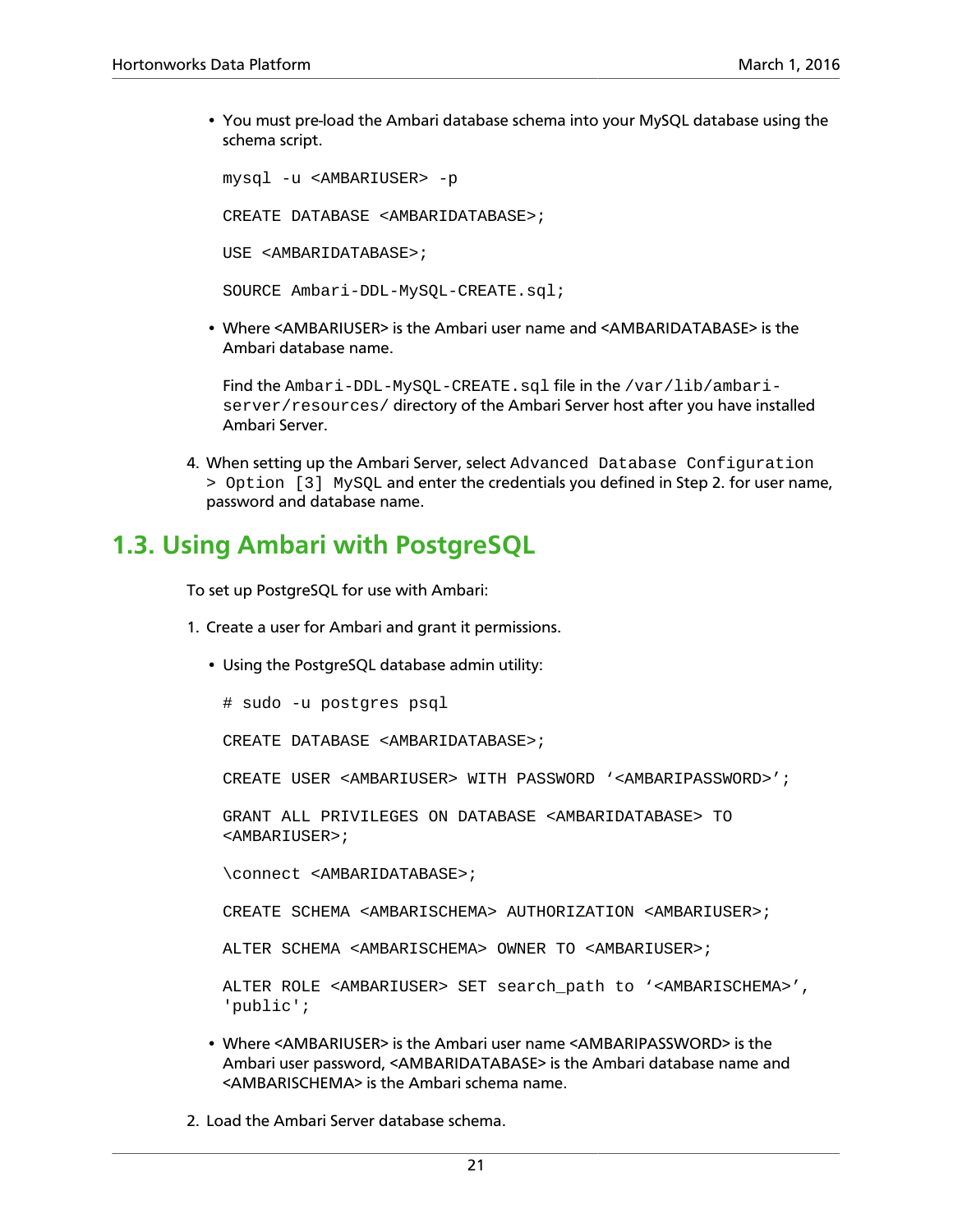- You must pre-load the Ambari database schema into your MySQL database using the schema script.

  ```
  mysql -u <AMBARIUSER> -p

  CREATE DATABASE <AMBARIDATABASE>;

  USE <AMBARIDATABASE>;

  SOURCE Ambari-DDL-MySQL-CREATE.sql;
  ```

- Where <AMBARIUSER> is the Ambari user name and <AMBARIDATABASE> is the Ambari database name.

  Find the `Ambari-DDL-MySQL-CREATE.sql` file in the `/var/lib/ambari-server/resources/` directory of the Ambari Server host after you have installed Ambari Server.

4. When setting up the Ambari Server, select `Advanced Database Configuration > Option [3] MySQL` and enter the credentials you defined in Step 2. for user name, password and database name.

## 1.3. Using Ambari with PostgreSQL

To set up PostgreSQL for use with Ambari:

1. Create a user for Ambari and grant it permissions.

   - Using the PostgreSQL database admin utility:

     ```
     # sudo -u postgres psql

     CREATE DATABASE <AMBARIDATABASE>;

     CREATE USER <AMBARIUSER> WITH PASSWORD '<AMBARIPASSWORD>';

     GRANT ALL PRIVILEGES ON DATABASE <AMBARIDATABASE> TO
     <AMBARIUSER>;

     \connect <AMBARIDATABASE>;

     CREATE SCHEMA <AMBARISCHEMA> AUTHORIZATION <AMBARIUSER>;

     ALTER SCHEMA <AMBARISCHEMA> OWNER TO <AMBARIUSER>;

     ALTER ROLE <AMBARIUSER> SET search_path to '<AMBARISCHEMA>',
     'public';
     ```

   - Where <AMBARIUSER> is the Ambari user name <AMBARIPASSWORD> is the Ambari user password, <AMBARIDATABASE> is the Ambari database name and <AMBARISCHEMA> is the Ambari schema name.

2. Load the Ambari Server database schema.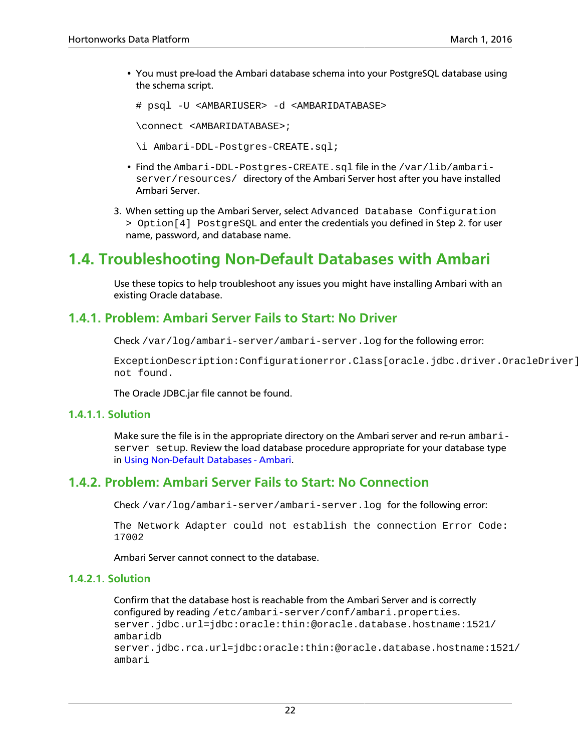- You must pre-load the Ambari database schema into your PostgreSQL database using the schema script.

  ```
  # psql -U <AMBARIUSER> -d <AMBARIDATABASE>
  ```

  ```
  \connect <AMBARIDATABASE>;
  ```

  ```
  \i Ambari-DDL-Postgres-CREATE.sql;
  ```

- Find the `Ambari-DDL-Postgres-CREATE.sql` file in the `/var/lib/ambari-server/resources/` directory of the Ambari Server host after you have installed Ambari Server.

3. When setting up the Ambari Server, select `Advanced Database Configuration > Option[4] PostgreSQL` and enter the credentials you defined in Step 2. for user name, password, and database name.

## 1.4. Troubleshooting Non-Default Databases with Ambari

Use these topics to help troubleshoot any issues you might have installing Ambari with an existing Oracle database.

### 1.4.1. Problem: Ambari Server Fails to Start: No Driver

Check `/var/log/ambari-server/ambari-server.log` for the following error:

```
ExceptionDescription:Configurationerror.Class[oracle.jdbc.driver.OracleDriver]
not found.
```

The Oracle JDBC.jar file cannot be found.

#### 1.4.1.1. Solution

Make sure the file is in the appropriate directory on the Ambari server and re-run `ambari-server setup`. Review the load database procedure appropriate for your database type in Using Non-Default Databases - Ambari.

### 1.4.2. Problem: Ambari Server Fails to Start: No Connection

Check `/var/log/ambari-server/ambari-server.log` for the following error:

```
The Network Adapter could not establish the connection Error Code:
17002
```

Ambari Server cannot connect to the database.

#### 1.4.2.1. Solution

Confirm that the database host is reachable from the Ambari Server and is correctly configured by reading `/etc/ambari-server/conf/ambari.properties`.

```
server.jdbc.url=jdbc:oracle:thin:@oracle.database.hostname:1521/
ambaridb
server.jdbc.rca.url=jdbc:oracle:thin:@oracle.database.hostname:1521/
ambari
```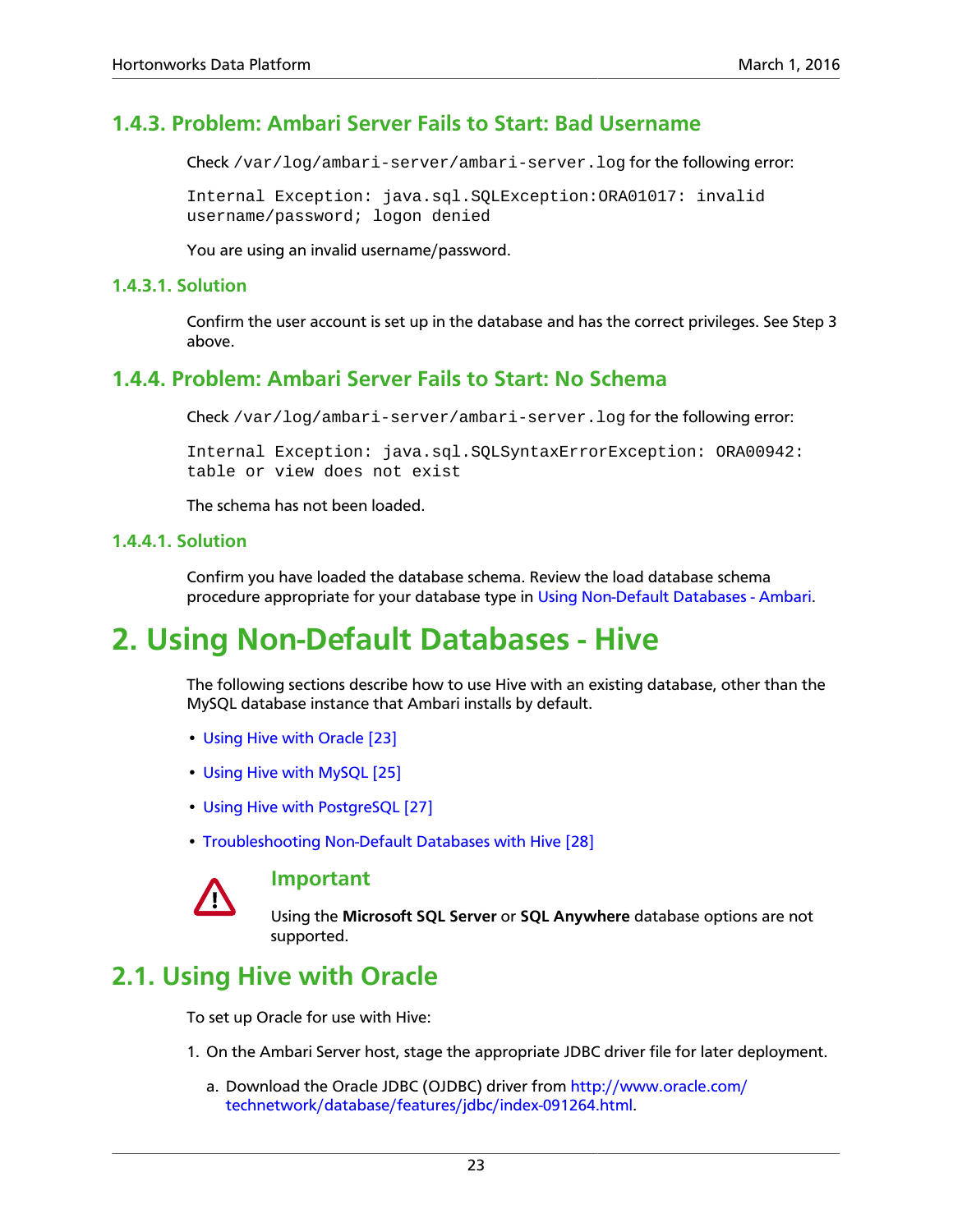### 1.4.3. Problem: Ambari Server Fails to Start: Bad Username

Check `/var/log/ambari-server/ambari-server.log` for the following error:

```
Internal Exception: java.sql.SQLException:ORA01017: invalid
username/password; logon denied
```

You are using an invalid username/password.

#### 1.4.3.1. Solution

Confirm the user account is set up in the database and has the correct privileges. See Step 3 above.

### 1.4.4. Problem: Ambari Server Fails to Start: No Schema

Check `/var/log/ambari-server/ambari-server.log` for the following error:

```
Internal Exception: java.sql.SQLSyntaxErrorException: ORA00942:
table or view does not exist
```

The schema has not been loaded.

#### 1.4.4.1. Solution

Confirm you have loaded the database schema. Review the load database schema procedure appropriate for your database type in Using Non-Default Databases - Ambari.

# 2. Using Non-Default Databases - Hive

The following sections describe how to use Hive with an existing database, other than the MySQL database instance that Ambari installs by default.

- Using Hive with Oracle [23]
- Using Hive with MySQL [25]
- Using Hive with PostgreSQL [27]
- Troubleshooting Non-Default Databases with Hive [28]

> **Important**
>
> Using the **Microsoft SQL Server** or **SQL Anywhere** database options are not supported.

## 2.1. Using Hive with Oracle

To set up Oracle for use with Hive:

1. On the Ambari Server host, stage the appropriate JDBC driver file for later deployment.

   a. Download the Oracle JDBC (OJDBC) driver from http://www.oracle.com/technetwork/database/features/jdbc/index-091264.html.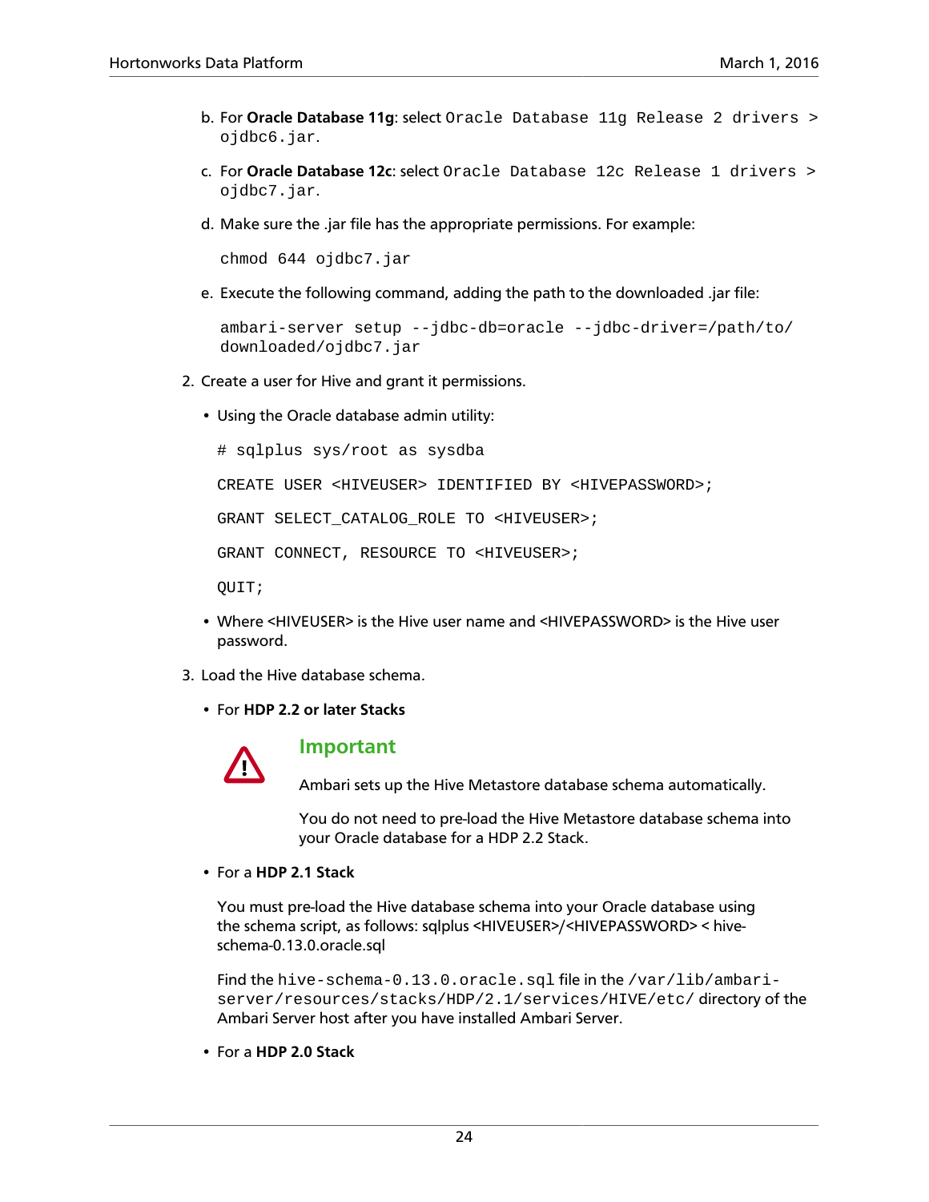b. For **Oracle Database 11g**: select `Oracle Database 11g Release 2 drivers > ojdbc6.jar`.

c. For **Oracle Database 12c**: select `Oracle Database 12c Release 1 drivers > ojdbc7.jar`.

d. Make sure the .jar file has the appropriate permissions. For example:

```
chmod 644 ojdbc7.jar
```

e. Execute the following command, adding the path to the downloaded .jar file:

```
ambari-server setup --jdbc-db=oracle --jdbc-driver=/path/to/downloaded/ojdbc7.jar
```

2. Create a user for Hive and grant it permissions.

   - Using the Oracle database admin utility:

   ```
   # sqlplus sys/root as sysdba

   CREATE USER <HIVEUSER> IDENTIFIED BY <HIVEPASSWORD>;

   GRANT SELECT_CATALOG_ROLE TO <HIVEUSER>;

   GRANT CONNECT, RESOURCE TO <HIVEUSER>;

   QUIT;
   ```

   - Where <HIVEUSER> is the Hive user name and <HIVEPASSWORD> is the Hive user password.

3. Load the Hive database schema.

   - For **HDP 2.2 or later Stacks**

   > **Important**
   >
   > Ambari sets up the Hive Metastore database schema automatically.
   >
   > You do not need to pre-load the Hive Metastore database schema into your Oracle database for a HDP 2.2 Stack.

   - For a **HDP 2.1 Stack**

     You must pre-load the Hive database schema into your Oracle database using the schema script, as follows: sqlplus <HIVEUSER>/<HIVEPASSWORD> < hive-schema-0.13.0.oracle.sql

     Find the `hive-schema-0.13.0.oracle.sql` file in the `/var/lib/ambari-server/resources/stacks/HDP/2.1/services/HIVE/etc/` directory of the Ambari Server host after you have installed Ambari Server.

   - For a **HDP 2.0 Stack**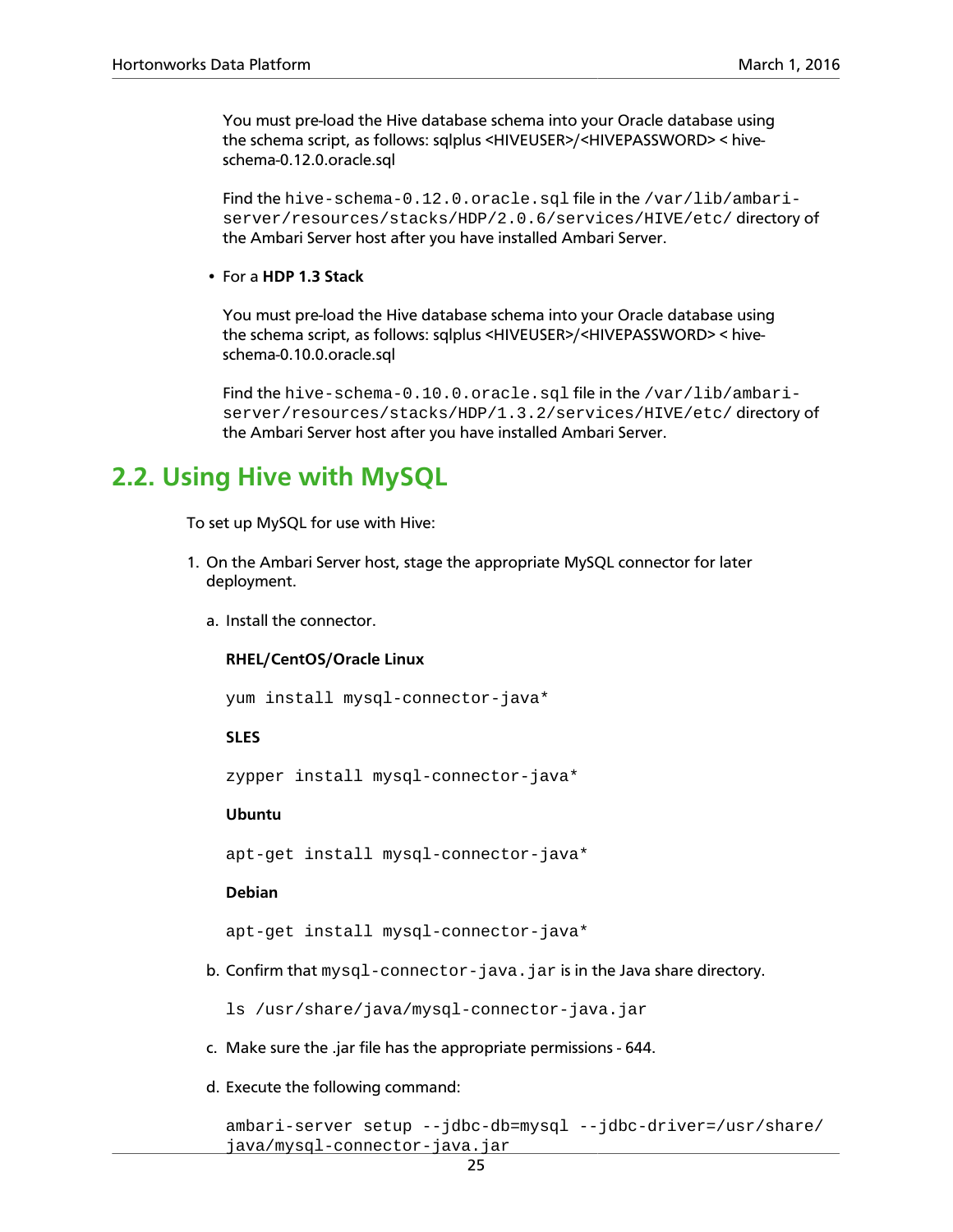You must pre-load the Hive database schema into your Oracle database using the schema script, as follows: sqlplus <HIVEUSER>/<HIVEPASSWORD> < hive-schema-0.12.0.oracle.sql

Find the `hive-schema-0.12.0.oracle.sql` file in the `/var/lib/ambari-server/resources/stacks/HDP/2.0.6/services/HIVE/etc/` directory of the Ambari Server host after you have installed Ambari Server.

- For a **HDP 1.3 Stack**

  You must pre-load the Hive database schema into your Oracle database using the schema script, as follows: sqlplus <HIVEUSER>/<HIVEPASSWORD> < hive-schema-0.10.0.oracle.sql

  Find the `hive-schema-0.10.0.oracle.sql` file in the `/var/lib/ambari-server/resources/stacks/HDP/1.3.2/services/HIVE/etc/` directory of the Ambari Server host after you have installed Ambari Server.

## 2.2. Using Hive with MySQL

To set up MySQL for use with Hive:

1. On the Ambari Server host, stage the appropriate MySQL connector for later deployment.

   a. Install the connector.

      **RHEL/CentOS/Oracle Linux**

      ```
      yum install mysql-connector-java*
      ```

      **SLES**

      ```
      zypper install mysql-connector-java*
      ```

      **Ubuntu**

      ```
      apt-get install mysql-connector-java*
      ```

      **Debian**

      ```
      apt-get install mysql-connector-java*
      ```

   b. Confirm that `mysql-connector-java.jar` is in the Java share directory.

      ```
      ls /usr/share/java/mysql-connector-java.jar
      ```

   c. Make sure the .jar file has the appropriate permissions - 644.

   d. Execute the following command:

      ```
      ambari-server setup --jdbc-db=mysql --jdbc-driver=/usr/share/java/mysql-connector-java.jar
      ```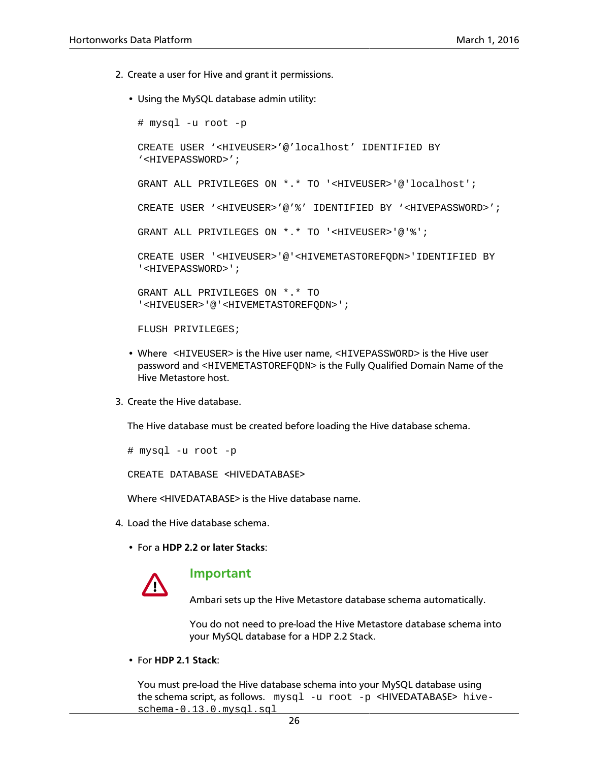2. Create a user for Hive and grant it permissions.

   - Using the MySQL database admin utility:

     ```
     # mysql -u root -p

     CREATE USER ‘<HIVEUSER>’@’localhost’ IDENTIFIED BY
     ‘<HIVEPASSWORD>’;

     GRANT ALL PRIVILEGES ON *.* TO '<HIVEUSER>'@'localhost';

     CREATE USER ‘<HIVEUSER>’@’%’ IDENTIFIED BY ‘<HIVEPASSWORD>’;

     GRANT ALL PRIVILEGES ON *.* TO '<HIVEUSER>'@'%';

     CREATE USER '<HIVEUSER>'@'<HIVEMETASTOREFQDN>'IDENTIFIED BY
     '<HIVEPASSWORD>';

     GRANT ALL PRIVILEGES ON *.* TO
     '<HIVEUSER>'@'<HIVEMETASTOREFQDN>';

     FLUSH PRIVILEGES;
     ```

   - Where `<HIVEUSER>` is the Hive user name, `<HIVEPASSWORD>` is the Hive user password and `<HIVEMETASTOREFQDN>` is the Fully Qualified Domain Name of the Hive Metastore host.

3. Create the Hive database.

   The Hive database must be created before loading the Hive database schema.

   ```
   # mysql -u root -p

   CREATE DATABASE <HIVEDATABASE>
   ```

   Where <HIVEDATABASE> is the Hive database name.

4. Load the Hive database schema.

   - For a **HDP 2.2 or later Stacks**:

     > **Important**
     >
     > Ambari sets up the Hive Metastore database schema automatically.
     >
     > You do not need to pre-load the Hive Metastore database schema into your MySQL database for a HDP 2.2 Stack.

   - For **HDP 2.1 Stack**:

     You must pre-load the Hive database schema into your MySQL database using the schema script, as follows. `mysql -u root -p <HIVEDATABASE> hive-schema-0.13.0.mysql.sql`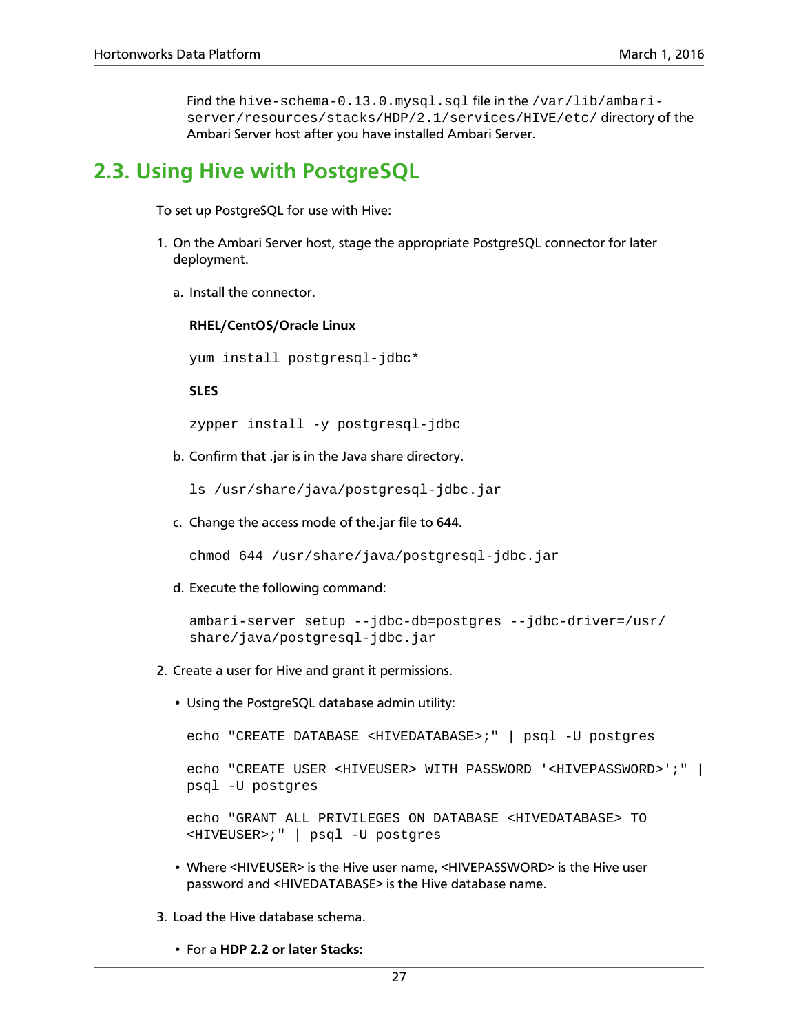Find the `hive-schema-0.13.0.mysql.sql` file in the `/var/lib/ambari-server/resources/stacks/HDP/2.1/services/HIVE/etc/` directory of the Ambari Server host after you have installed Ambari Server.

## 2.3. Using Hive with PostgreSQL

To set up PostgreSQL for use with Hive:

1. On the Ambari Server host, stage the appropriate PostgreSQL connector for later deployment.

   a. Install the connector.

      **RHEL/CentOS/Oracle Linux**

      ```
      yum install postgresql-jdbc*
      ```

      **SLES**

      ```
      zypper install -y postgresql-jdbc
      ```

   b. Confirm that .jar is in the Java share directory.

      ```
      ls /usr/share/java/postgresql-jdbc.jar
      ```

   c. Change the access mode of the.jar file to 644.

      ```
      chmod 644 /usr/share/java/postgresql-jdbc.jar
      ```

   d. Execute the following command:

      ```
      ambari-server setup --jdbc-db=postgres --jdbc-driver=/usr/share/java/postgresql-jdbc.jar
      ```

2. Create a user for Hive and grant it permissions.

   - Using the PostgreSQL database admin utility:

     ```
     echo "CREATE DATABASE <HIVEDATABASE>;" | psql -U postgres

     echo "CREATE USER <HIVEUSER> WITH PASSWORD '<HIVEPASSWORD>';" | psql -U postgres

     echo "GRANT ALL PRIVILEGES ON DATABASE <HIVEDATABASE> TO <HIVEUSER>;" | psql -U postgres
     ```

   - Where <HIVEUSER> is the Hive user name, <HIVEPASSWORD> is the Hive user password and <HIVEDATABASE> is the Hive database name.

3. Load the Hive database schema.

   - For a **HDP 2.2 or later Stacks:**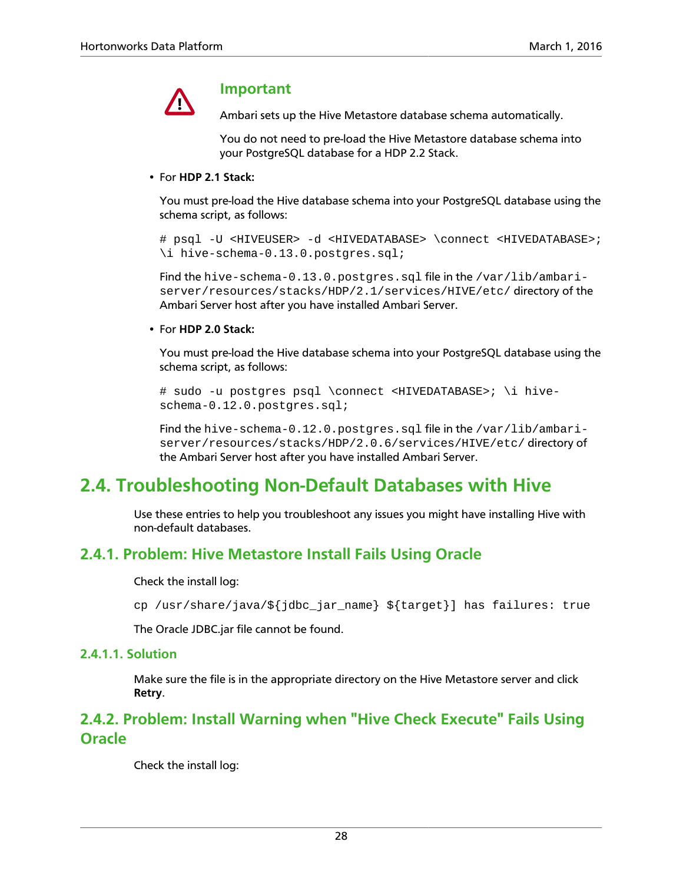> **Important**
>
> Ambari sets up the Hive Metastore database schema automatically.
>
> You do not need to pre-load the Hive Metastore database schema into your PostgreSQL database for a HDP 2.2 Stack.

- For **HDP 2.1 Stack:**

  You must pre-load the Hive database schema into your PostgreSQL database using the schema script, as follows:

  ```
  # psql -U <HIVEUSER> -d <HIVEDATABASE> \connect <HIVEDATABASE>;
  \i hive-schema-0.13.0.postgres.sql;
  ```

  Find the `hive-schema-0.13.0.postgres.sql` file in the `/var/lib/ambari-server/resources/stacks/HDP/2.1/services/HIVE/etc/` directory of the Ambari Server host after you have installed Ambari Server.

- For **HDP 2.0 Stack:**

  You must pre-load the Hive database schema into your PostgreSQL database using the schema script, as follows:

  ```
  # sudo -u postgres psql \connect <HIVEDATABASE>; \i hive-schema-0.12.0.postgres.sql;
  ```

  Find the `hive-schema-0.12.0.postgres.sql` file in the `/var/lib/ambari-server/resources/stacks/HDP/2.0.6/services/HIVE/etc/` directory of the Ambari Server host after you have installed Ambari Server.

## 2.4. Troubleshooting Non-Default Databases with Hive

Use these entries to help you troubleshoot any issues you might have installing Hive with non-default databases.

### 2.4.1. Problem: Hive Metastore Install Fails Using Oracle

Check the install log:

```
cp /usr/share/java/${jdbc_jar_name} ${target}] has failures: true
```

The Oracle JDBC.jar file cannot be found.

#### 2.4.1.1. Solution

Make sure the file is in the appropriate directory on the Hive Metastore server and click **Retry**.

### 2.4.2. Problem: Install Warning when "Hive Check Execute" Fails Using Oracle

Check the install log: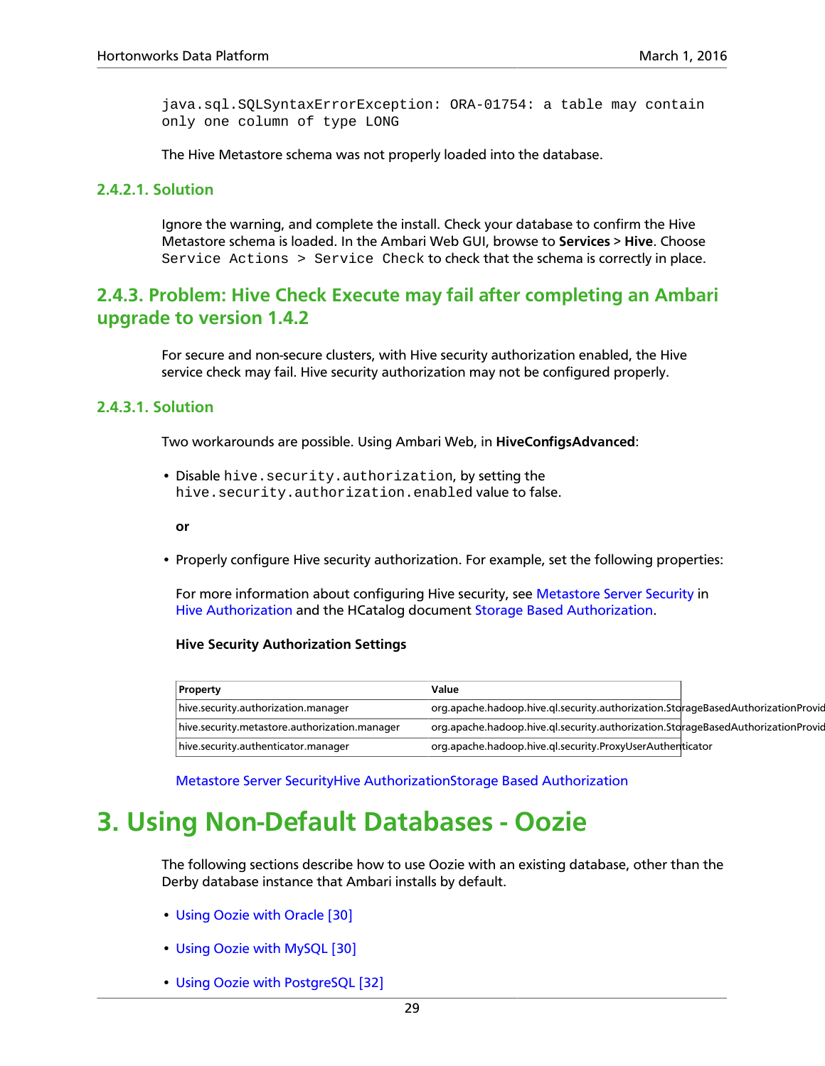```
java.sql.SQLSyntaxErrorException: ORA-01754: a table may contain
only one column of type LONG
```

The Hive Metastore schema was not properly loaded into the database.

### 2.4.2.1. Solution

Ignore the warning, and complete the install. Check your database to confirm the Hive Metastore schema is loaded. In the Ambari Web GUI, browse to **Services** > **Hive**. Choose `Service Actions > Service Check` to check that the schema is correctly in place.

## 2.4.3. Problem: Hive Check Execute may fail after completing an Ambari upgrade to version 1.4.2

For secure and non-secure clusters, with Hive security authorization enabled, the Hive service check may fail. Hive security authorization may not be configured properly.

### 2.4.3.1. Solution

Two workarounds are possible. Using Ambari Web, in **HiveConfigsAdvanced**:

- Disable `hive.security.authorization`, by setting the `hive.security.authorization.enabled` value to false.

  **or**

- Properly configure Hive security authorization. For example, set the following properties:

  For more information about configuring Hive security, see Metastore Server Security in Hive Authorization and the HCatalog document Storage Based Authorization.

  **Hive Security Authorization Settings**

| Property | Value |
|---|---|
| hive.security.authorization.manager | org.apache.hadoop.hive.ql.security.authorization.StorageBasedAuthorizationProvid |
| hive.security.metastore.authorization.manager | org.apache.hadoop.hive.ql.security.authorization.StorageBasedAuthorizationProvid |
| hive.security.authenticator.manager | org.apache.hadoop.hive.ql.security.ProxyUserAuthenticator |

  Metastore Server SecurityHive AuthorizationStorage Based Authorization

# 3. Using Non-Default Databases - Oozie

The following sections describe how to use Oozie with an existing database, other than the Derby database instance that Ambari installs by default.

- Using Oozie with Oracle [30]
- Using Oozie with MySQL [30]
- Using Oozie with PostgreSQL [32]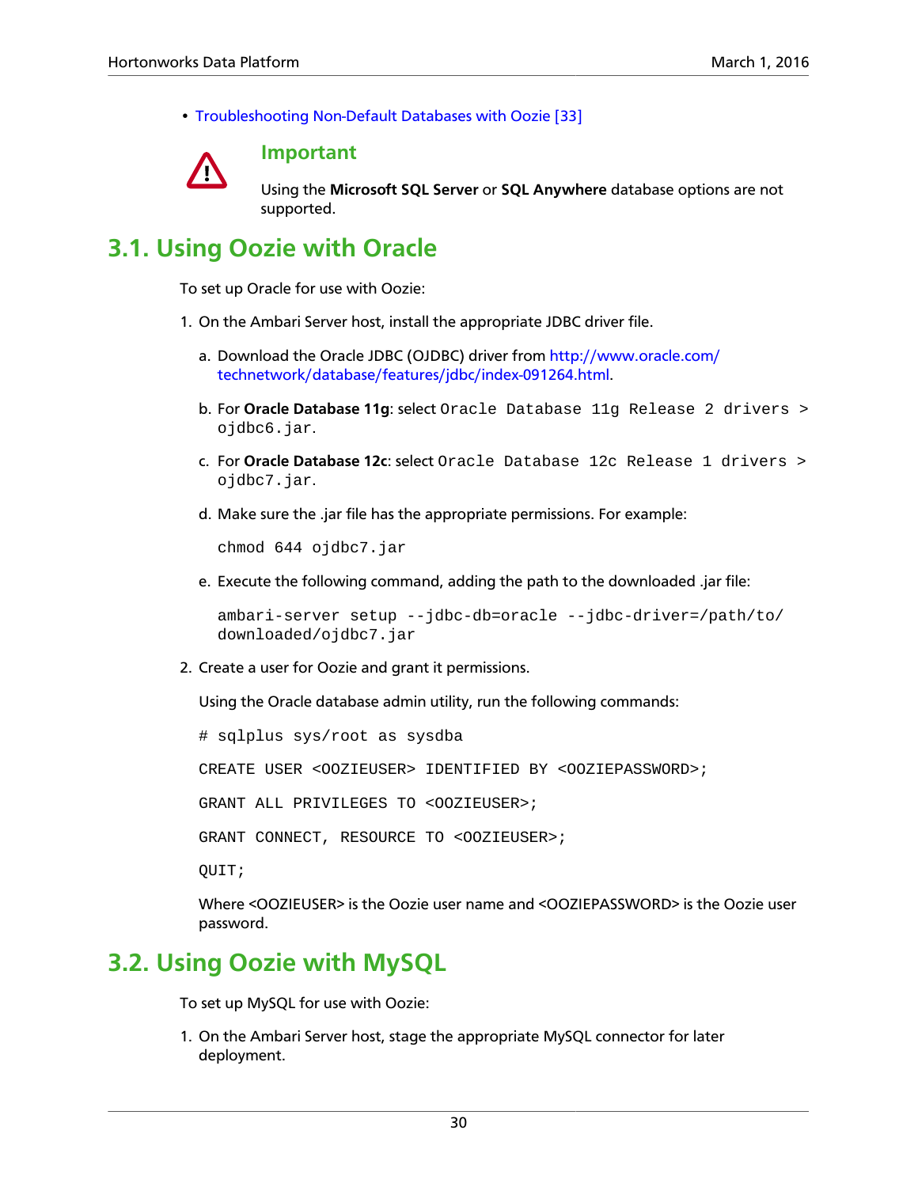- Troubleshooting Non-Default Databases with Oozie [33]

> **Important**
>
> Using the **Microsoft SQL Server** or **SQL Anywhere** database options are not supported.

## 3.1. Using Oozie with Oracle

To set up Oracle for use with Oozie:

1. On the Ambari Server host, install the appropriate JDBC driver file.

   a. Download the Oracle JDBC (OJDBC) driver from http://www.oracle.com/technetwork/database/features/jdbc/index-091264.html.

   b. For **Oracle Database 11g**: select `Oracle Database 11g Release 2 drivers > ojdbc6.jar`.

   c. For **Oracle Database 12c**: select `Oracle Database 12c Release 1 drivers > ojdbc7.jar`.

   d. Make sure the .jar file has the appropriate permissions. For example:

   ```
   chmod 644 ojdbc7.jar
   ```

   e. Execute the following command, adding the path to the downloaded .jar file:

   ```
   ambari-server setup --jdbc-db=oracle --jdbc-driver=/path/to/downloaded/ojdbc7.jar
   ```

2. Create a user for Oozie and grant it permissions.

   Using the Oracle database admin utility, run the following commands:

   ```
   # sqlplus sys/root as sysdba
   
   CREATE USER <OOZIEUSER> IDENTIFIED BY <OOZIEPASSWORD>;
   
   GRANT ALL PRIVILEGES TO <OOZIEUSER>;
   
   GRANT CONNECT, RESOURCE TO <OOZIEUSER>;
   
   QUIT;
   ```

   Where <OOZIEUSER> is the Oozie user name and <OOZIEPASSWORD> is the Oozie user password.

## 3.2. Using Oozie with MySQL

To set up MySQL for use with Oozie:

1. On the Ambari Server host, stage the appropriate MySQL connector for later deployment.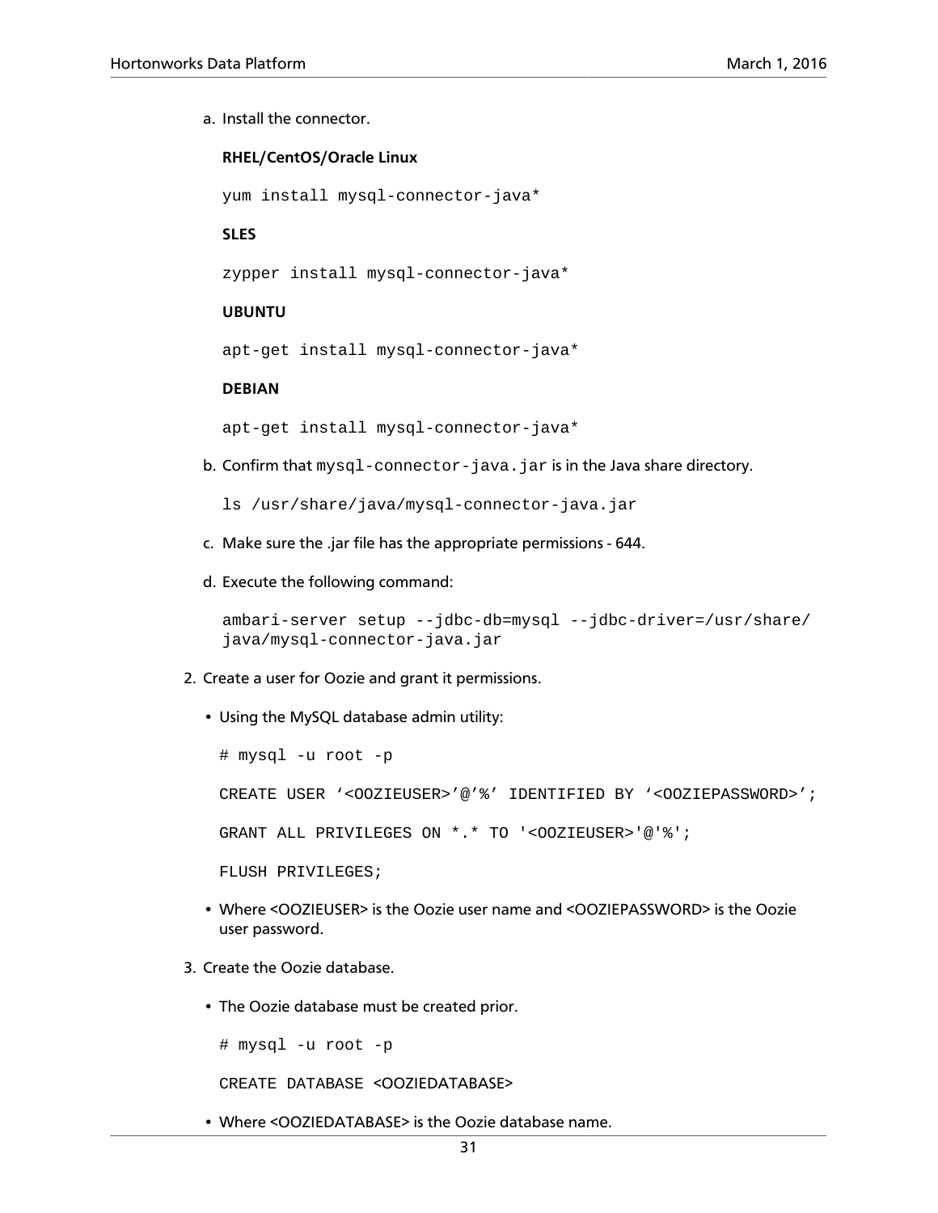a. Install the connector.

   **RHEL/CentOS/Oracle Linux**

   ```
   yum install mysql-connector-java*
   ```

   **SLES**

   ```
   zypper install mysql-connector-java*
   ```

   **UBUNTU**

   ```
   apt-get install mysql-connector-java*
   ```

   **DEBIAN**

   ```
   apt-get install mysql-connector-java*
   ```

b. Confirm that `mysql-connector-java.jar` is in the Java share directory.

   ```
   ls /usr/share/java/mysql-connector-java.jar
   ```

c. Make sure the .jar file has the appropriate permissions - 644.

d. Execute the following command:

   ```
   ambari-server setup --jdbc-db=mysql --jdbc-driver=/usr/share/
   java/mysql-connector-java.jar
   ```

2. Create a user for Oozie and grant it permissions.

   - Using the MySQL database admin utility:

     ```
     # mysql -u root -p

     CREATE USER ‘<OOZIEUSER>’@’%’ IDENTIFIED BY ‘<OOZIEPASSWORD>’;

     GRANT ALL PRIVILEGES ON *.* TO '<OOZIEUSER>'@'%';

     FLUSH PRIVILEGES;
     ```

   - Where <OOZIEUSER> is the Oozie user name and <OOZIEPASSWORD> is the Oozie user password.

3. Create the Oozie database.

   - The Oozie database must be created prior.

     ```
     # mysql -u root -p

     CREATE DATABASE <OOZIEDATABASE>
     ```

   - Where <OOZIEDATABASE> is the Oozie database name.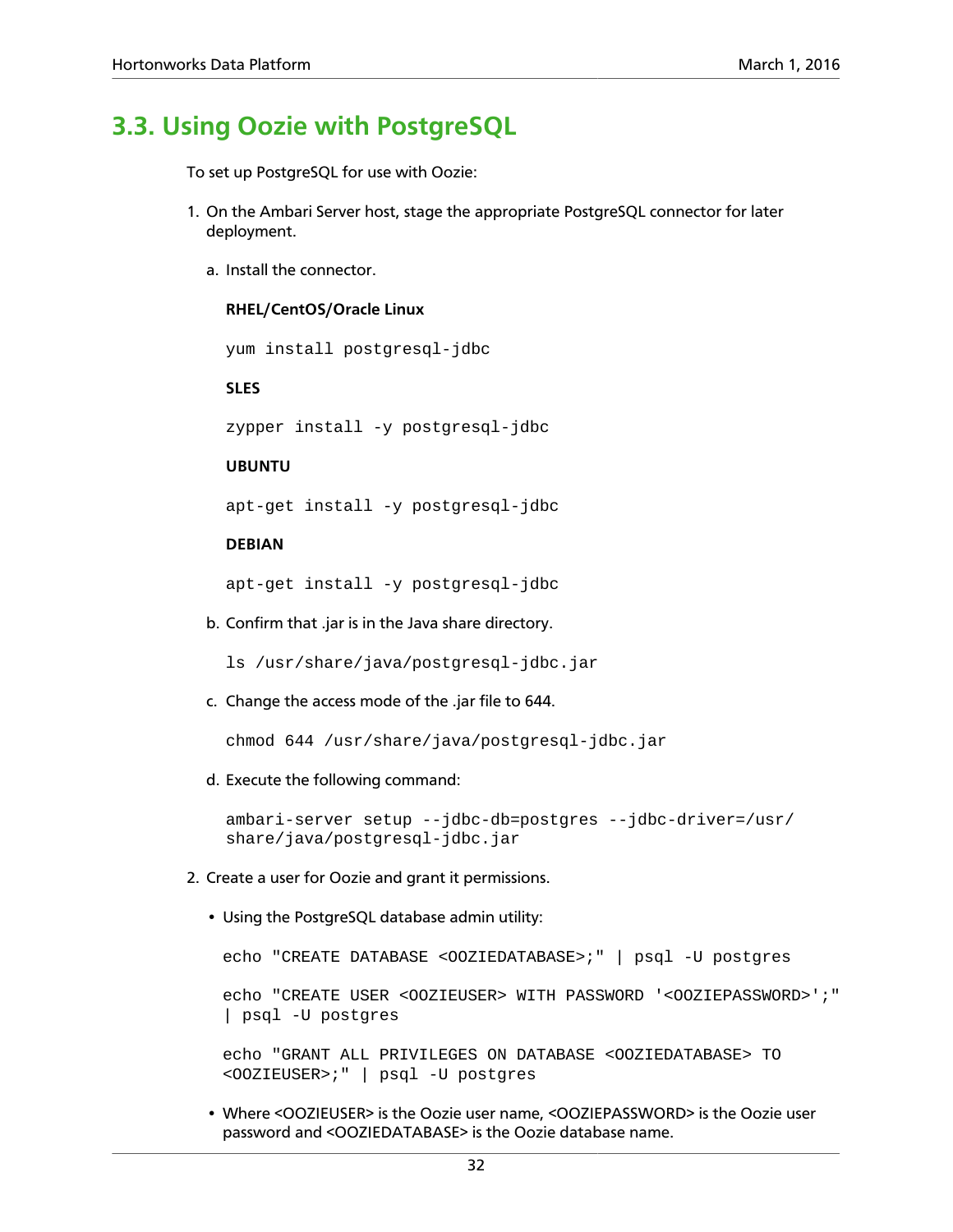## 3.3. Using Oozie with PostgreSQL

To set up PostgreSQL for use with Oozie:

1. On the Ambari Server host, stage the appropriate PostgreSQL connector for later deployment.

   a. Install the connector.

      **RHEL/CentOS/Oracle Linux**

      ```
      yum install postgresql-jdbc
      ```

      **SLES**

      ```
      zypper install -y postgresql-jdbc
      ```

      **UBUNTU**

      ```
      apt-get install -y postgresql-jdbc
      ```

      **DEBIAN**

      ```
      apt-get install -y postgresql-jdbc
      ```

   b. Confirm that .jar is in the Java share directory.

      ```
      ls /usr/share/java/postgresql-jdbc.jar
      ```

   c. Change the access mode of the .jar file to 644.

      ```
      chmod 644 /usr/share/java/postgresql-jdbc.jar
      ```

   d. Execute the following command:

      ```
      ambari-server setup --jdbc-db=postgres --jdbc-driver=/usr/
      share/java/postgresql-jdbc.jar
      ```

2. Create a user for Oozie and grant it permissions.

   - Using the PostgreSQL database admin utility:

     ```
     echo "CREATE DATABASE <OOZIEDATABASE>;" | psql -U postgres

     echo "CREATE USER <OOZIEUSER> WITH PASSWORD '<OOZIEPASSWORD>';"
     | psql -U postgres

     echo "GRANT ALL PRIVILEGES ON DATABASE <OOZIEDATABASE> TO
     <OOZIEUSER>;" | psql -U postgres
     ```

   - Where <OOZIEUSER> is the Oozie user name, <OOZIEPASSWORD> is the Oozie user password and <OOZIEDATABASE> is the Oozie database name.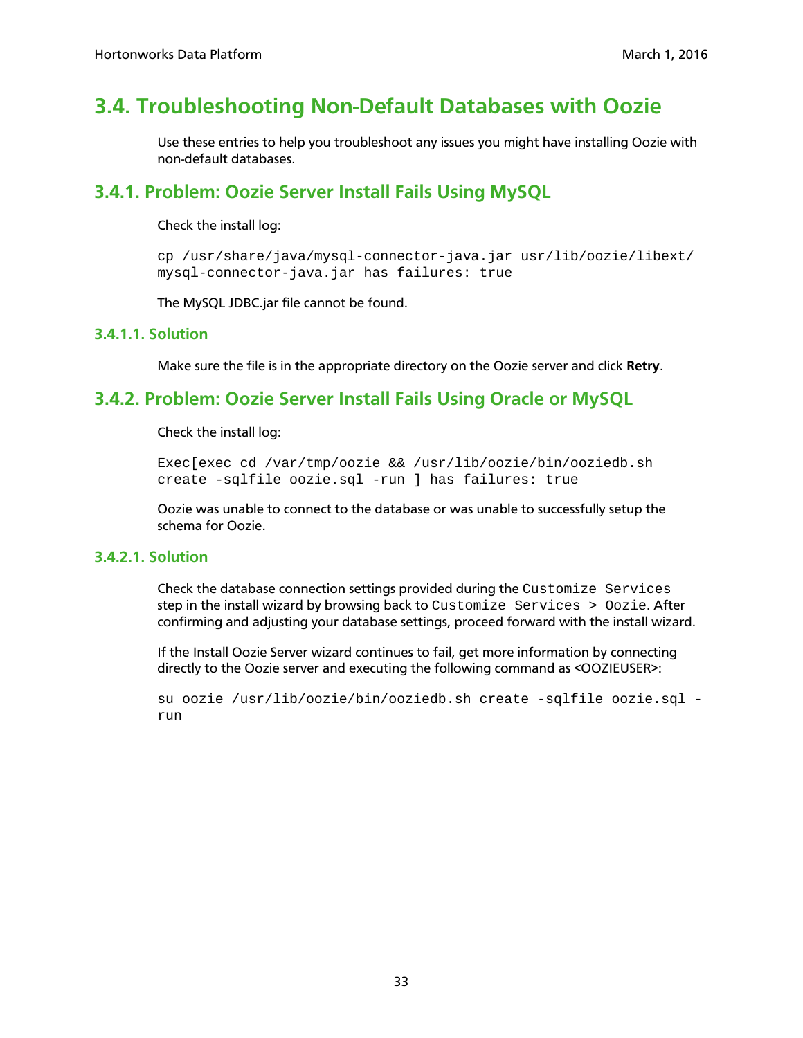## 3.4. Troubleshooting Non-Default Databases with Oozie

Use these entries to help you troubleshoot any issues you might have installing Oozie with non-default databases.

### 3.4.1. Problem: Oozie Server Install Fails Using MySQL

Check the install log:

```
cp /usr/share/java/mysql-connector-java.jar usr/lib/oozie/libext/
mysql-connector-java.jar has failures: true
```

The MySQL JDBC.jar file cannot be found.

#### 3.4.1.1. Solution

Make sure the file is in the appropriate directory on the Oozie server and click **Retry**.

### 3.4.2. Problem: Oozie Server Install Fails Using Oracle or MySQL

Check the install log:

```
Exec[exec cd /var/tmp/oozie && /usr/lib/oozie/bin/ooziedb.sh
create -sqlfile oozie.sql -run ] has failures: true
```

Oozie was unable to connect to the database or was unable to successfully setup the schema for Oozie.

#### 3.4.2.1. Solution

Check the database connection settings provided during the `Customize Services` step in the install wizard by browsing back to `Customize Services > Oozie`. After confirming and adjusting your database settings, proceed forward with the install wizard.

If the Install Oozie Server wizard continues to fail, get more information by connecting directly to the Oozie server and executing the following command as <OOZIEUSER>:

```
su oozie /usr/lib/oozie/bin/ooziedb.sh create -sqlfile oozie.sql -
run
```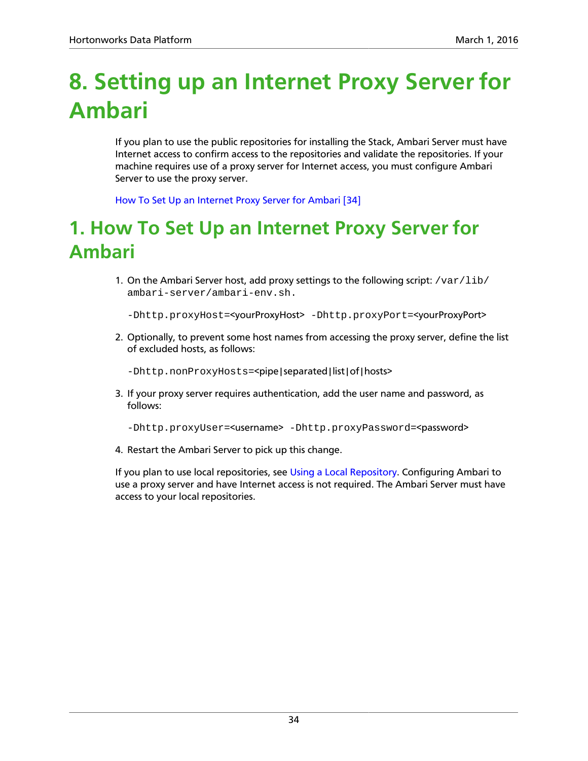# 8. Setting up an Internet Proxy Server for Ambari

If you plan to use the public repositories for installing the Stack, Ambari Server must have Internet access to confirm access to the repositories and validate the repositories. If your machine requires use of a proxy server for Internet access, you must configure Ambari Server to use the proxy server.

How To Set Up an Internet Proxy Server for Ambari [34]

# 1. How To Set Up an Internet Proxy Server for Ambari

1. On the Ambari Server host, add proxy settings to the following script: `/var/lib/ambari-server/ambari-env.sh.`

   `-Dhttp.proxyHost=<yourProxyHost> -Dhttp.proxyPort=<yourProxyPort>`

2. Optionally, to prevent some host names from accessing the proxy server, define the list of excluded hosts, as follows:

   `-Dhttp.nonProxyHosts=<pipe|separated|list|of|hosts>`

3. If your proxy server requires authentication, add the user name and password, as follows:

   `-Dhttp.proxyUser=<username> -Dhttp.proxyPassword=<password>`

4. Restart the Ambari Server to pick up this change.

If you plan to use local repositories, see Using a Local Repository. Configuring Ambari to use a proxy server and have Internet access is not required. The Ambari Server must have access to your local repositories.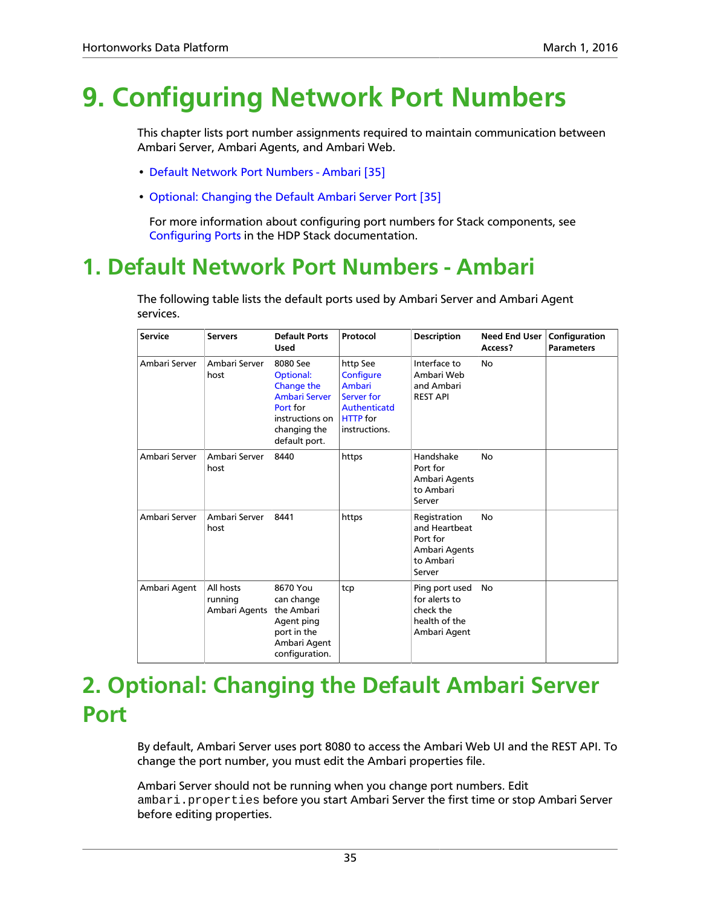# 9. Configuring Network Port Numbers

This chapter lists port number assignments required to maintain communication between Ambari Server, Ambari Agents, and Ambari Web.

- Default Network Port Numbers - Ambari [35]
- Optional: Changing the Default Ambari Server Port [35]

For more information about configuring port numbers for Stack components, see Configuring Ports in the HDP Stack documentation.

# 1. Default Network Port Numbers - Ambari

The following table lists the default ports used by Ambari Server and Ambari Agent services.

| Service | Servers | Default Ports Used | Protocol | Description | Need End User Access? | Configuration Parameters |
|---|---|---|---|---|---|---|
| Ambari Server | Ambari Server host | 8080 See Optional: Change the Ambari Server Port for instructions on changing the default port. | http See Configure Ambari Server for Authenticatd HTTP for instructions. | Interface to Ambari Web and Ambari REST API | No | |
| Ambari Server | Ambari Server host | 8440 | https | Handshake Port for Ambari Agents to Ambari Server | No | |
| Ambari Server | Ambari Server host | 8441 | https | Registration and Heartbeat Port for Ambari Agents to Ambari Server | No | |
| Ambari Agent | All hosts running Ambari Agents | 8670 You can change the Ambari Agent ping port in the Ambari Agent configuration. | tcp | Ping port used for alerts to check the health of the Ambari Agent | No | |

# 2. Optional: Changing the Default Ambari Server Port

By default, Ambari Server uses port 8080 to access the Ambari Web UI and the REST API. To change the port number, you must edit the Ambari properties file.

Ambari Server should not be running when you change port numbers. Edit `ambari.properties` before you start Ambari Server the first time or stop Ambari Server before editing properties.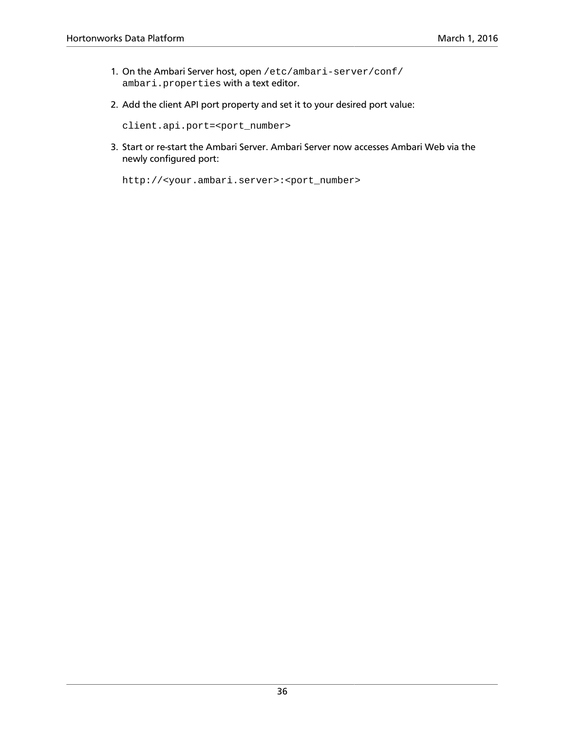1. On the Ambari Server host, open `/etc/ambari-server/conf/ambari.properties` with a text editor.
2. Add the client API port property and set it to your desired port value:

   ```
   client.api.port=<port_number>
   ```

3. Start or re-start the Ambari Server. Ambari Server now accesses Ambari Web via the newly configured port:

   ```
   http://<your.ambari.server>:<port_number>
   ```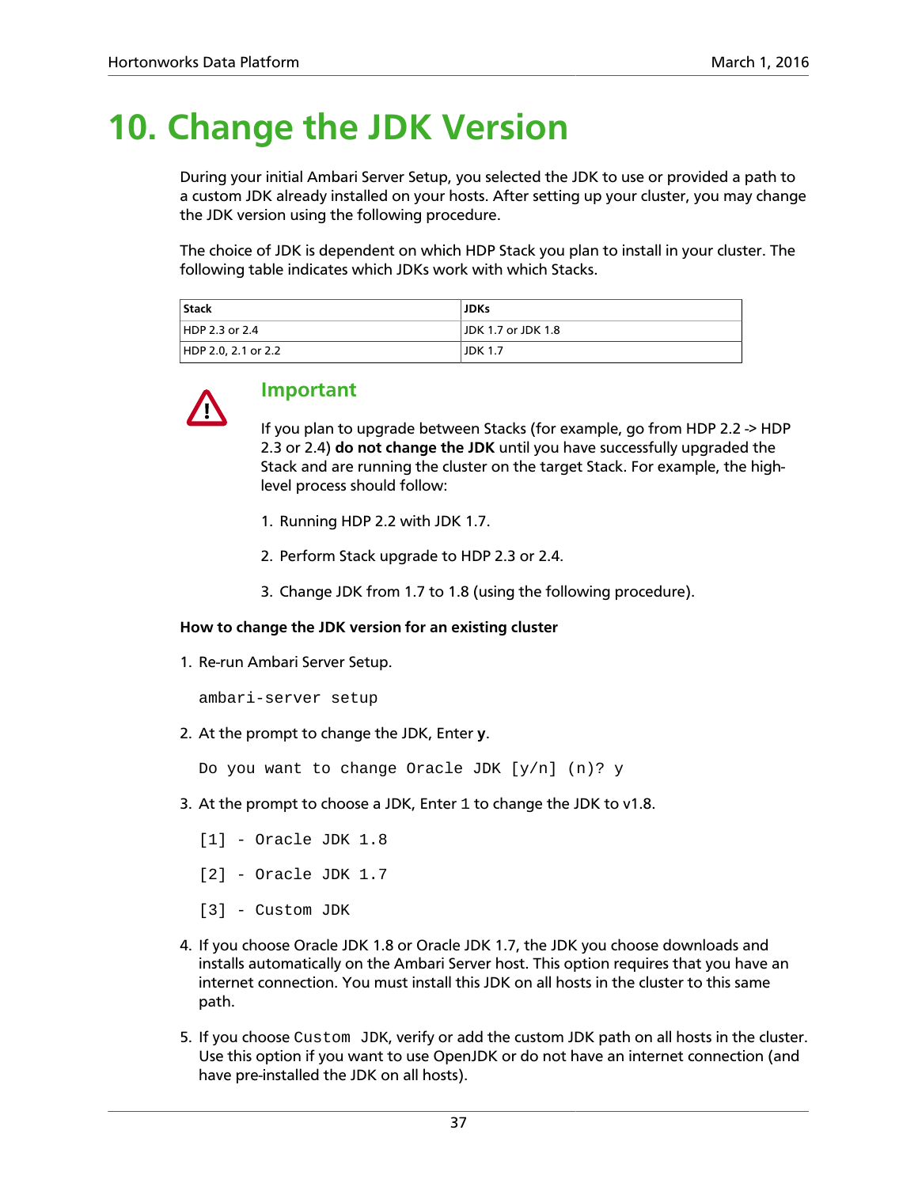# 10. Change the JDK Version

During your initial Ambari Server Setup, you selected the JDK to use or provided a path to a custom JDK already installed on your hosts. After setting up your cluster, you may change the JDK version using the following procedure.

The choice of JDK is dependent on which HDP Stack you plan to install in your cluster. The following table indicates which JDKs work with which Stacks.

| Stack | JDKs |
| --- | --- |
| HDP 2.3 or 2.4 | JDK 1.7 or JDK 1.8 |
| HDP 2.0, 2.1 or 2.2 | JDK 1.7 |

## Important

If you plan to upgrade between Stacks (for example, go from HDP 2.2 -> HDP 2.3 or 2.4) **do not change the JDK** until you have successfully upgraded the Stack and are running the cluster on the target Stack. For example, the high-level process should follow:

1. Running HDP 2.2 with JDK 1.7.
2. Perform Stack upgrade to HDP 2.3 or 2.4.
3. Change JDK from 1.7 to 1.8 (using the following procedure).

**How to change the JDK version for an existing cluster**

1. Re-run Ambari Server Setup.

   ```
   ambari-server setup
   ```

2. At the prompt to change the JDK, Enter **y**.

   ```
   Do you want to change Oracle JDK [y/n] (n)? y
   ```

3. At the prompt to choose a JDK, Enter `1` to change the JDK to v1.8.

   ```
   [1] - Oracle JDK 1.8
   [2] - Oracle JDK 1.7
   [3] - Custom JDK
   ```

4. If you choose Oracle JDK 1.8 or Oracle JDK 1.7, the JDK you choose downloads and installs automatically on the Ambari Server host. This option requires that you have an internet connection. You must install this JDK on all hosts in the cluster to this same path.

5. If you choose `Custom JDK`, verify or add the custom JDK path on all hosts in the cluster. Use this option if you want to use OpenJDK or do not have an internet connection (and have pre-installed the JDK on all hosts).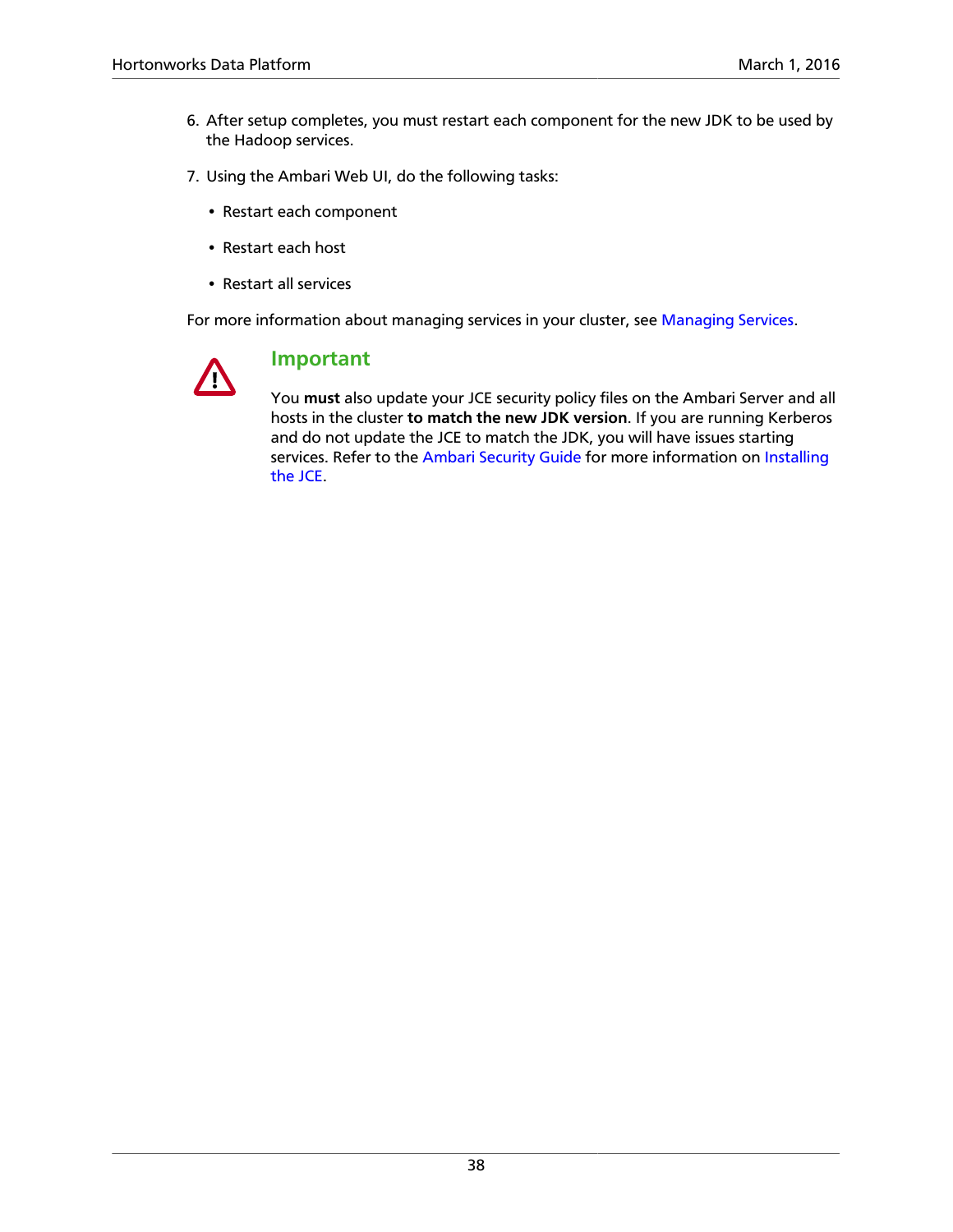6. After setup completes, you must restart each component for the new JDK to be used by the Hadoop services.

7. Using the Ambari Web UI, do the following tasks:

    - Restart each component
    - Restart each host
    - Restart all services

For more information about managing services in your cluster, see Managing Services.

> **Important**
>
> You **must** also update your JCE security policy files on the Ambari Server and all hosts in the cluster **to match the new JDK version**. If you are running Kerberos and do not update the JCE to match the JDK, you will have issues starting services. Refer to the Ambari Security Guide for more information on Installing the JCE.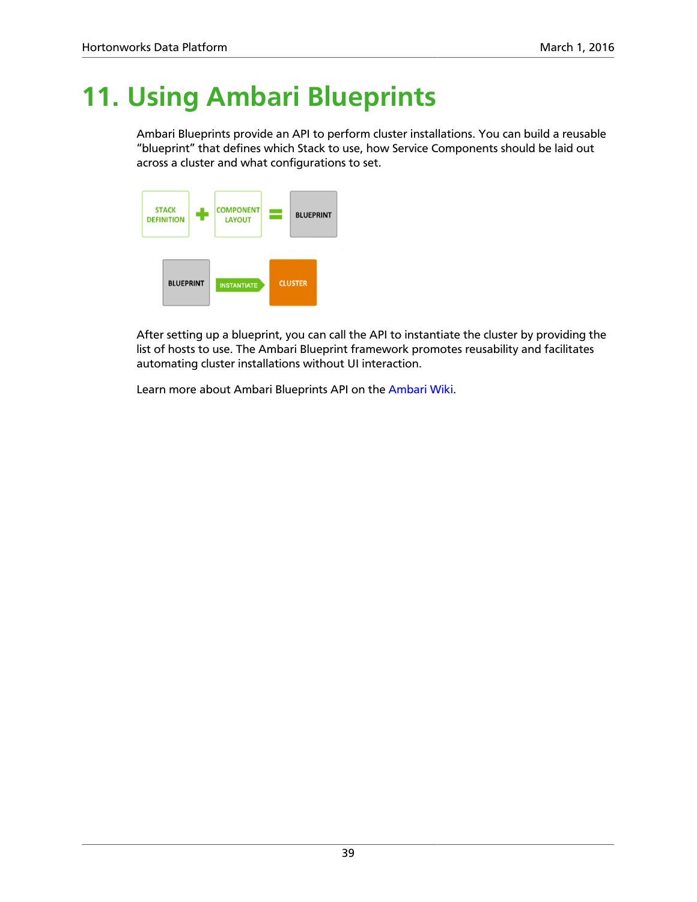# 11. Using Ambari Blueprints

Ambari Blueprints provide an API to perform cluster installations. You can build a reusable "blueprint" that defines which Stack to use, how Service Components should be laid out across a cluster and what configurations to set.

STACK DEFINITION + COMPONENT LAYOUT = BLUEPRINT

BLUEPRINT → INSTANTIATE → CLUSTER

After setting up a blueprint, you can call the API to instantiate the cluster by providing the list of hosts to use. The Ambari Blueprint framework promotes reusability and facilitates automating cluster installations without UI interaction.

Learn more about Ambari Blueprints API on the Ambari Wiki.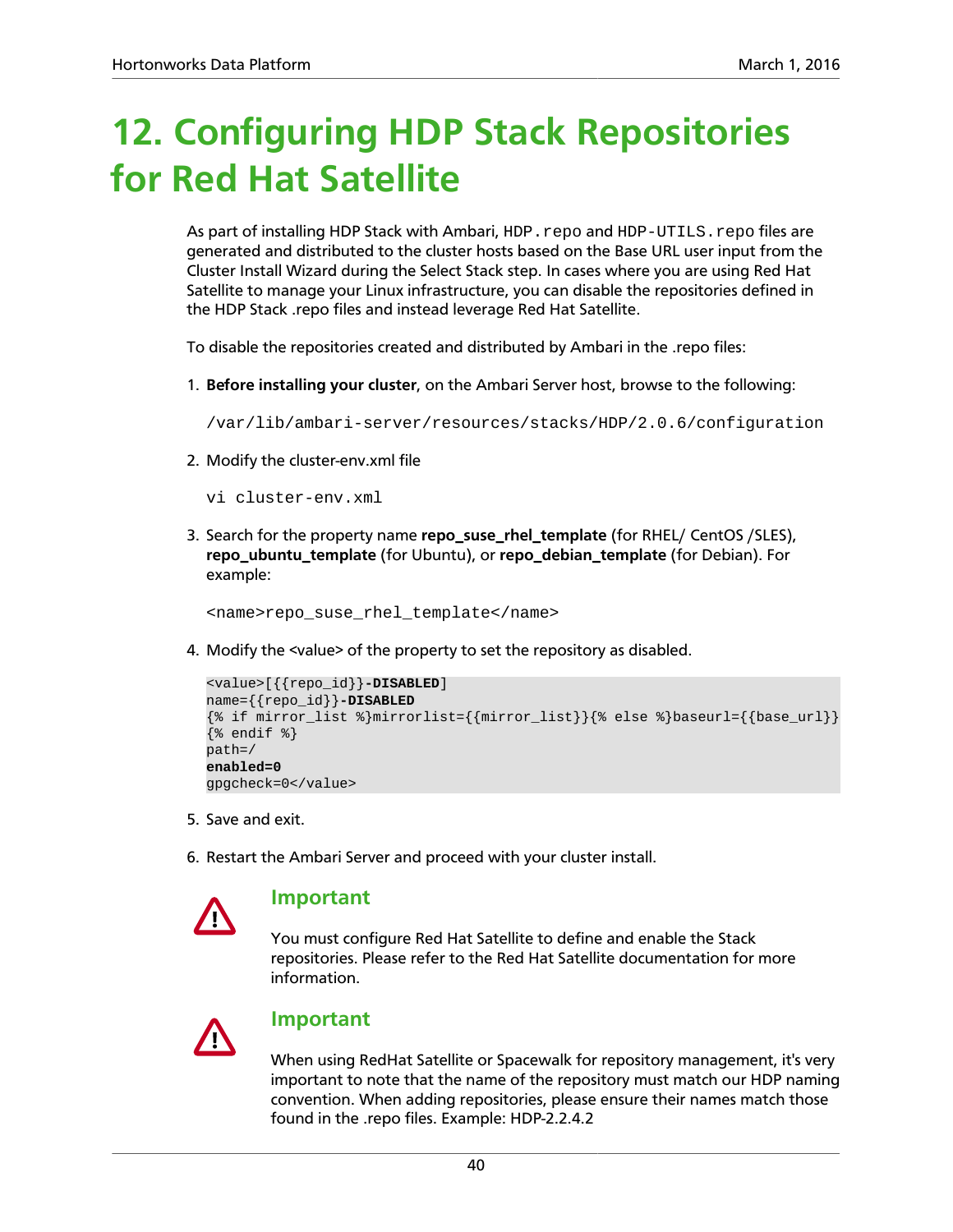# 12. Configuring HDP Stack Repositories for Red Hat Satellite

As part of installing HDP Stack with Ambari, `HDP.repo` and `HDP-UTILS.repo` files are generated and distributed to the cluster hosts based on the Base URL user input from the Cluster Install Wizard during the Select Stack step. In cases where you are using Red Hat Satellite to manage your Linux infrastructure, you can disable the repositories defined in the HDP Stack .repo files and instead leverage Red Hat Satellite.

To disable the repositories created and distributed by Ambari in the .repo files:

1. **Before installing your cluster**, on the Ambari Server host, browse to the following:

   ```
   /var/lib/ambari-server/resources/stacks/HDP/2.0.6/configuration
   ```

2. Modify the cluster-env.xml file

   ```
   vi cluster-env.xml
   ```

3. Search for the property name **repo_suse_rhel_template** (for RHEL/ CentOS /SLES), **repo_ubuntu_template** (for Ubuntu), or **repo_debian_template** (for Debian). For example:

   ```
   <name>repo_suse_rhel_template</name>
   ```

4. Modify the <value> of the property to set the repository as disabled.

   ```
   <value>[{{repo_id}}-DISABLED]
   name={{repo_id}}-DISABLED
   {% if mirror_list %}mirrorlist={{mirror_list}}{% else %}baseurl={{base_url}}
   {% endif %}
   path=/
   enabled=0
   gpgcheck=0</value>
   ```

5. Save and exit.

6. Restart the Ambari Server and proceed with your cluster install.

### Important

You must configure Red Hat Satellite to define and enable the Stack repositories. Please refer to the Red Hat Satellite documentation for more information.

### Important

When using RedHat Satellite or Spacewalk for repository management, it's very important to note that the name of the repository must match our HDP naming convention. When adding repositories, please ensure their names match those found in the .repo files. Example: HDP-2.2.4.2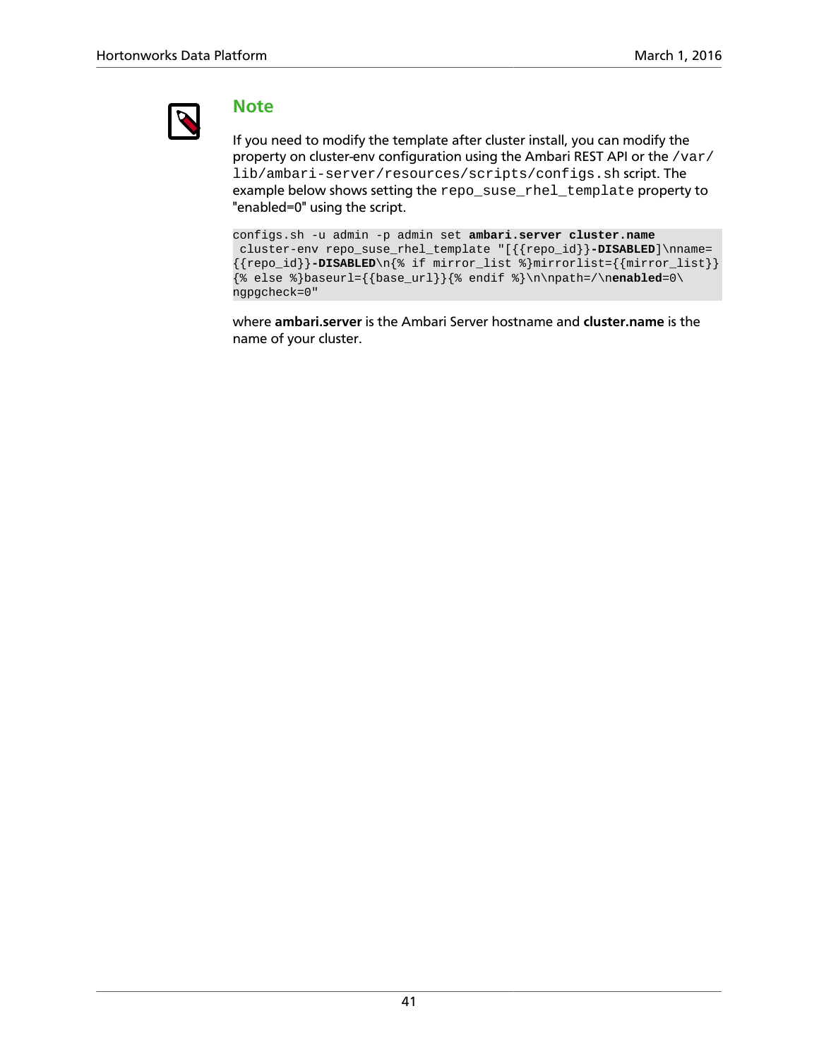> **Note**
>
> If you need to modify the template after cluster install, you can modify the property on cluster-env configuration using the Ambari REST API or the `/var/lib/ambari-server/resources/scripts/configs.sh` script. The example below shows setting the `repo_suse_rhel_template` property to "enabled=0" using the script.
>
> ```
> configs.sh -u admin -p admin set ambari.server cluster.name
>  cluster-env repo_suse_rhel_template "[{{repo_id}}-DISABLED]\nname=
> {{repo_id}}-DISABLED\n{% if mirror_list %}mirrorlist={{mirror_list}}
> {% else %}baseurl={{base_url}}{% endif %}\n\npath=/\nenabled=0\
> ngpgcheck=0"
> ```
>
> where **ambari.server** is the Ambari Server hostname and **cluster.name** is the name of your cluster.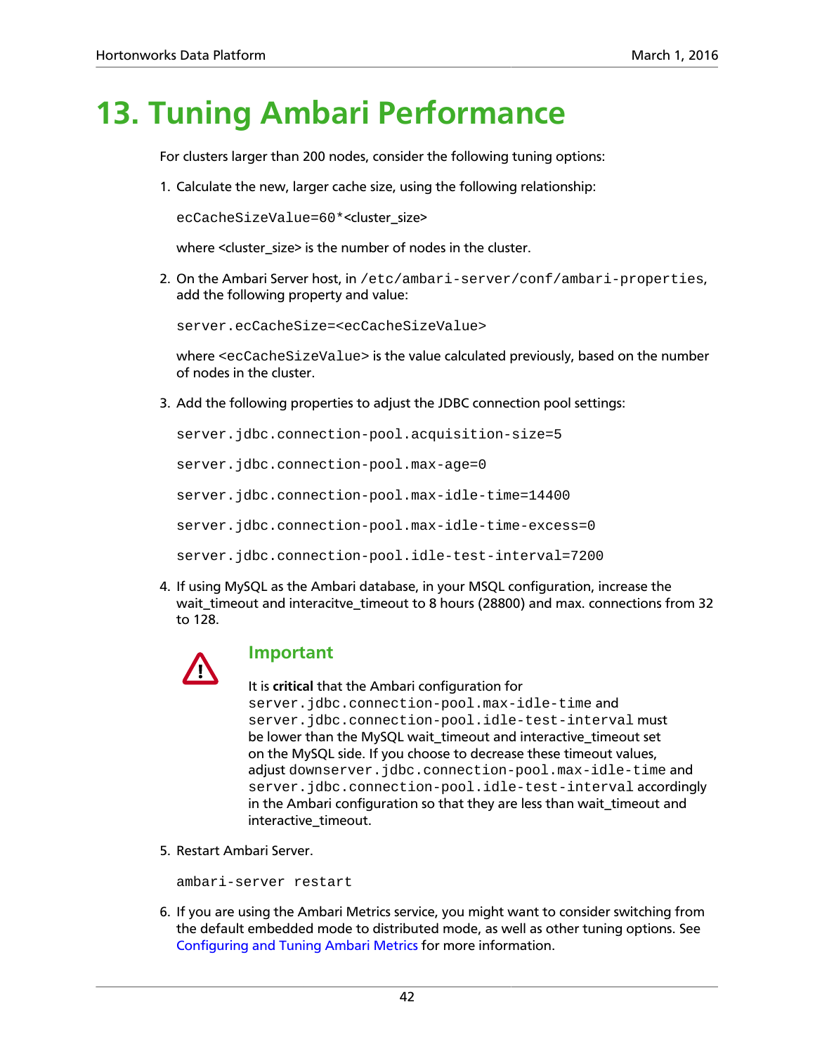# 13. Tuning Ambari Performance

For clusters larger than 200 nodes, consider the following tuning options:

1. Calculate the new, larger cache size, using the following relationship:

   ```
   ecCacheSizeValue=60*<cluster_size>
   ```

   where <cluster_size> is the number of nodes in the cluster.

2. On the Ambari Server host, in `/etc/ambari-server/conf/ambari-properties`, add the following property and value:

   ```
   server.ecCacheSize=<ecCacheSizeValue>
   ```

   where `<ecCacheSizeValue>` is the value calculated previously, based on the number of nodes in the cluster.

3. Add the following properties to adjust the JDBC connection pool settings:

   ```
   server.jdbc.connection-pool.acquisition-size=5

   server.jdbc.connection-pool.max-age=0

   server.jdbc.connection-pool.max-idle-time=14400

   server.jdbc.connection-pool.max-idle-time-excess=0

   server.jdbc.connection-pool.idle-test-interval=7200
   ```

4. If using MySQL as the Ambari database, in your MSQL configuration, increase the wait_timeout and interacitve_timeout to 8 hours (28800) and max. connections from 32 to 128.

   > **Important**
   >
   > It is **critical** that the Ambari configuration for `server.jdbc.connection-pool.max-idle-time` and `server.jdbc.connection-pool.idle-test-interval` must be lower than the MySQL wait_timeout and interactive_timeout set on the MySQL side. If you choose to decrease these timeout values, adjust down`server.jdbc.connection-pool.max-idle-time` and `server.jdbc.connection-pool.idle-test-interval` accordingly in the Ambari configuration so that they are less than wait_timeout and interactive_timeout.

5. Restart Ambari Server.

   ```
   ambari-server restart
   ```

6. If you are using the Ambari Metrics service, you might want to consider switching from the default embedded mode to distributed mode, as well as other tuning options. See Configuring and Tuning Ambari Metrics for more information.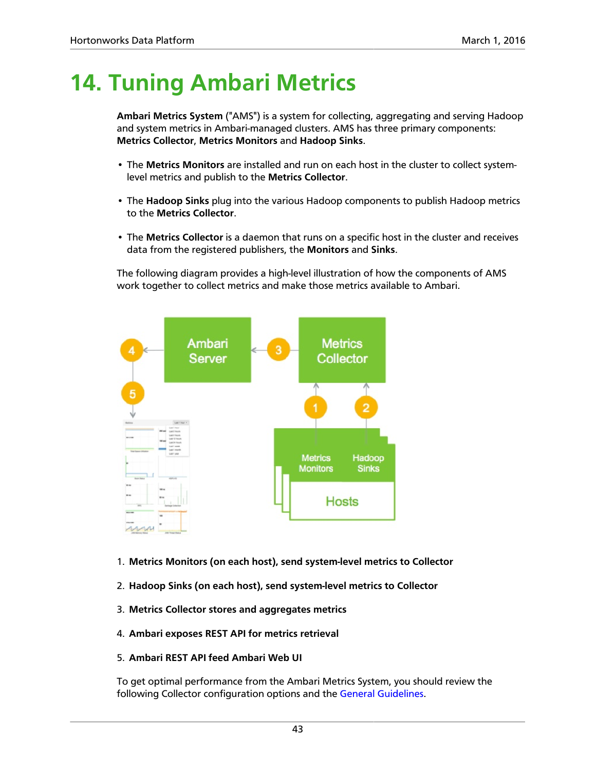# 14. Tuning Ambari Metrics

**Ambari Metrics System** ("AMS") is a system for collecting, aggregating and serving Hadoop and system metrics in Ambari-managed clusters. AMS has three primary components: **Metrics Collector**, **Metrics Monitors** and **Hadoop Sinks**.

- The **Metrics Monitors** are installed and run on each host in the cluster to collect system-level metrics and publish to the **Metrics Collector**.
- The **Hadoop Sinks** plug into the various Hadoop components to publish Hadoop metrics to the **Metrics Collector**.
- The **Metrics Collector** is a daemon that runs on a specific host in the cluster and receives data from the registered publishers, the **Monitors** and **Sinks**.

The following diagram provides a high-level illustration of how the components of AMS work together to collect metrics and make those metrics available to Ambari.

1. **Metrics Monitors (on each host), send system-level metrics to Collector**
2. **Hadoop Sinks (on each host), send system-level metrics to Collector**
3. **Metrics Collector stores and aggregates metrics**
4. **Ambari exposes REST API for metrics retrieval**
5. **Ambari REST API feed Ambari Web UI**

To get optimal performance from the Ambari Metrics System, you should review the following Collector configuration options and the General Guidelines.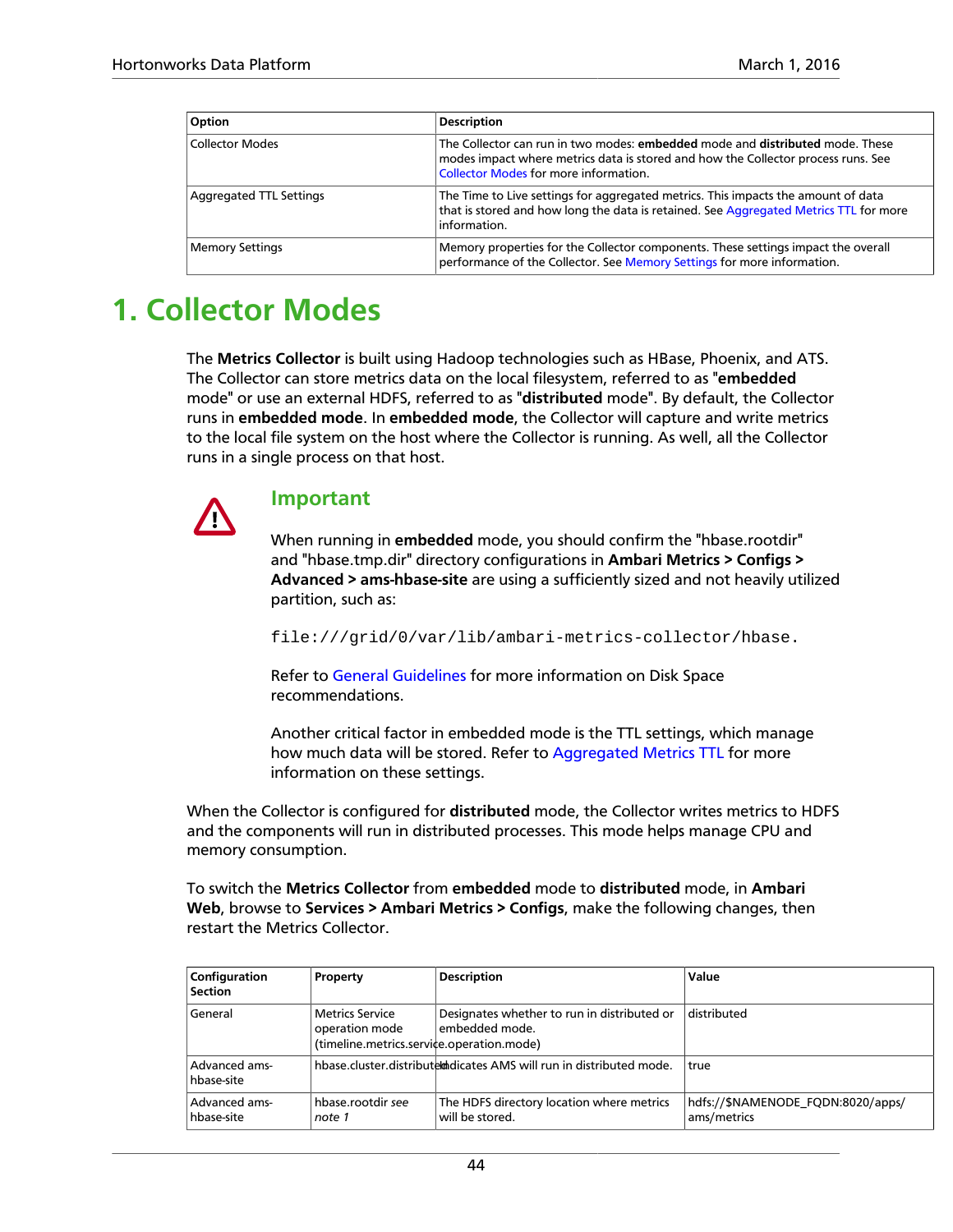| Option | Description |
| --- | --- |
| Collector Modes | The Collector can run in two modes: **embedded** mode and **distributed** mode. These modes impact where metrics data is stored and how the Collector process runs. See Collector Modes for more information. |
| Aggregated TTL Settings | The Time to Live settings for aggregated metrics. This impacts the amount of data that is stored and how long the data is retained. See Aggregated Metrics TTL for more information. |
| Memory Settings | Memory properties for the Collector components. These settings impact the overall performance of the Collector. See Memory Settings for more information. |

# 1. Collector Modes

The **Metrics Collector** is built using Hadoop technologies such as HBase, Phoenix, and ATS. The Collector can store metrics data on the local filesystem, referred to as "**embedded** mode" or use an external HDFS, referred to as "**distributed** mode". By default, the Collector runs in **embedded mode**. In **embedded mode**, the Collector will capture and write metrics to the local file system on the host where the Collector is running. As well, all the Collector runs in a single process on that host.

> **Important**
>
> When running in **embedded** mode, you should confirm the "hbase.rootdir" and "hbase.tmp.dir" directory configurations in **Ambari Metrics > Configs > Advanced > ams-hbase-site** are using a sufficiently sized and not heavily utilized partition, such as:
>
> ```
> file:///grid/0/var/lib/ambari-metrics-collector/hbase.
> ```
>
> Refer to General Guidelines for more information on Disk Space recommendations.
>
> Another critical factor in embedded mode is the TTL settings, which manage how much data will be stored. Refer to Aggregated Metrics TTL for more information on these settings.

When the Collector is configured for **distributed** mode, the Collector writes metrics to HDFS and the components will run in distributed processes. This mode helps manage CPU and memory consumption.

To switch the **Metrics Collector** from **embedded** mode to **distributed** mode, in **Ambari Web**, browse to **Services > Ambari Metrics > Configs**, make the following changes, then restart the Metrics Collector.

| Configuration Section | Property | Description | Value |
| --- | --- | --- | --- |
| General | Metrics Service operation mode (timeline.metrics.service.operation.mode) | Designates whether to run in distributed or embedded mode. | distributed |
| Advanced ams-hbase-site | hbase.cluster.distributed | Indicates AMS will run in distributed mode. | true |
| Advanced ams-hbase-site | hbase.rootdir *see note 1* | The HDFS directory location where metrics will be stored. | hdfs://$NAMENODE_FQDN:8020/apps/ams/metrics |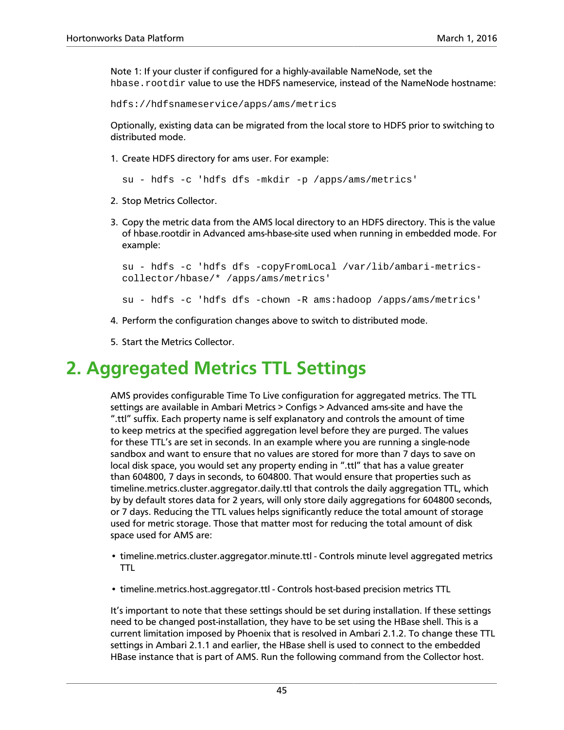Note 1: If your cluster if configured for a highly-available NameNode, set the `hbase.rootdir` value to use the HDFS nameservice, instead of the NameNode hostname:

```
hdfs://hdfsnameservice/apps/ams/metrics
```

Optionally, existing data can be migrated from the local store to HDFS prior to switching to distributed mode.

1. Create HDFS directory for ams user. For example:

   ```
   su - hdfs -c 'hdfs dfs -mkdir -p /apps/ams/metrics'
   ```

2. Stop Metrics Collector.

3. Copy the metric data from the AMS local directory to an HDFS directory. This is the value of hbase.rootdir in Advanced ams-hbase-site used when running in embedded mode. For example:

   ```
   su - hdfs -c 'hdfs dfs -copyFromLocal /var/lib/ambari-metrics-collector/hbase/* /apps/ams/metrics'
   ```

   ```
   su - hdfs -c 'hdfs dfs -chown -R ams:hadoop /apps/ams/metrics'
   ```

4. Perform the configuration changes above to switch to distributed mode.

5. Start the Metrics Collector.

# 2. Aggregated Metrics TTL Settings

AMS provides configurable Time To Live configuration for aggregated metrics. The TTL settings are available in Ambari Metrics > Configs > Advanced ams-site and have the ".ttl" suffix. Each property name is self explanatory and controls the amount of time to keep metrics at the specified aggregation level before they are purged. The values for these TTL's are set in seconds. In an example where you are running a single-node sandbox and want to ensure that no values are stored for more than 7 days to save on local disk space, you would set any property ending in ".ttl" that has a value greater than 604800, 7 days in seconds, to 604800. That would ensure that properties such as timeline.metrics.cluster.aggregator.daily.ttl that controls the daily aggregation TTL, which by by default stores data for 2 years, will only store daily aggregations for 604800 seconds, or 7 days. Reducing the TTL values helps significantly reduce the total amount of storage used for metric storage. Those that matter most for reducing the total amount of disk space used for AMS are:

- timeline.metrics.cluster.aggregator.minute.ttl - Controls minute level aggregated metrics TTL
- timeline.metrics.host.aggregator.ttl - Controls host-based precision metrics TTL

It's important to note that these settings should be set during installation. If these settings need to be changed post-installation, they have to be set using the HBase shell. This is a current limitation imposed by Phoenix that is resolved in Ambari 2.1.2. To change these TTL settings in Ambari 2.1.1 and earlier, the HBase shell is used to connect to the embedded HBase instance that is part of AMS. Run the following command from the Collector host.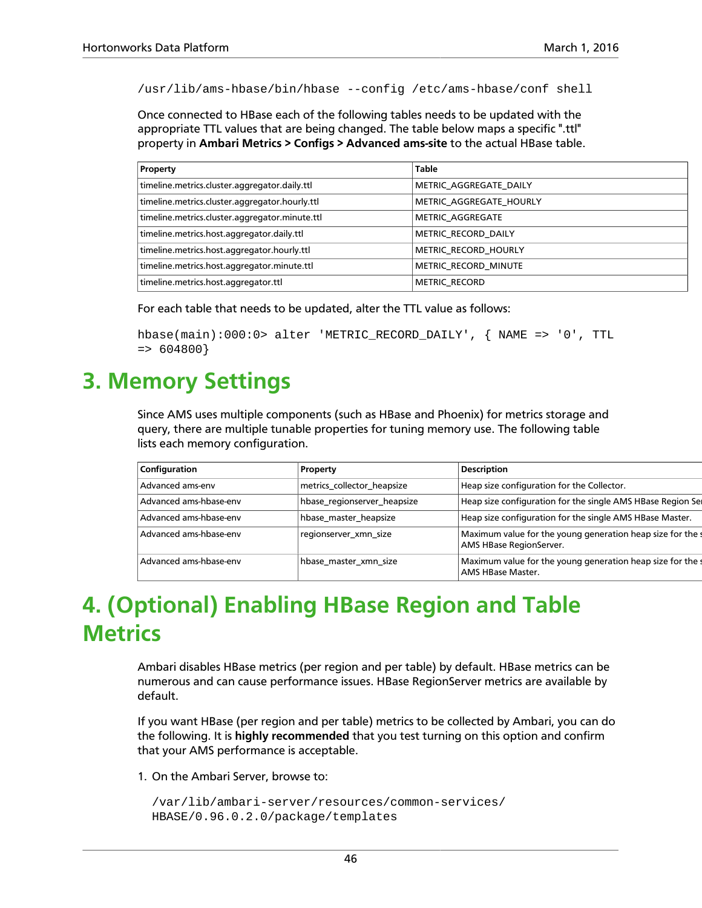```
/usr/lib/ams-hbase/bin/hbase --config /etc/ams-hbase/conf shell
```

Once connected to HBase each of the following tables needs to be updated with the appropriate TTL values that are being changed. The table below maps a specific ".ttl" property in **Ambari Metrics > Configs > Advanced ams-site** to the actual HBase table.

| Property | Table |
| --- | --- |
| timeline.metrics.cluster.aggregator.daily.ttl | METRIC_AGGREGATE_DAILY |
| timeline.metrics.cluster.aggregator.hourly.ttl | METRIC_AGGREGATE_HOURLY |
| timeline.metrics.cluster.aggregator.minute.ttl | METRIC_AGGREGATE |
| timeline.metrics.host.aggregator.daily.ttl | METRIC_RECORD_DAILY |
| timeline.metrics.host.aggregator.hourly.ttl | METRIC_RECORD_HOURLY |
| timeline.metrics.host.aggregator.minute.ttl | METRIC_RECORD_MINUTE |
| timeline.metrics.host.aggregator.ttl | METRIC_RECORD |

For each table that needs to be updated, alter the TTL value as follows:

```
hbase(main):000:0> alter 'METRIC_RECORD_DAILY', { NAME => '0', TTL
=> 604800}
```

# 3. Memory Settings

Since AMS uses multiple components (such as HBase and Phoenix) for metrics storage and query, there are multiple tunable properties for tuning memory use. The following table lists each memory configuration.

| Configuration | Property | Description |
| --- | --- | --- |
| Advanced ams-env | metrics_collector_heapsize | Heap size configuration for the Collector. |
| Advanced ams-hbase-env | hbase_regionserver_heapsize | Heap size configuration for the single AMS HBase Region Se |
| Advanced ams-hbase-env | hbase_master_heapsize | Heap size configuration for the single AMS HBase Master. |
| Advanced ams-hbase-env | regionserver_xmn_size | Maximum value for the young generation heap size for the s AMS HBase RegionServer. |
| Advanced ams-hbase-env | hbase_master_xmn_size | Maximum value for the young generation heap size for the s AMS HBase Master. |

# 4. (Optional) Enabling HBase Region and Table Metrics

Ambari disables HBase metrics (per region and per table) by default. HBase metrics can be numerous and can cause performance issues. HBase RegionServer metrics are available by default.

If you want HBase (per region and per table) metrics to be collected by Ambari, you can do the following. It is **highly recommended** that you test turning on this option and confirm that your AMS performance is acceptable.

1. On the Ambari Server, browse to:

   ```
   /var/lib/ambari-server/resources/common-services/
   HBASE/0.96.0.2.0/package/templates
   ```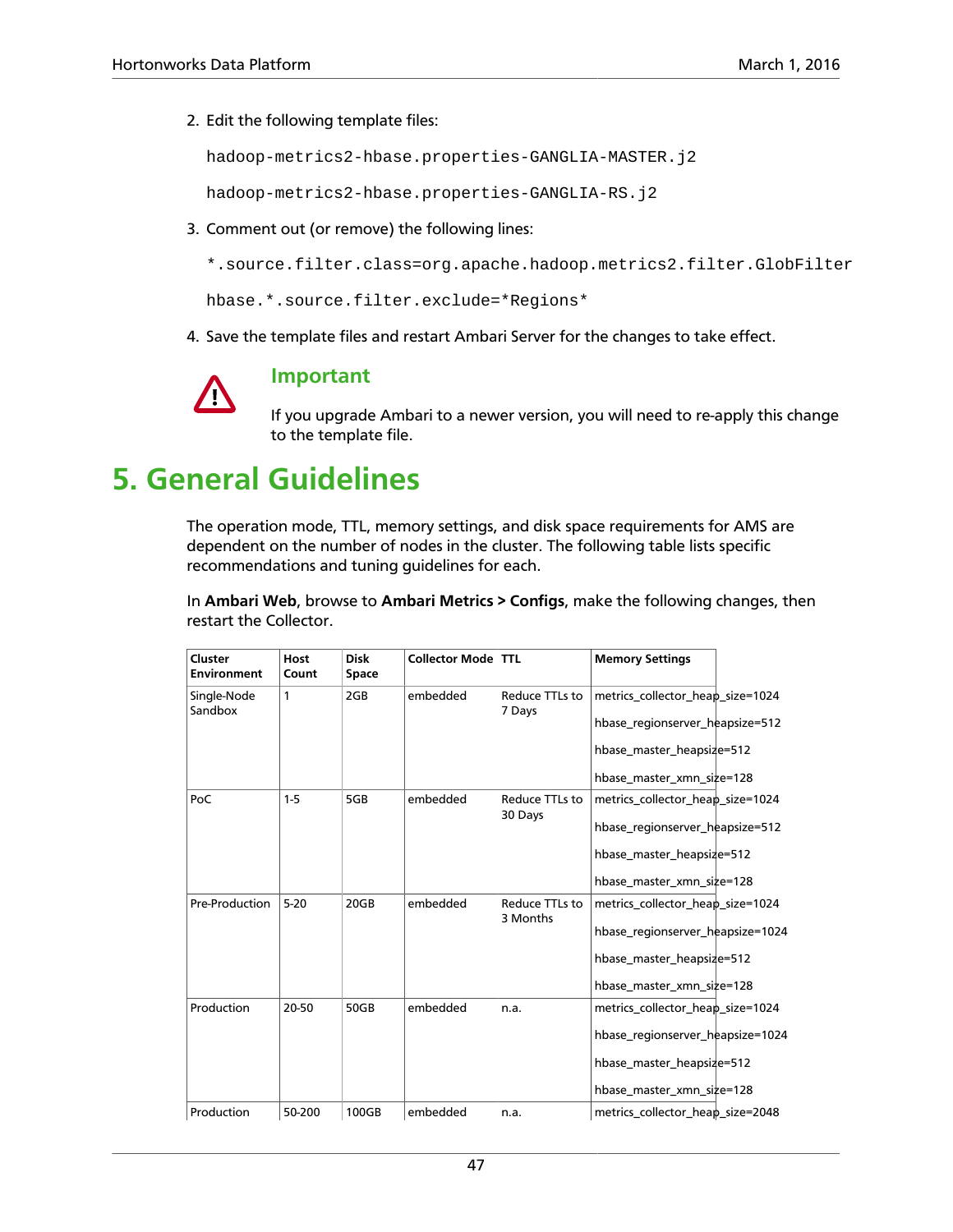2. Edit the following template files:

   ```
   hadoop-metrics2-hbase.properties-GANGLIA-MASTER.j2
   ```

   ```
   hadoop-metrics2-hbase.properties-GANGLIA-RS.j2
   ```

3. Comment out (or remove) the following lines:

   ```
   *.source.filter.class=org.apache.hadoop.metrics2.filter.GlobFilter
   ```

   ```
   hbase.*.source.filter.exclude=*Regions*
   ```

4. Save the template files and restart Ambari Server for the changes to take effect.

> **Important**
>
> If you upgrade Ambari to a newer version, you will need to re-apply this change to the template file.

# 5. General Guidelines

The operation mode, TTL, memory settings, and disk space requirements for AMS are dependent on the number of nodes in the cluster. The following table lists specific recommendations and tuning guidelines for each.

In **Ambari Web**, browse to **Ambari Metrics > Configs**, make the following changes, then restart the Collector.

| Cluster Environment | Host Count | Disk Space | Collector Mode | TTL | Memory Settings |
|---|---|---|---|---|---|
| Single-Node Sandbox | 1 | 2GB | embedded | Reduce TTLs to 7 Days | metrics_collector_heap_size=1024<br>hbase_regionserver_heapsize=512<br>hbase_master_heapsize=512<br>hbase_master_xmn_size=128 |
| PoC | 1-5 | 5GB | embedded | Reduce TTLs to 30 Days | metrics_collector_heap_size=1024<br>hbase_regionserver_heapsize=512<br>hbase_master_heapsize=512<br>hbase_master_xmn_size=128 |
| Pre-Production | 5-20 | 20GB | embedded | Reduce TTLs to 3 Months | metrics_collector_heap_size=1024<br>hbase_regionserver_heapsize=1024<br>hbase_master_heapsize=512<br>hbase_master_xmn_size=128 |
| Production | 20-50 | 50GB | embedded | n.a. | metrics_collector_heap_size=1024<br>hbase_regionserver_heapsize=1024<br>hbase_master_heapsize=512<br>hbase_master_xmn_size=128 |
| Production | 50-200 | 100GB | embedded | n.a. | metrics_collector_heap_size=2048 |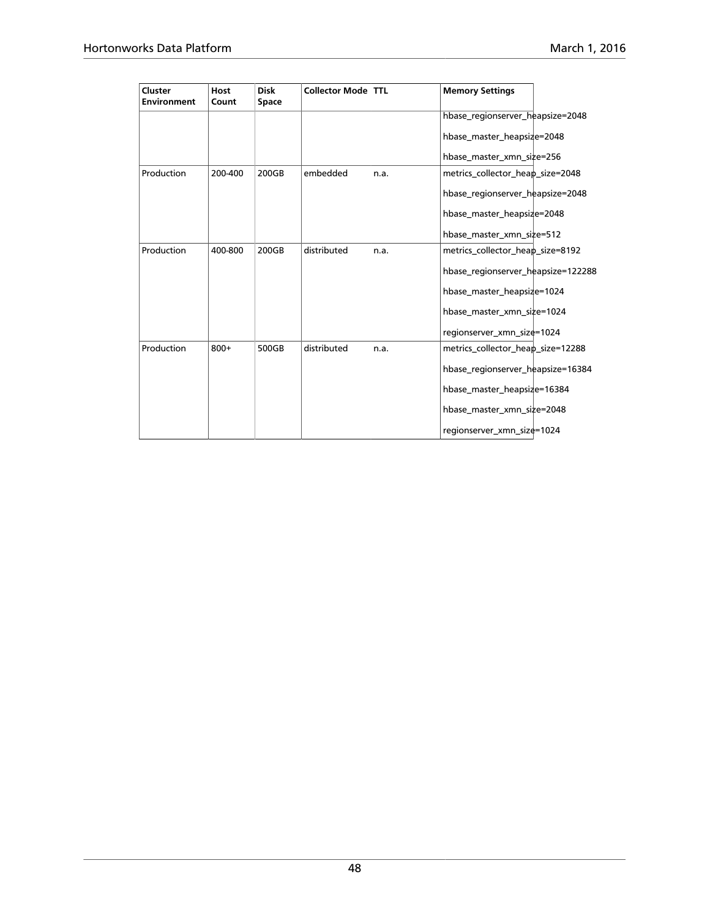| Cluster Environment | Host Count | Disk Space | Collector Mode | TTL | Memory Settings |
|---|---|---|---|---|---|
| | | | | | hbase_regionserver_heapsize=2048<br><br>hbase_master_heapsize=2048<br><br>hbase_master_xmn_size=256 |
| Production | 200-400 | 200GB | embedded | n.a. | metrics_collector_heap_size=2048<br><br>hbase_regionserver_heapsize=2048<br><br>hbase_master_heapsize=2048<br><br>hbase_master_xmn_size=512 |
| Production | 400-800 | 200GB | distributed | n.a. | metrics_collector_heap_size=8192<br><br>hbase_regionserver_heapsize=122288<br><br>hbase_master_heapsize=1024<br><br>hbase_master_xmn_size=1024<br><br>regionserver_xmn_size=1024 |
| Production | 800+ | 500GB | distributed | n.a. | metrics_collector_heap_size=12288<br><br>hbase_regionserver_heapsize=16384<br><br>hbase_master_heapsize=16384<br><br>hbase_master_xmn_size=2048<br><br>regionserver_xmn_size=1024 |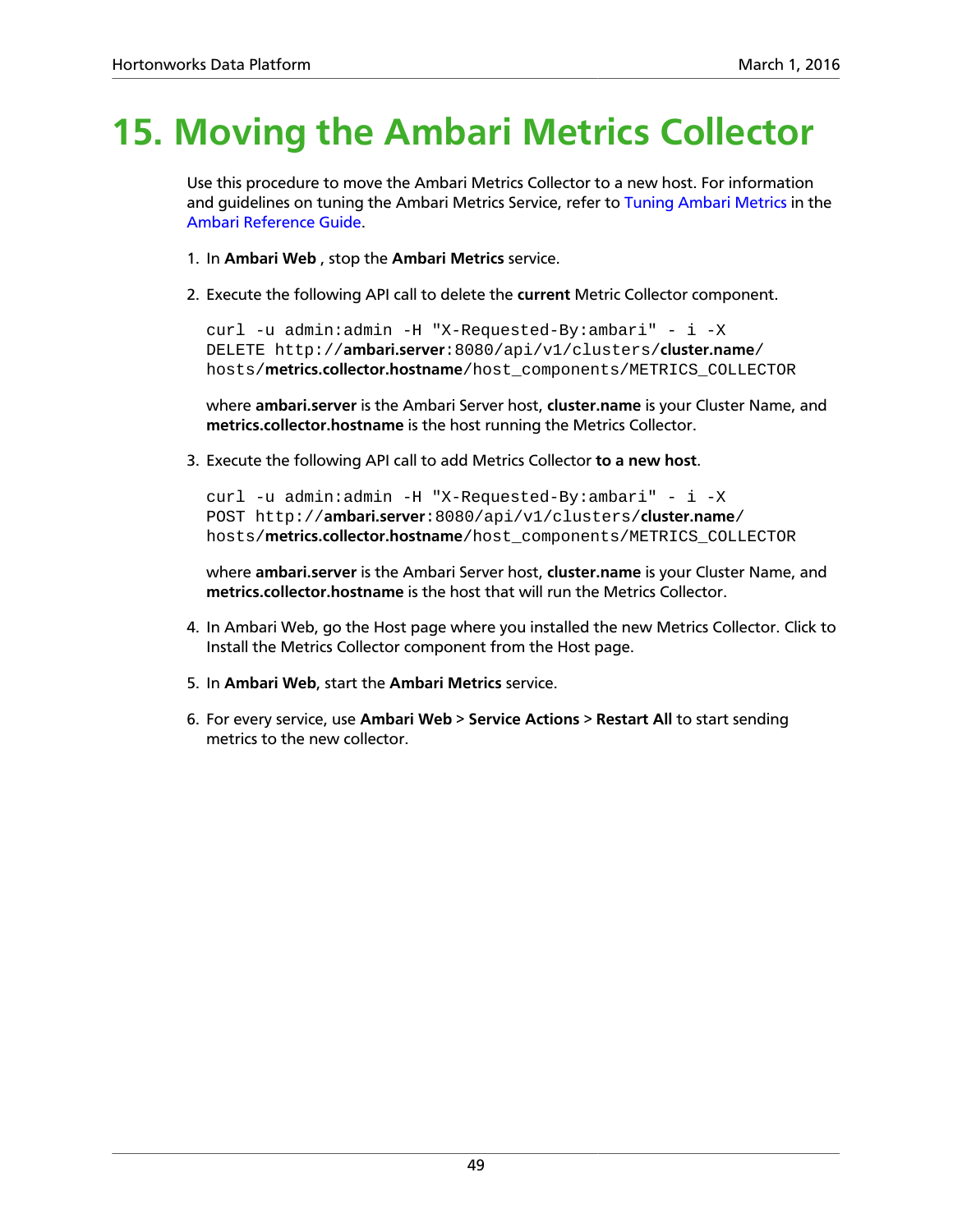# 15. Moving the Ambari Metrics Collector

Use this procedure to move the Ambari Metrics Collector to a new host. For information and guidelines on tuning the Ambari Metrics Service, refer to Tuning Ambari Metrics in the Ambari Reference Guide.

1. In **Ambari Web** , stop the **Ambari Metrics** service.

2. Execute the following API call to delete the **current** Metric Collector component.

   ```
   curl -u admin:admin -H "X-Requested-By:ambari" - i -X
   DELETE http://ambari.server:8080/api/v1/clusters/cluster.name/
   hosts/metrics.collector.hostname/host_components/METRICS_COLLECTOR
   ```

   where **ambari.server** is the Ambari Server host, **cluster.name** is your Cluster Name, and **metrics.collector.hostname** is the host running the Metrics Collector.

3. Execute the following API call to add Metrics Collector **to a new host**.

   ```
   curl -u admin:admin -H "X-Requested-By:ambari" - i -X
   POST http://ambari.server:8080/api/v1/clusters/cluster.name/
   hosts/metrics.collector.hostname/host_components/METRICS_COLLECTOR
   ```

   where **ambari.server** is the Ambari Server host, **cluster.name** is your Cluster Name, and **metrics.collector.hostname** is the host that will run the Metrics Collector.

4. In Ambari Web, go the Host page where you installed the new Metrics Collector. Click to Install the Metrics Collector component from the Host page.

5. In **Ambari Web**, start the **Ambari Metrics** service.

6. For every service, use **Ambari Web** > **Service Actions** > **Restart All** to start sending metrics to the new collector.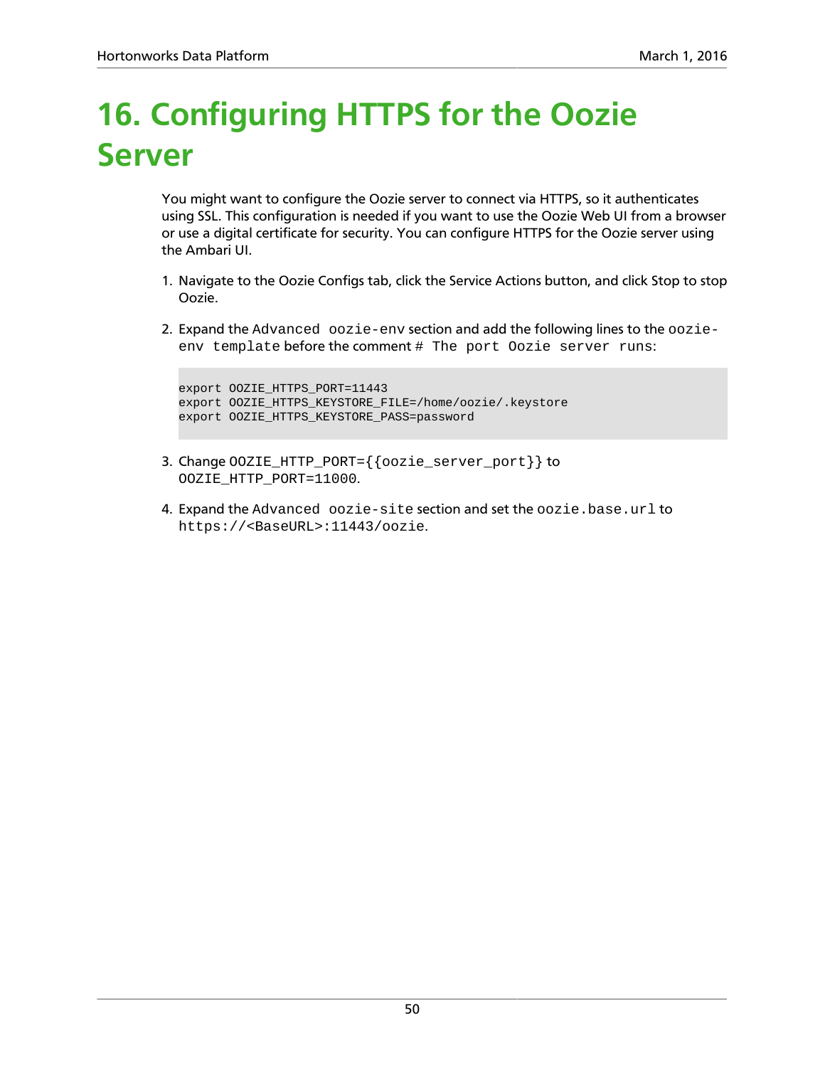# 16. Configuring HTTPS for the Oozie Server

You might want to configure the Oozie server to connect via HTTPS, so it authenticates using SSL. This configuration is needed if you want to use the Oozie Web UI from a browser or use a digital certificate for security. You can configure HTTPS for the Oozie server using the Ambari UI.

1. Navigate to the Oozie Configs tab, click the Service Actions button, and click Stop to stop Oozie.

2. Expand the `Advanced oozie-env` section and add the following lines to the `oozie-env template` before the comment `# The port Oozie server runs`:

```
export OOZIE_HTTPS_PORT=11443
export OOZIE_HTTPS_KEYSTORE_FILE=/home/oozie/.keystore
export OOZIE_HTTPS_KEYSTORE_PASS=password
```

3. Change `OOZIE_HTTP_PORT={{oozie_server_port}}` to `OOZIE_HTTP_PORT=11000`.

4. Expand the `Advanced oozie-site` section and set the `oozie.base.url` to `https://<BaseURL>:11443/oozie`.